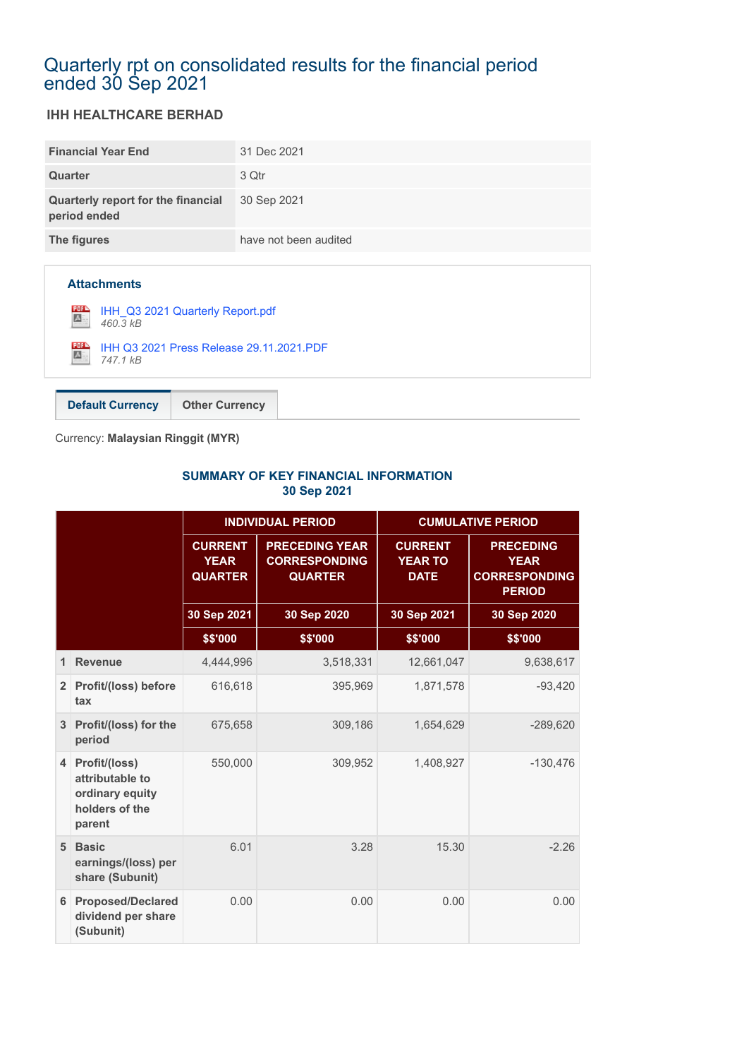# Quarterly rpt on consolidated results for the financial period ended 30 Sep 2021

## IHH HEALTHCARE BERHAD

| | |
|---|---|
| **Financial Year End** | 31 Dec 2021 |
| **Quarter** | 3 Qtr |
| **Quarterly report for the financial period ended** | 30 Sep 2021 |
| **The figures** | have not been audited |

### Attachments

IHH_Q3 2021 Quarterly Report.pdf
*460.3 kB*

IHH Q3 2021 Press Release 29.11.2021.PDF
*747.1 kB*

**Default Currency** | Other Currency

Currency: **Malaysian Ringgit (MYR)**

### SUMMARY OF KEY FINANCIAL INFORMATION
### 30 Sep 2021

| | | INDIVIDUAL PERIOD | | CUMULATIVE PERIOD | |
|---|---|---|---|---|---|
| | | CURRENT YEAR QUARTER | PRECEDING YEAR CORRESPONDING QUARTER | CURRENT YEAR TO DATE | PRECEDING YEAR CORRESPONDING PERIOD |
| | | 30 Sep 2021 | 30 Sep 2020 | 30 Sep 2021 | 30 Sep 2020 |
| | | $$'000 | $$'000 | $$'000 | $$'000 |
| 1 | Revenue | 4,444,996 | 3,518,331 | 12,661,047 | 9,638,617 |
| 2 | Profit/(loss) before tax | 616,618 | 395,969 | 1,871,578 | -93,420 |
| 3 | Profit/(loss) for the period | 675,658 | 309,186 | 1,654,629 | -289,620 |
| 4 | Profit/(loss) attributable to ordinary equity holders of the parent | 550,000 | 309,952 | 1,408,927 | -130,476 |
| 5 | Basic earnings/(loss) per share (Subunit) | 6.01 | 3.28 | 15.30 | -2.26 |
| 6 | Proposed/Declared dividend per share (Subunit) | 0.00 | 0.00 | 0.00 | 0.00 |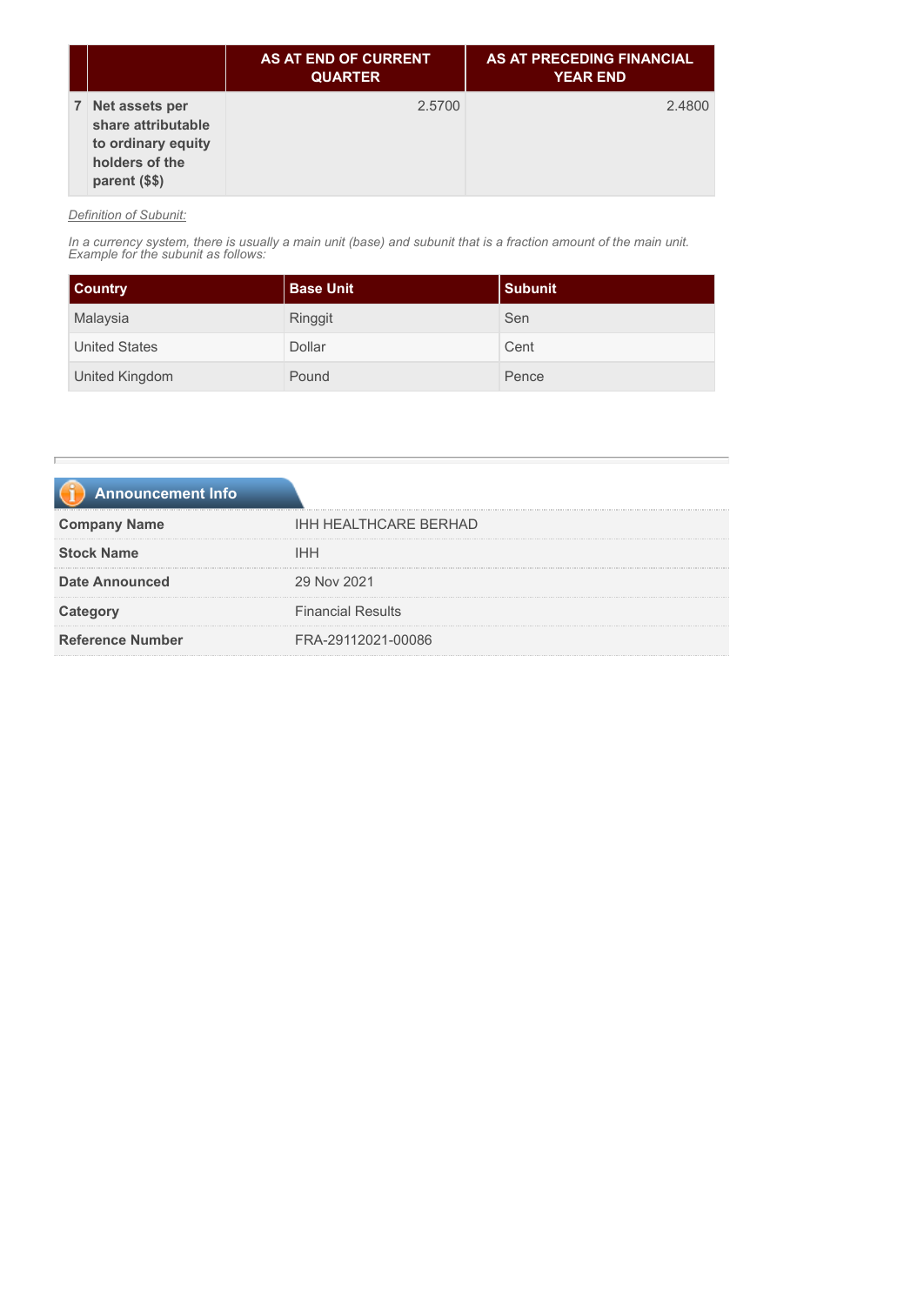| | | AS AT END OF CURRENT QUARTER | AS AT PRECEDING FINANCIAL YEAR END |
|---|---|---|---|
| 7 | **Net assets per share attributable to ordinary equity holders of the parent ($$)** | 2.5700 | 2.4800 |

*Definition of Subunit:*

*In a currency system, there is usually a main unit (base) and subunit that is a fraction amount of the main unit. Example for the subunit as follows:*

| Country | Base Unit | Subunit |
|---|---|---|
| Malaysia | Ringgit | Sen |
| United States | Dollar | Cent |
| United Kingdom | Pound | Pence |

## Announcement Info

| | |
|---|---|
| **Company Name** | IHH HEALTHCARE BERHAD |
| **Stock Name** | IHH |
| **Date Announced** | 29 Nov 2021 |
| **Category** | Financial Results |
| **Reference Number** | FRA-29112021-00086 |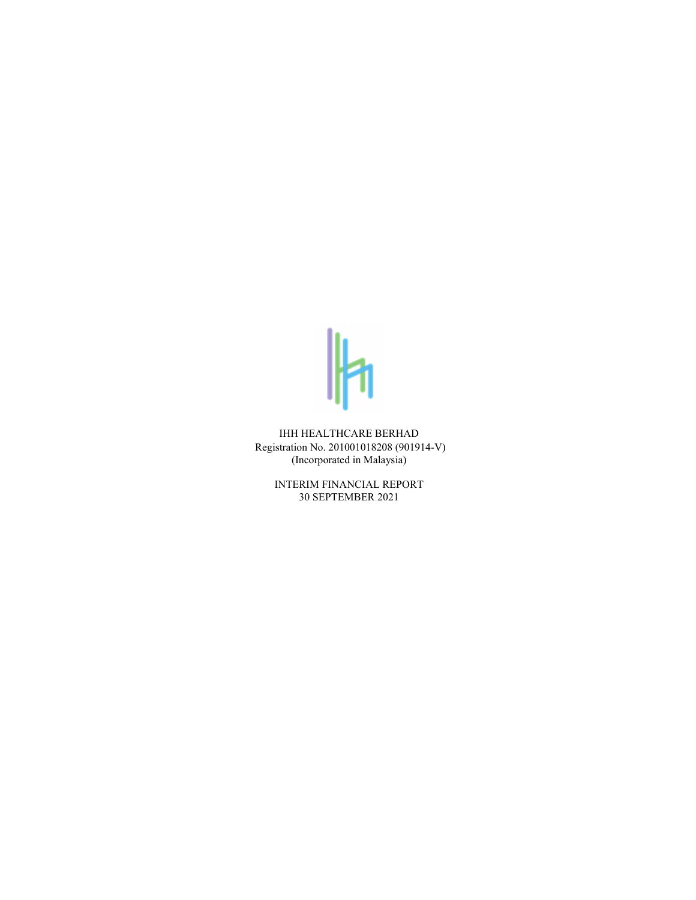IHH HEALTHCARE BERHAD

Registration No. 201001018208 (901914-V)

(Incorporated in Malaysia)

INTERIM FINANCIAL REPORT

30 SEPTEMBER 2021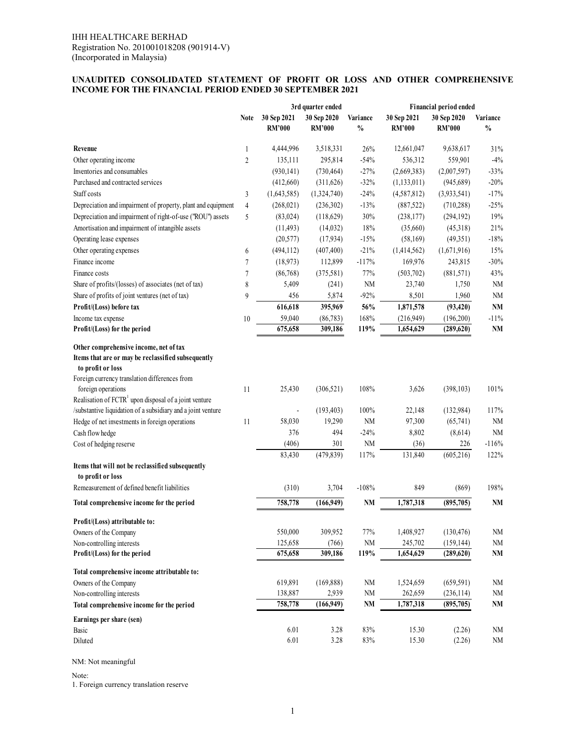IHH HEALTHCARE BERHAD
Registration No. 201001018208 (901914-V)
(Incorporated in Malaysia)

## UNAUDITED CONSOLIDATED STATEMENT OF PROFIT OR LOSS AND OTHER COMPREHENSIVE INCOME FOR THE FINANCIAL PERIOD ENDED 30 SEPTEMBER 2021

| | Note | 3rd quarter ended | | | Financial period ended | | |
|---|---|---|---|---|---|---|---|
| | | 30 Sep 2021 RM'000 | 30 Sep 2020 RM'000 | Variance % | 30 Sep 2021 RM'000 | 30 Sep 2020 RM'000 | Variance % |
| **Revenue** | 1 | 4,444,996 | 3,518,331 | 26% | 12,661,047 | 9,638,617 | 31% |
| Other operating income | 2 | 135,111 | 295,814 | -54% | 536,312 | 559,901 | -4% |
| Inventories and consumables | | (930,141) | (730,464) | -27% | (2,669,383) | (2,007,597) | -33% |
| Purchased and contracted services | | (412,660) | (311,626) | -32% | (1,133,011) | (945,689) | -20% |
| Staff costs | 3 | (1,643,585) | (1,324,740) | -24% | (4,587,812) | (3,933,541) | -17% |
| Depreciation and impairment of property, plant and equipment | 4 | (268,021) | (236,302) | -13% | (887,522) | (710,288) | -25% |
| Depreciation and impairment of right-of-use ("ROU") assets | 5 | (83,024) | (118,629) | 30% | (238,177) | (294,192) | 19% |
| Amortisation and impairment of intangible assets | | (11,493) | (14,032) | 18% | (35,660) | (45,318) | 21% |
| Operating lease expenses | | (20,577) | (17,934) | -15% | (58,169) | (49,351) | -18% |
| Other operating expenses | 6 | (494,112) | (407,400) | -21% | (1,414,562) | (1,671,916) | 15% |
| Finance income | 7 | (18,973) | 112,899 | -117% | 169,976 | 243,815 | -30% |
| Finance costs | 7 | (86,768) | (375,581) | 77% | (503,702) | (881,571) | 43% |
| Share of profits/(losses) of associates (net of tax) | 8 | 5,409 | (241) | NM | 23,740 | 1,750 | NM |
| Share of profits of joint ventures (net of tax) | 9 | 456 | 5,874 | -92% | 8,501 | 1,960 | NM |
| **Profit/(Loss) before tax** | | **616,618** | **395,969** | **56%** | **1,871,578** | **(93,420)** | **NM** |
| Income tax expense | 10 | 59,040 | (86,783) | 168% | (216,949) | (196,200) | -11% |
| **Profit/(Loss) for the period** | | **675,658** | **309,186** | **119%** | **1,654,629** | **(289,620)** | **NM** |
| **Other comprehensive income, net of tax** | | | | | | | |
| **Items that are or may be reclassified subsequently to profit or loss** | | | | | | | |
| Foreign currency translation differences from foreign operations | 11 | 25,430 | (306,521) | 108% | 3,626 | (398,103) | 101% |
| Realisation of FCTR[1] upon disposal of a joint venture /substantive liquidation of a subsidiary and a joint venture | | - | (193,403) | 100% | 22,148 | (132,984) | 117% |
| Hedge of net investments in foreign operations | 11 | 58,030 | 19,290 | NM | 97,300 | (65,741) | NM |
| Cash flow hedge | | 376 | 494 | -24% | 8,802 | (8,614) | NM |
| Cost of hedging reserve | | (406) | 301 | NM | (36) | 226 | -116% |
| | | 83,430 | (479,839) | 117% | 131,840 | (605,216) | 122% |
| **Items that will not be reclassified subsequently to profit or loss** | | | | | | | |
| Remeasurement of defined benefit liabilities | | (310) | 3,704 | -108% | 849 | (869) | 198% |
| **Total comprehensive income for the period** | | **758,778** | **(166,949)** | **NM** | **1,787,318** | **(895,705)** | **NM** |
| **Profit/(Loss) attributable to:** | | | | | | | |
| Owners of the Company | | 550,000 | 309,952 | 77% | 1,408,927 | (130,476) | NM |
| Non-controlling interests | | 125,658 | (766) | NM | 245,702 | (159,144) | NM |
| **Profit/(Loss) for the period** | | **675,658** | **309,186** | **119%** | **1,654,629** | **(289,620)** | **NM** |
| **Total comprehensive income attributable to:** | | | | | | | |
| Owners of the Company | | 619,891 | (169,888) | NM | 1,524,659 | (659,591) | NM |
| Non-controlling interests | | 138,887 | 2,939 | NM | 262,659 | (236,114) | NM |
| **Total comprehensive income for the period** | | **758,778** | **(166,949)** | **NM** | **1,787,318** | **(895,705)** | **NM** |
| **Earnings per share (sen)** | | | | | | | |
| Basic | | 6.01 | 3.28 | 83% | 15.30 | (2.26) | NM |
| Diluted | | 6.01 | 3.28 | 83% | 15.30 | (2.26) | NM |

NM: Not meaningful

Note:
1. Foreign currency translation reserve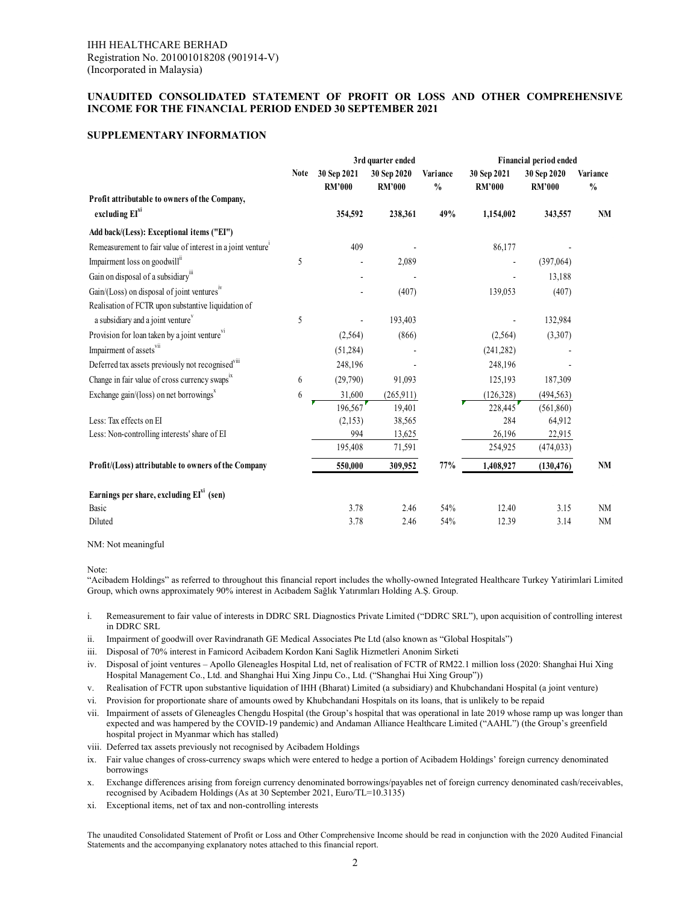IHH HEALTHCARE BERHAD
Registration No. 201001018208 (901914-V)
(Incorporated in Malaysia)

## UNAUDITED CONSOLIDATED STATEMENT OF PROFIT OR LOSS AND OTHER COMPREHENSIVE INCOME FOR THE FINANCIAL PERIOD ENDED 30 SEPTEMBER 2021

### SUPPLEMENTARY INFORMATION

| | Note | 3rd quarter ended | | | Financial period ended | | |
|---|---|---|---|---|---|---|---|
| | | 30 Sep 2021 RM'000 | 30 Sep 2020 RM'000 | Variance % | 30 Sep 2021 RM'000 | 30 Sep 2020 RM'000 | Variance % |
| **Profit attributable to owners of the Company, excluding EI[xi]** | | **354,592** | **238,361** | **49%** | **1,154,002** | **343,557** | **NM** |
| **Add back/(Less): Exceptional items ("EI")** | | | | | | | |
| Remeasurement to fair value of interest in a joint venture[i] | | 409 | - | | 86,177 | - | |
| Impairment loss on goodwill[ii] | 5 | - | 2,089 | | - | (397,064) | |
| Gain on disposal of a subsidiary[iii] | | - | - | | - | 13,188 | |
| Gain/(Loss) on disposal of joint ventures[iv] | | - | (407) | | 139,053 | (407) | |
| Realisation of FCTR upon substantive liquidation of a subsidiary and a joint venture[v] | 5 | - | 193,403 | | - | 132,984 | |
| Provision for loan taken by a joint venture[vi] | | (2,564) | (866) | | (2,564) | (3,307) | |
| Impairment of assets[vii] | | (51,284) | - | | (241,282) | - | |
| Deferred tax assets previously not recognised[viii] | | 248,196 | - | | 248,196 | - | |
| Change in fair value of cross currency swaps[ix] | 6 | (29,790) | 91,093 | | 125,193 | 187,309 | |
| Exchange gain/(loss) on net borrowings[x] | 6 | 31,600 | (265,911) | | (126,328) | (494,563) | |
| | | 196,567 | 19,401 | | 228,445 | (561,860) | |
| Less: Tax effects on EI | | (2,153) | 38,565 | | 284 | 64,912 | |
| Less: Non-controlling interests' share of EI | | 994 | 13,625 | | 26,196 | 22,915 | |
| | | 195,408 | 71,591 | | 254,925 | (474,033) | |
| **Profit/(Loss) attributable to owners of the Company** | | **550,000** | **309,952** | **77%** | **1,408,927** | **(130,476)** | **NM** |
| **Earnings per share, excluding EI[xi] (sen)** | | | | | | | |
| Basic | | 3.78 | 2.46 | 54% | 12.40 | 3.15 | NM |
| Diluted | | 3.78 | 2.46 | 54% | 12.39 | 3.14 | NM |

NM: Not meaningful

Note:
"Acibadem Holdings" as referred to throughout this financial report includes the wholly-owned Integrated Healthcare Turkey Yatirimlari Limited Group, which owns approximately 90% interest in Acıbadem Sağlık Yatırımları Holding A.Ş. Group.

i. Remeasurement to fair value of interests in DDRC SRL Diagnostics Private Limited ("DDRC SRL"), upon acquisition of controlling interest in DDRC SRL
ii. Impairment of goodwill over Ravindranath GE Medical Associates Pte Ltd (also known as "Global Hospitals")
iii. Disposal of 70% interest in Famicord Acibadem Kordon Kani Saglik Hizmetleri Anonim Sirketi
iv. Disposal of joint ventures – Apollo Gleneagles Hospital Ltd, net of realisation of FCTR of RM22.1 million loss (2020: Shanghai Hui Xing Hospital Management Co., Ltd. and Shanghai Hui Xing Jinpu Co., Ltd. ("Shanghai Hui Xing Group"))
v. Realisation of FCTR upon substantive liquidation of IHH (Bharat) Limited (a subsidiary) and Khubchandani Hospital (a joint venture)
vi. Provision for proportionate share of amounts owed by Khubchandani Hospitals on its loans, that is unlikely to be repaid
vii. Impairment of assets of Gleneagles Chengdu Hospital (the Group's hospital that was operational in late 2019 whose ramp up was longer than expected and was hampered by the COVID-19 pandemic) and Andaman Alliance Healthcare Limited ("AAHL") (the Group's greenfield hospital project in Myanmar which has stalled)
viii. Deferred tax assets previously not recognised by Acibadem Holdings
ix. Fair value changes of cross-currency swaps which were entered to hedge a portion of Acibadem Holdings' foreign currency denominated borrowings
x. Exchange differences arising from foreign currency denominated borrowings/payables net of foreign currency denominated cash/receivables, recognised by Acibadem Holdings (As at 30 September 2021, Euro/TL=10.3135)
xi. Exceptional items, net of tax and non-controlling interests

The unaudited Consolidated Statement of Profit or Loss and Other Comprehensive Income should be read in conjunction with the 2020 Audited Financial Statements and the accompanying explanatory notes attached to this financial report.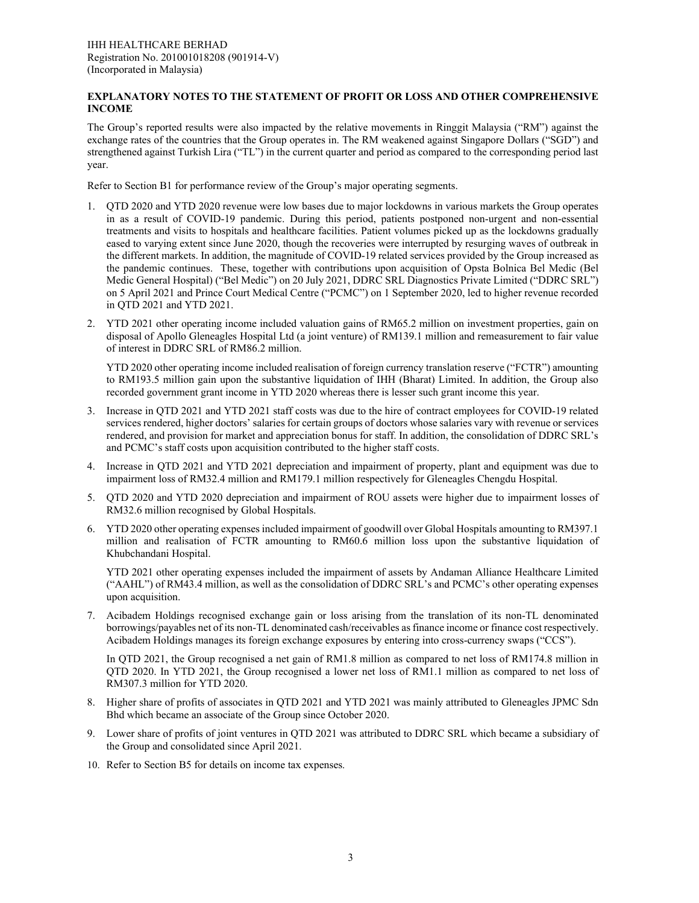IHH HEALTHCARE BERHAD
Registration No. 201001018208 (901914-V)
(Incorporated in Malaysia)

**EXPLANATORY NOTES TO THE STATEMENT OF PROFIT OR LOSS AND OTHER COMPREHENSIVE INCOME**

The Group's reported results were also impacted by the relative movements in Ringgit Malaysia ("RM") against the exchange rates of the countries that the Group operates in. The RM weakened against Singapore Dollars ("SGD") and strengthened against Turkish Lira ("TL") in the current quarter and period as compared to the corresponding period last year.

Refer to Section B1 for performance review of the Group's major operating segments.

1. QTD 2020 and YTD 2020 revenue were low bases due to major lockdowns in various markets the Group operates in as a result of COVID-19 pandemic. During this period, patients postponed non-urgent and non-essential treatments and visits to hospitals and healthcare facilities. Patient volumes picked up as the lockdowns gradually eased to varying extent since June 2020, though the recoveries were interrupted by resurging waves of outbreak in the different markets. In addition, the magnitude of COVID-19 related services provided by the Group increased as the pandemic continues. These, together with contributions upon acquisition of Opsta Bolnica Bel Medic (Bel Medic General Hospital) ("Bel Medic") on 20 July 2021, DDRC SRL Diagnostics Private Limited ("DDRC SRL") on 5 April 2021 and Prince Court Medical Centre ("PCMC") on 1 September 2020, led to higher revenue recorded in QTD 2021 and YTD 2021.

2. YTD 2021 other operating income included valuation gains of RM65.2 million on investment properties, gain on disposal of Apollo Gleneagles Hospital Ltd (a joint venture) of RM139.1 million and remeasurement to fair value of interest in DDRC SRL of RM86.2 million.

   YTD 2020 other operating income included realisation of foreign currency translation reserve ("FCTR") amounting to RM193.5 million gain upon the substantive liquidation of IHH (Bharat) Limited. In addition, the Group also recorded government grant income in YTD 2020 whereas there is lesser such grant income this year.

3. Increase in QTD 2021 and YTD 2021 staff costs was due to the hire of contract employees for COVID-19 related services rendered, higher doctors' salaries for certain groups of doctors whose salaries vary with revenue or services rendered, and provision for market and appreciation bonus for staff. In addition, the consolidation of DDRC SRL's and PCMC's staff costs upon acquisition contributed to the higher staff costs.

4. Increase in QTD 2021 and YTD 2021 depreciation and impairment of property, plant and equipment was due to impairment loss of RM32.4 million and RM179.1 million respectively for Gleneagles Chengdu Hospital.

5. QTD 2020 and YTD 2020 depreciation and impairment of ROU assets were higher due to impairment losses of RM32.6 million recognised by Global Hospitals.

6. YTD 2020 other operating expenses included impairment of goodwill over Global Hospitals amounting to RM397.1 million and realisation of FCTR amounting to RM60.6 million loss upon the substantive liquidation of Khubchandani Hospital.

   YTD 2021 other operating expenses included the impairment of assets by Andaman Alliance Healthcare Limited ("AAHL") of RM43.4 million, as well as the consolidation of DDRC SRL's and PCMC's other operating expenses upon acquisition.

7. Acibadem Holdings recognised exchange gain or loss arising from the translation of its non-TL denominated borrowings/payables net of its non-TL denominated cash/receivables as finance income or finance cost respectively. Acibadem Holdings manages its foreign exchange exposures by entering into cross-currency swaps ("CCS").

   In QTD 2021, the Group recognised a net gain of RM1.8 million as compared to net loss of RM174.8 million in QTD 2020. In YTD 2021, the Group recognised a lower net loss of RM1.1 million as compared to net loss of RM307.3 million for YTD 2020.

8. Higher share of profits of associates in QTD 2021 and YTD 2021 was mainly attributed to Gleneagles JPMC Sdn Bhd which became an associate of the Group since October 2020.

9. Lower share of profits of joint ventures in QTD 2021 was attributed to DDRC SRL which became a subsidiary of the Group and consolidated since April 2021.

10. Refer to Section B5 for details on income tax expenses.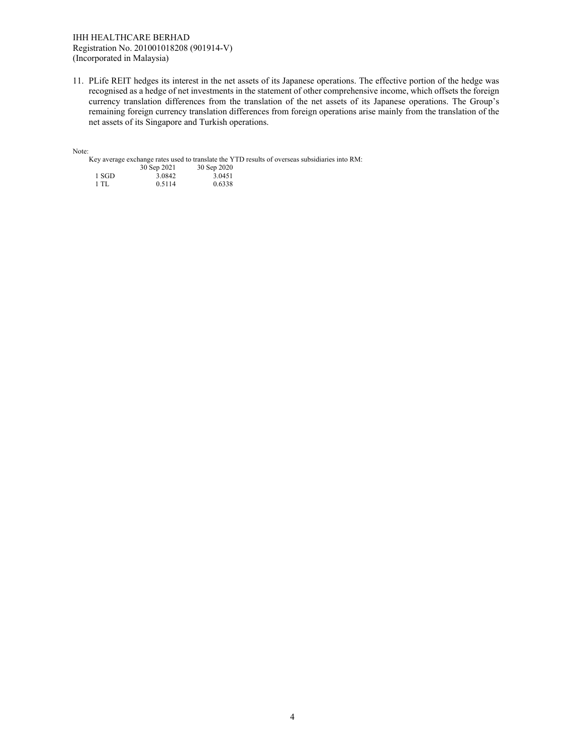IHH HEALTHCARE BERHAD
Registration No. 201001018208 (901914-V)
(Incorporated in Malaysia)

11. PLife REIT hedges its interest in the net assets of its Japanese operations. The effective portion of the hedge was recognised as a hedge of net investments in the statement of other comprehensive income, which offsets the foreign currency translation differences from the translation of the net assets of its Japanese operations. The Group's remaining foreign currency translation differences from foreign operations arise mainly from the translation of the net assets of its Singapore and Turkish operations.

Note:

Key average exchange rates used to translate the YTD results of overseas subsidiaries into RM:

| | 30 Sep 2021 | 30 Sep 2020 |
|---|---|---|
| 1 SGD | 3.0842 | 3.0451 |
| 1 TL | 0.5114 | 0.6338 |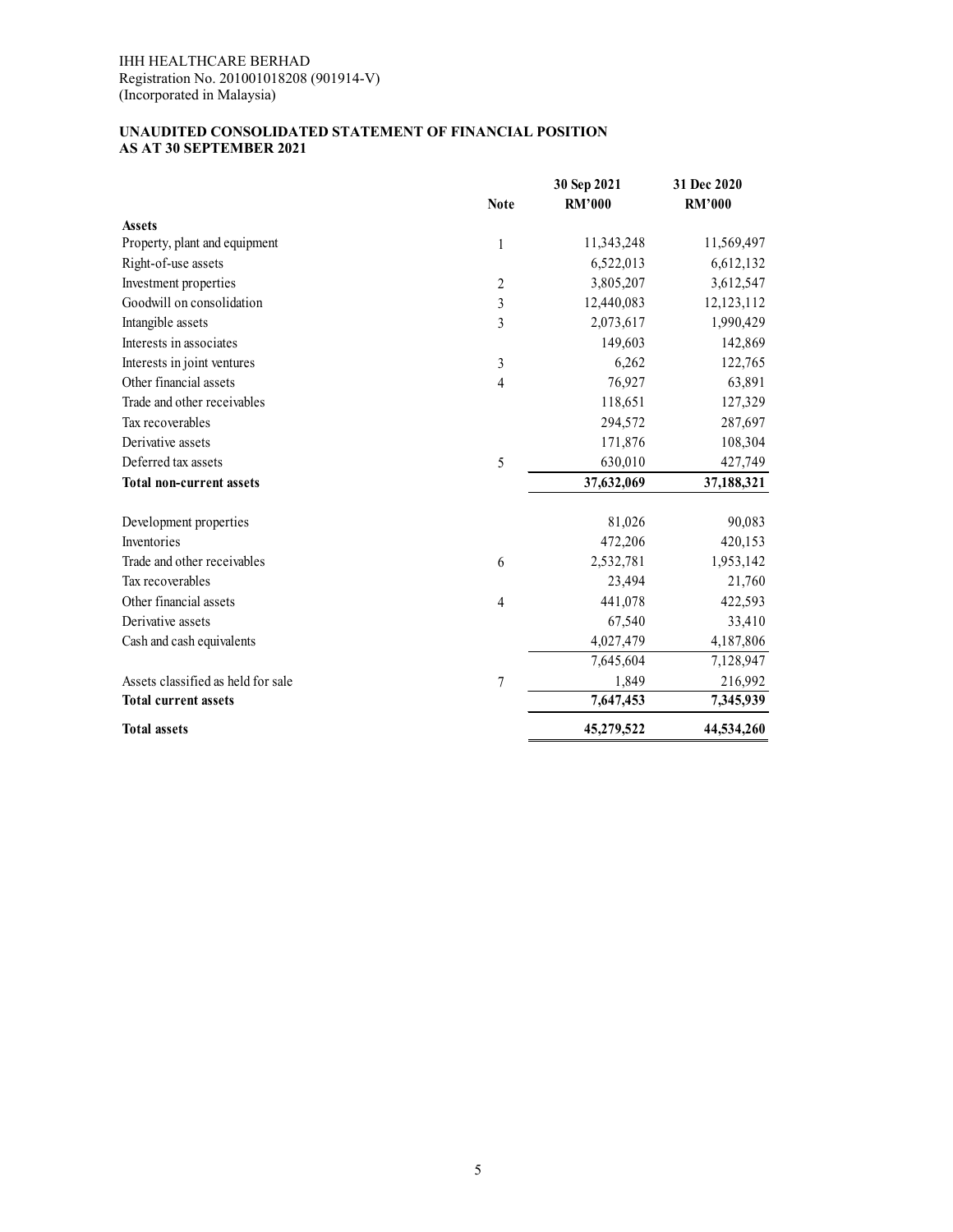IHH HEALTHCARE BERHAD
Registration No. 201001018208 (901914-V)
(Incorporated in Malaysia)

## UNAUDITED CONSOLIDATED STATEMENT OF FINANCIAL POSITION AS AT 30 SEPTEMBER 2021

| | Note | 30 Sep 2021 RM'000 | 31 Dec 2020 RM'000 |
|---|---|---|---|
| **Assets** | | | |
| Property, plant and equipment | 1 | 11,343,248 | 11,569,497 |
| Right-of-use assets | | 6,522,013 | 6,612,132 |
| Investment properties | 2 | 3,805,207 | 3,612,547 |
| Goodwill on consolidation | 3 | 12,440,083 | 12,123,112 |
| Intangible assets | 3 | 2,073,617 | 1,990,429 |
| Interests in associates | | 149,603 | 142,869 |
| Interests in joint ventures | 3 | 6,262 | 122,765 |
| Other financial assets | 4 | 76,927 | 63,891 |
| Trade and other receivables | | 118,651 | 127,329 |
| Tax recoverables | | 294,572 | 287,697 |
| Derivative assets | | 171,876 | 108,304 |
| Deferred tax assets | 5 | 630,010 | 427,749 |
| **Total non-current assets** | | **37,632,069** | **37,188,321** |
| | | | |
| Development properties | | 81,026 | 90,083 |
| Inventories | | 472,206 | 420,153 |
| Trade and other receivables | 6 | 2,532,781 | 1,953,142 |
| Tax recoverables | | 23,494 | 21,760 |
| Other financial assets | 4 | 441,078 | 422,593 |
| Derivative assets | | 67,540 | 33,410 |
| Cash and cash equivalents | | 4,027,479 | 4,187,806 |
| | | 7,645,604 | 7,128,947 |
| Assets classified as held for sale | 7 | 1,849 | 216,992 |
| **Total current assets** | | **7,647,453** | **7,345,939** |
| **Total assets** | | **45,279,522** | **44,534,260** |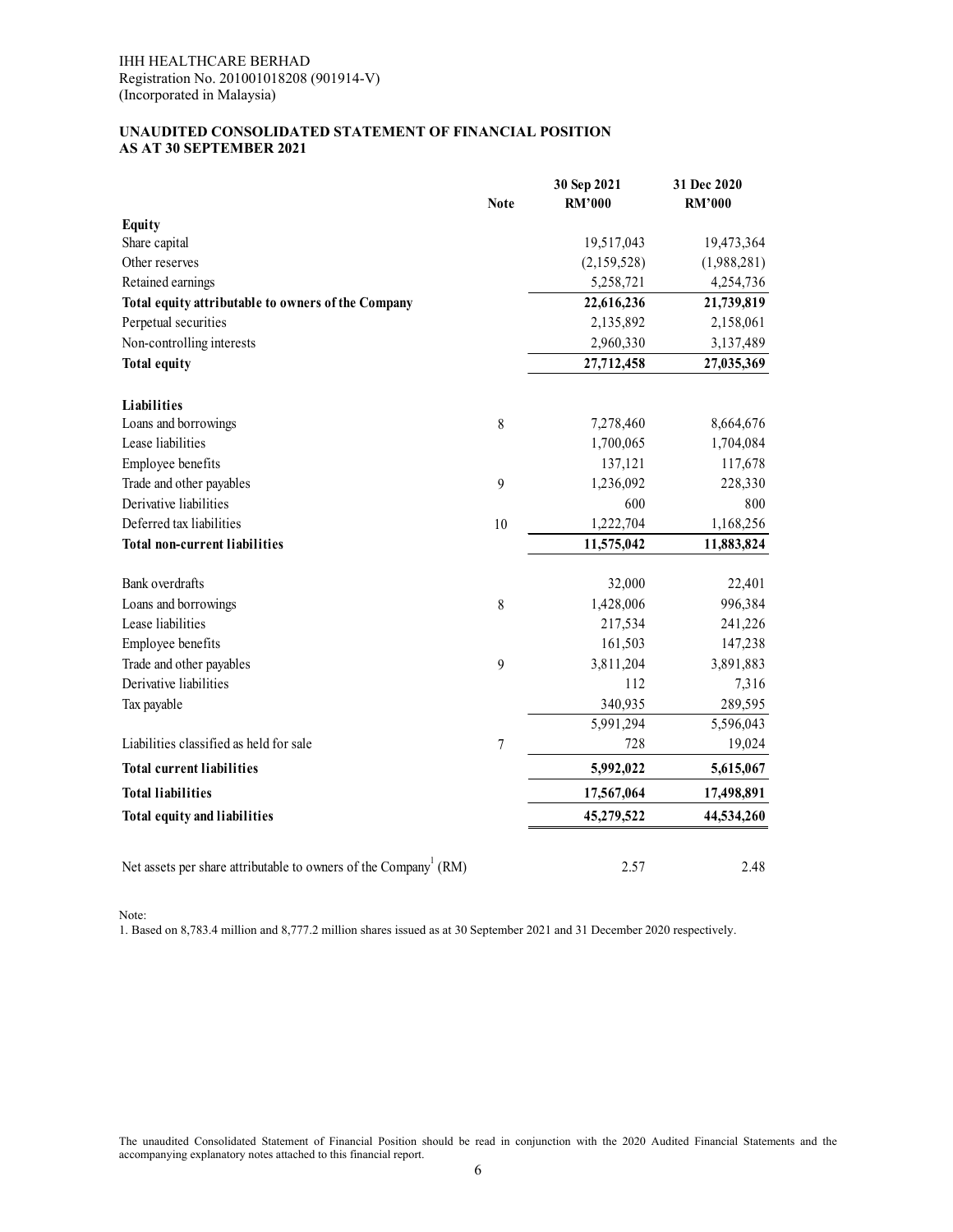IHH HEALTHCARE BERHAD
Registration No. 201001018208 (901914-V)
(Incorporated in Malaysia)

## UNAUDITED CONSOLIDATED STATEMENT OF FINANCIAL POSITION AS AT 30 SEPTEMBER 2021

| | Note | 30 Sep 2021 RM'000 | 31 Dec 2020 RM'000 |
|---|---|---|---|
| **Equity** | | | |
| Share capital | | 19,517,043 | 19,473,364 |
| Other reserves | | (2,159,528) | (1,988,281) |
| Retained earnings | | 5,258,721 | 4,254,736 |
| **Total equity attributable to owners of the Company** | | **22,616,236** | **21,739,819** |
| Perpetual securities | | 2,135,892 | 2,158,061 |
| Non-controlling interests | | 2,960,330 | 3,137,489 |
| **Total equity** | | **27,712,458** | **27,035,369** |
| | | | |
| **Liabilities** | | | |
| Loans and borrowings | 8 | 7,278,460 | 8,664,676 |
| Lease liabilities | | 1,700,065 | 1,704,084 |
| Employee benefits | | 137,121 | 117,678 |
| Trade and other payables | 9 | 1,236,092 | 228,330 |
| Derivative liabilities | | 600 | 800 |
| Deferred tax liabilities | 10 | 1,222,704 | 1,168,256 |
| **Total non-current liabilities** | | **11,575,042** | **11,883,824** |
| | | | |
| Bank overdrafts | | 32,000 | 22,401 |
| Loans and borrowings | 8 | 1,428,006 | 996,384 |
| Lease liabilities | | 217,534 | 241,226 |
| Employee benefits | | 161,503 | 147,238 |
| Trade and other payables | 9 | 3,811,204 | 3,891,883 |
| Derivative liabilities | | 112 | 7,316 |
| Tax payable | | 340,935 | 289,595 |
| | | 5,991,294 | 5,596,043 |
| Liabilities classified as held for sale | 7 | 728 | 19,024 |
| **Total current liabilities** | | **5,992,022** | **5,615,067** |
| **Total liabilities** | | **17,567,064** | **17,498,891** |
| **Total equity and liabilities** | | **45,279,522** | **44,534,260** |
| | | | |
| Net assets per share attributable to owners of the Company[1] (RM) | | 2.57 | 2.48 |

Note:
1. Based on 8,783.4 million and 8,777.2 million shares issued as at 30 September 2021 and 31 December 2020 respectively.

The unaudited Consolidated Statement of Financial Position should be read in conjunction with the 2020 Audited Financial Statements and the accompanying explanatory notes attached to this financial report.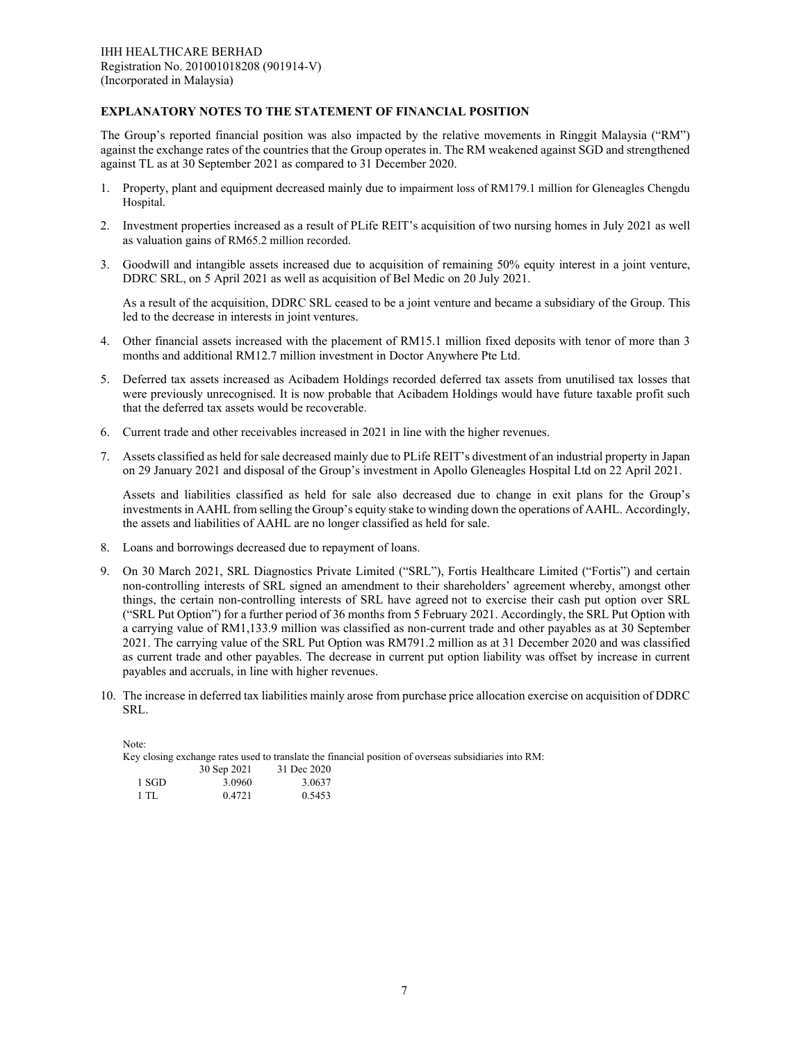IHH HEALTHCARE BERHAD
Registration No. 201001018208 (901914-V)
(Incorporated in Malaysia)

## EXPLANATORY NOTES TO THE STATEMENT OF FINANCIAL POSITION

The Group's reported financial position was also impacted by the relative movements in Ringgit Malaysia ("RM") against the exchange rates of the countries that the Group operates in. The RM weakened against SGD and strengthened against TL as at 30 September 2021 as compared to 31 December 2020.

1. Property, plant and equipment decreased mainly due to impairment loss of RM179.1 million for Gleneagles Chengdu Hospital.

2. Investment properties increased as a result of PLife REIT's acquisition of two nursing homes in July 2021 as well as valuation gains of RM65.2 million recorded.

3. Goodwill and intangible assets increased due to acquisition of remaining 50% equity interest in a joint venture, DDRC SRL, on 5 April 2021 as well as acquisition of Bel Medic on 20 July 2021.

   As a result of the acquisition, DDRC SRL ceased to be a joint venture and became a subsidiary of the Group. This led to the decrease in interests in joint ventures.

4. Other financial assets increased with the placement of RM15.1 million fixed deposits with tenor of more than 3 months and additional RM12.7 million investment in Doctor Anywhere Pte Ltd.

5. Deferred tax assets increased as Acibadem Holdings recorded deferred tax assets from unutilised tax losses that were previously unrecognised. It is now probable that Acibadem Holdings would have future taxable profit such that the deferred tax assets would be recoverable.

6. Current trade and other receivables increased in 2021 in line with the higher revenues.

7. Assets classified as held for sale decreased mainly due to PLife REIT's divestment of an industrial property in Japan on 29 January 2021 and disposal of the Group's investment in Apollo Gleneagles Hospital Ltd on 22 April 2021.

   Assets and liabilities classified as held for sale also decreased due to change in exit plans for the Group's investments in AAHL from selling the Group's equity stake to winding down the operations of AAHL. Accordingly, the assets and liabilities of AAHL are no longer classified as held for sale.

8. Loans and borrowings decreased due to repayment of loans.

9. On 30 March 2021, SRL Diagnostics Private Limited ("SRL"), Fortis Healthcare Limited ("Fortis") and certain non-controlling interests of SRL signed an amendment to their shareholders' agreement whereby, amongst other things, the certain non-controlling interests of SRL have agreed not to exercise their cash put option over SRL ("SRL Put Option") for a further period of 36 months from 5 February 2021. Accordingly, the SRL Put Option with a carrying value of RM1,133.9 million was classified as non-current trade and other payables as at 30 September 2021. The carrying value of the SRL Put Option was RM791.2 million as at 31 December 2020 and was classified as current trade and other payables. The decrease in current put option liability was offset by increase in current payables and accruals, in line with higher revenues.

10. The increase in deferred tax liabilities mainly arose from purchase price allocation exercise on acquisition of DDRC SRL.

Note:
Key closing exchange rates used to translate the financial position of overseas subsidiaries into RM:

| | 30 Sep 2021 | 31 Dec 2020 |
|---|---|---|
| 1 SGD | 3.0960 | 3.0637 |
| 1 TL | 0.4721 | 0.5453 |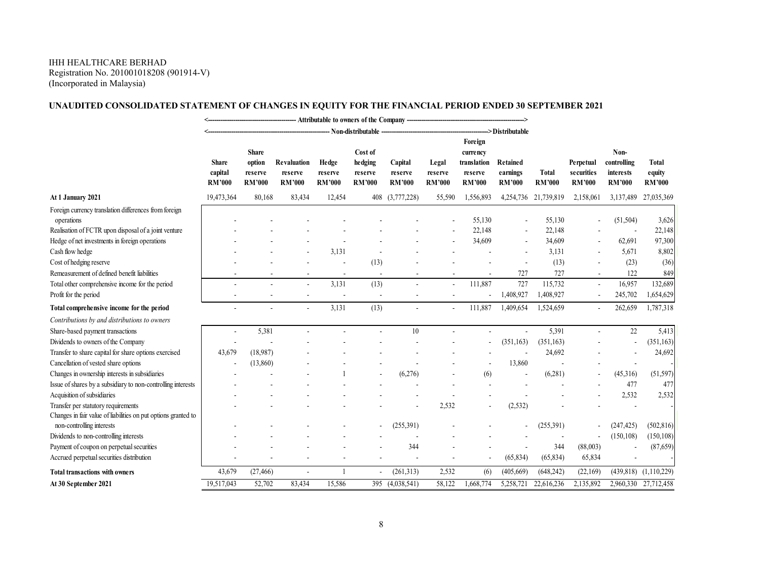IHH HEALTHCARE BERHAD
Registration No. 201001018208 (901914-V)
(Incorporated in Malaysia)

## UNAUDITED CONSOLIDATED STATEMENT OF CHANGES IN EQUITY FOR THE FINANCIAL PERIOD ENDED 30 SEPTEMBER 2021

| | <----- Attributable to owners of the Company -----> | | | | | | | | | | | | |
|---|---|---|---|---|---|---|---|---|---|---|---|---|---|
| | <----- Non-distributable -----> | | | | | | | | Distributable | | | | |
| | Share capital RM'000 | Share option reserve RM'000 | Revaluation reserve RM'000 | Hedge reserve RM'000 | Cost of hedging reserve RM'000 | Capital reserve RM'000 | Legal reserve RM'000 | Foreign currency translation reserve RM'000 | Retained earnings RM'000 | Total RM'000 | Perpetual securities RM'000 | Non-controlling interests RM'000 | Total equity RM'000 |
| **At 1 January 2021** | 19,473,364 | 80,168 | 83,434 | 12,454 | 408 | (3,777,228) | 55,590 | 1,556,893 | 4,254,736 | 21,739,819 | 2,158,061 | 3,137,489 | 27,035,369 |
| Foreign currency translation differences from foreign operations | - | - | - | - | - | - | - | 55,130 | - | 55,130 | - | (51,504) | 3,626 |
| Realisation of FCTR upon disposal of a joint venture | - | - | - | - | - | - | - | 22,148 | - | 22,148 | - | - | 22,148 |
| Hedge of net investments in foreign operations | - | - | - | - | - | - | - | 34,609 | - | 34,609 | - | 62,691 | 97,300 |
| Cash flow hedge | - | - | - | 3,131 | - | - | - | - | - | 3,131 | - | 5,671 | 8,802 |
| Cost of hedging reserve | - | - | - | - | (13) | - | - | - | - | (13) | - | (23) | (36) |
| Remeasurement of defined benefit liabilities | - | - | - | - | - | - | - | - | 727 | 727 | - | 122 | 849 |
| Total other comprehensive income for the period | - | - | - | 3,131 | (13) | - | - | 111,887 | 727 | 115,732 | - | 16,957 | 132,689 |
| Profit for the period | - | - | - | - | - | - | - | - | 1,408,927 | 1,408,927 | - | 245,702 | 1,654,629 |
| **Total comprehensive income for the period** | - | - | - | 3,131 | (13) | - | - | 111,887 | 1,409,654 | 1,524,659 | - | 262,659 | 1,787,318 |
| *Contributions by and distributions to owners* | | | | | | | | | | | | | |
| Share-based payment transactions | - | 5,381 | - | - | - | 10 | - | - | - | 5,391 | - | 22 | 5,413 |
| Dividends to owners of the Company | - | - | - | - | - | - | - | - | (351,163) | (351,163) | - | - | (351,163) |
| Transfer to share capital for share options exercised | 43,679 | (18,987) | - | - | - | - | - | - | - | 24,692 | - | - | 24,692 |
| Cancellation of vested share options | - | (13,860) | - | - | - | - | - | - | 13,860 | - | - | - | - |
| Changes in ownership interests in subsidiaries | - | - | - | 1 | - | (6,276) | - | (6) | - | (6,281) | - | (45,316) | (51,597) |
| Issue of shares by a subsidiary to non-controlling interests | - | - | - | - | - | - | - | - | - | - | - | 477 | 477 |
| Acquisition of subsidiaries | - | - | - | - | - | - | - | - | - | - | - | 2,532 | 2,532 |
| Transfer per statutory requirements | - | - | - | - | - | - | 2,532 | - | (2,532) | - | - | - | - |
| Changes in fair value of liabilities on put options granted to non-controlling interests | - | - | - | - | - | (255,391) | - | - | - | (255,391) | - | (247,425) | (502,816) |
| Dividends to non-controlling interests | - | - | - | - | - | - | - | - | - | - | - | (150,108) | (150,108) |
| Payment of coupon on perpetual securities | - | - | - | - | - | 344 | - | - | - | 344 | (88,003) | - | (87,659) |
| Accrued perpetual securities distribution | - | - | - | - | - | - | - | - | (65,834) | (65,834) | 65,834 | - | - |
| **Total transactions with owners** | 43,679 | (27,466) | - | 1 | - | (261,313) | 2,532 | (6) | (405,669) | (648,242) | (22,169) | (439,818) | (1,110,229) |
| **At 30 September 2021** | 19,517,043 | 52,702 | 83,434 | 15,586 | 395 | (4,038,541) | 58,122 | 1,668,774 | 5,258,721 | 22,616,236 | 2,135,892 | 2,960,330 | 27,712,458 |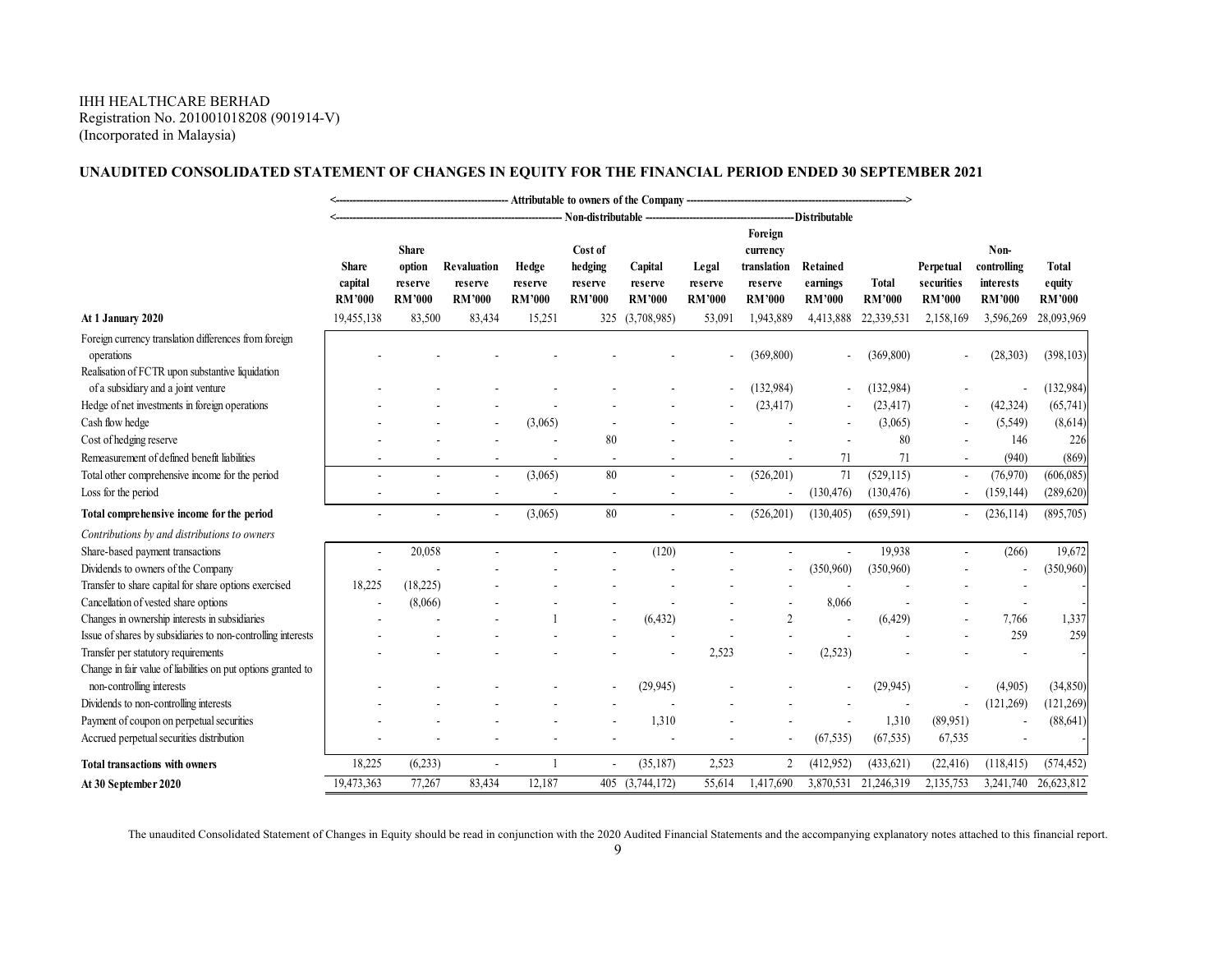IHH HEALTHCARE BERHAD
Registration No. 201001018208 (901914-V)
(Incorporated in Malaysia)

## UNAUDITED CONSOLIDATED STATEMENT OF CHANGES IN EQUITY FOR THE FINANCIAL PERIOD ENDED 30 SEPTEMBER 2021

| | <---- Attributable to owners of the Company ----> | | | | | | | | | | | | |
|---|---|---|---|---|---|---|---|---|---|---|---|---|---|
| | <---- Non-distributable ---- | | | | | | | | Distributable | | | | |
| | Share capital RM'000 | Share option reserve RM'000 | Revaluation reserve RM'000 | Hedge reserve RM'000 | Cost of hedging reserve RM'000 | Capital reserve RM'000 | Legal reserve RM'000 | Foreign currency translation reserve RM'000 | Retained earnings RM'000 | Total RM'000 | Perpetual securities RM'000 | Non-controlling interests RM'000 | Total equity RM'000 |
| **At 1 January 2020** | 19,455,138 | 83,500 | 83,434 | 15,251 | 325 | (3,708,985) | 53,091 | 1,943,889 | 4,413,888 | 22,339,531 | 2,158,169 | 3,596,269 | 28,093,969 |
| Foreign currency translation differences from foreign operations | - | - | - | - | - | - | - | (369,800) | - | (369,800) | - | (28,303) | (398,103) |
| Realisation of FCTR upon substantive liquidation of a subsidiary and a joint venture | - | - | - | - | - | - | - | (132,984) | - | (132,984) | - | - | (132,984) |
| Hedge of net investments in foreign operations | - | - | - | - | - | - | - | (23,417) | - | (23,417) | - | (42,324) | (65,741) |
| Cash flow hedge | - | - | - | (3,065) | - | - | - | - | - | (3,065) | - | (5,549) | (8,614) |
| Cost of hedging reserve | - | - | - | - | 80 | - | - | - | - | 80 | - | 146 | 226 |
| Remeasurement of defined benefit liabilities | - | - | - | - | - | - | - | - | 71 | 71 | - | (940) | (869) |
| Total other comprehensive income for the period | - | - | - | (3,065) | 80 | - | - | (526,201) | 71 | (529,115) | - | (76,970) | (606,085) |
| Loss for the period | - | - | - | - | - | - | - | - | (130,476) | (130,476) | - | (159,144) | (289,620) |
| **Total comprehensive income for the period** | - | - | - | (3,065) | 80 | - | - | (526,201) | (130,405) | (659,591) | - | (236,114) | (895,705) |
| *Contributions by and distributions to owners* | | | | | | | | | | | | | |
| Share-based payment transactions | - | 20,058 | - | - | - | (120) | - | - | - | 19,938 | - | (266) | 19,672 |
| Dividends to owners of the Company | - | - | - | - | - | - | - | - | (350,960) | (350,960) | - | - | (350,960) |
| Transfer to share capital for share options exercised | 18,225 | (18,225) | - | - | - | - | - | - | - | - | - | - | - |
| Cancellation of vested share options | - | (8,066) | - | - | - | - | - | - | 8,066 | - | - | - | - |
| Changes in ownership interests in subsidiaries | - | - | - | 1 | - | (6,432) | - | 2 | - | (6,429) | - | 7,766 | 1,337 |
| Issue of shares by subsidiaries to non-controlling interests | - | - | - | - | - | - | - | - | - | - | - | 259 | 259 |
| Transfer per statutory requirements | - | - | - | - | - | - | 2,523 | - | (2,523) | - | - | - | - |
| Change in fair value of liabilities on put options granted to non-controlling interests | - | - | - | - | - | (29,945) | - | - | - | (29,945) | - | (4,905) | (34,850) |
| Dividends to non-controlling interests | - | - | - | - | - | - | - | - | - | - | - | (121,269) | (121,269) |
| Payment of coupon on perpetual securities | - | - | - | - | - | 1,310 | - | - | - | 1,310 | (89,951) | - | (88,641) |
| Accrued perpetual securities distribution | - | - | - | - | - | - | - | - | (67,535) | (67,535) | 67,535 | - | - |
| **Total transactions with owners** | 18,225 | (6,233) | - | 1 | - | (35,187) | 2,523 | 2 | (412,952) | (433,621) | (22,416) | (118,415) | (574,452) |
| **At 30 September 2020** | 19,473,363 | 77,267 | 83,434 | 12,187 | 405 | (3,744,172) | 55,614 | 1,417,690 | 3,870,531 | 21,246,319 | 2,135,753 | 3,241,740 | 26,623,812 |

The unaudited Consolidated Statement of Changes in Equity should be read in conjunction with the 2020 Audited Financial Statements and the accompanying explanatory notes attached to this financial report.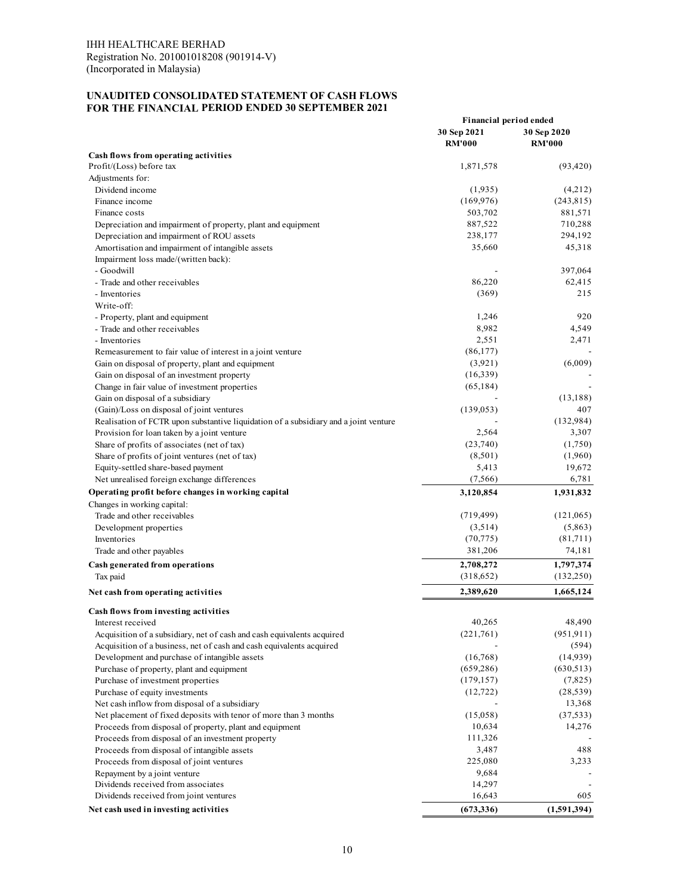IHH HEALTHCARE BERHAD
Registration No. 201001018208 (901914-V)
(Incorporated in Malaysia)

## UNAUDITED CONSOLIDATED STATEMENT OF CASH FLOWS FOR THE FINANCIAL PERIOD ENDED 30 SEPTEMBER 2021

| | Financial period ended | |
|---|---|---|
| | 30 Sep 2021 | 30 Sep 2020 |
| | RM'000 | RM'000 |
| **Cash flows from operating activities** | | |
| Profit/(Loss) before tax | 1,871,578 | (93,420) |
| Adjustments for: | | |
| Dividend income | (1,935) | (4,212) |
| Finance income | (169,976) | (243,815) |
| Finance costs | 503,702 | 881,571 |
| Depreciation and impairment of property, plant and equipment | 887,522 | 710,288 |
| Depreciation and impairment of ROU assets | 238,177 | 294,192 |
| Amortisation and impairment of intangible assets | 35,660 | 45,318 |
| Impairment loss made/(written back): | | |
| - Goodwill | - | 397,064 |
| - Trade and other receivables | 86,220 | 62,415 |
| - Inventories | (369) | 215 |
| Write-off: | | |
| - Property, plant and equipment | 1,246 | 920 |
| - Trade and other receivables | 8,982 | 4,549 |
| - Inventories | 2,551 | 2,471 |
| Remeasurement to fair value of interest in a joint venture | (86,177) | - |
| Gain on disposal of property, plant and equipment | (3,921) | (6,009) |
| Gain on disposal of an investment property | (16,339) | - |
| Change in fair value of investment properties | (65,184) | - |
| Gain on disposal of a subsidiary | - | (13,188) |
| (Gain)/Loss on disposal of joint ventures | (139,053) | 407 |
| Realisation of FCTR upon substantive liquidation of a subsidiary and a joint venture | - | (132,984) |
| Provision for loan taken by a joint venture | 2,564 | 3,307 |
| Share of profits of associates (net of tax) | (23,740) | (1,750) |
| Share of profits of joint ventures (net of tax) | (8,501) | (1,960) |
| Equity-settled share-based payment | 5,413 | 19,672 |
| Net unrealised foreign exchange differences | (7,566) | 6,781 |
| **Operating profit before changes in working capital** | **3,120,854** | **1,931,832** |
| Changes in working capital: | | |
| Trade and other receivables | (719,499) | (121,065) |
| Development properties | (3,514) | (5,863) |
| Inventories | (70,775) | (81,711) |
| Trade and other payables | 381,206 | 74,181 |
| **Cash generated from operations** | **2,708,272** | **1,797,374** |
| Tax paid | (318,652) | (132,250) |
| **Net cash from operating activities** | **2,389,620** | **1,665,124** |
| **Cash flows from investing activities** | | |
| Interest received | 40,265 | 48,490 |
| Acquisition of a subsidiary, net of cash and cash equivalents acquired | (221,761) | (951,911) |
| Acquisition of a business, net of cash and cash equivalents acquired | - | (594) |
| Development and purchase of intangible assets | (16,768) | (14,939) |
| Purchase of property, plant and equipment | (659,286) | (630,513) |
| Purchase of investment properties | (179,157) | (7,825) |
| Purchase of equity investments | (12,722) | (28,539) |
| Net cash inflow from disposal of a subsidiary | - | 13,368 |
| Net placement of fixed deposits with tenor of more than 3 months | (15,058) | (37,533) |
| Proceeds from disposal of property, plant and equipment | 10,634 | 14,276 |
| Proceeds from disposal of an investment property | 111,326 | - |
| Proceeds from disposal of intangible assets | 3,487 | 488 |
| Proceeds from disposal of joint ventures | 225,080 | 3,233 |
| Repayment by a joint venture | 9,684 | - |
| Dividends received from associates | 14,297 | - |
| Dividends received from joint ventures | 16,643 | 605 |
| **Net cash used in investing activities** | **(673,336)** | **(1,591,394)** |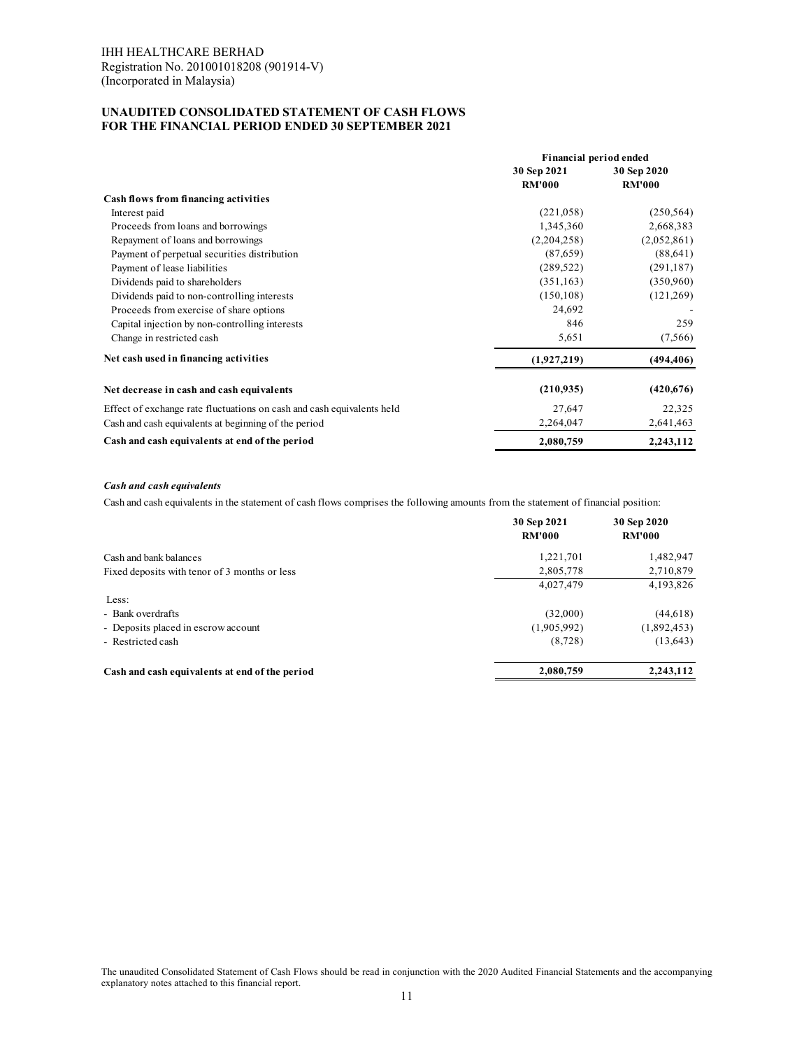IHH HEALTHCARE BERHAD
Registration No. 201001018208 (901914-V)
(Incorporated in Malaysia)

## UNAUDITED CONSOLIDATED STATEMENT OF CASH FLOWS FOR THE FINANCIAL PERIOD ENDED 30 SEPTEMBER 2021

| | Financial period ended | |
|---|---|---|
| | 30 Sep 2021 RM'000 | 30 Sep 2020 RM'000 |
| **Cash flows from financing activities** | | |
| Interest paid | (221,058) | (250,564) |
| Proceeds from loans and borrowings | 1,345,360 | 2,668,383 |
| Repayment of loans and borrowings | (2,204,258) | (2,052,861) |
| Payment of perpetual securities distribution | (87,659) | (88,641) |
| Payment of lease liabilities | (289,522) | (291,187) |
| Dividends paid to shareholders | (351,163) | (350,960) |
| Dividends paid to non-controlling interests | (150,108) | (121,269) |
| Proceeds from exercise of share options | 24,692 | - |
| Capital injection by non-controlling interests | 846 | 259 |
| Change in restricted cash | 5,651 | (7,566) |
| **Net cash used in financing activities** | **(1,927,219)** | **(494,406)** |
| **Net decrease in cash and cash equivalents** | **(210,935)** | **(420,676)** |
| Effect of exchange rate fluctuations on cash and cash equivalents held | 27,647 | 22,325 |
| Cash and cash equivalents at beginning of the period | 2,264,047 | 2,641,463 |
| **Cash and cash equivalents at end of the period** | **2,080,759** | **2,243,112** |

***Cash and cash equivalents***

Cash and cash equivalents in the statement of cash flows comprises the following amounts from the statement of financial position:

| | 30 Sep 2021 RM'000 | 30 Sep 2020 RM'000 |
|---|---|---|
| Cash and bank balances | 1,221,701 | 1,482,947 |
| Fixed deposits with tenor of 3 months or less | 2,805,778 | 2,710,879 |
| | 4,027,479 | 4,193,826 |
| Less: | | |
| - Bank overdrafts | (32,000) | (44,618) |
| - Deposits placed in escrow account | (1,905,992) | (1,892,453) |
| - Restricted cash | (8,728) | (13,643) |
| **Cash and cash equivalents at end of the period** | **2,080,759** | **2,243,112** |

The unaudited Consolidated Statement of Cash Flows should be read in conjunction with the 2020 Audited Financial Statements and the accompanying explanatory notes attached to this financial report.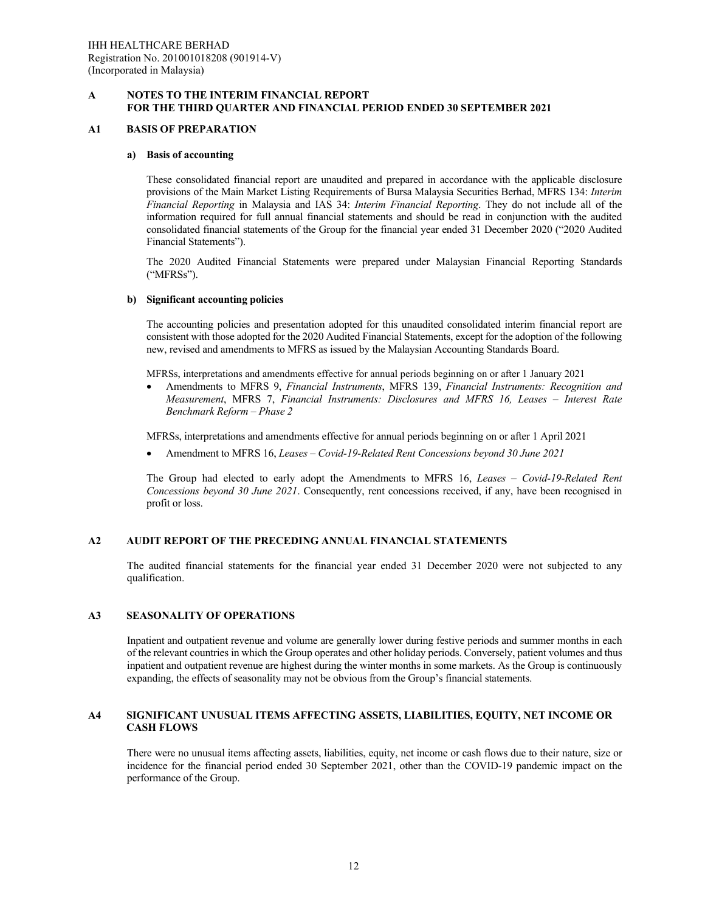IHH HEALTHCARE BERHAD
Registration No. 201001018208 (901914-V)
(Incorporated in Malaysia)

# A NOTES TO THE INTERIM FINANCIAL REPORT FOR THE THIRD QUARTER AND FINANCIAL PERIOD ENDED 30 SEPTEMBER 2021

## A1 BASIS OF PREPARATION

### a) Basis of accounting

These consolidated financial report are unaudited and prepared in accordance with the applicable disclosure provisions of the Main Market Listing Requirements of Bursa Malaysia Securities Berhad, MFRS 134: *Interim Financial Reporting* in Malaysia and IAS 34: *Interim Financial Reporting*. They do not include all of the information required for full annual financial statements and should be read in conjunction with the audited consolidated financial statements of the Group for the financial year ended 31 December 2020 ("2020 Audited Financial Statements").

The 2020 Audited Financial Statements were prepared under Malaysian Financial Reporting Standards ("MFRSs").

### b) Significant accounting policies

The accounting policies and presentation adopted for this unaudited consolidated interim financial report are consistent with those adopted for the 2020 Audited Financial Statements, except for the adoption of the following new, revised and amendments to MFRS as issued by the Malaysian Accounting Standards Board.

MFRSs, interpretations and amendments effective for annual periods beginning on or after 1 January 2021

- Amendments to MFRS 9, *Financial Instruments*, MFRS 139, *Financial Instruments: Recognition and Measurement*, MFRS 7, *Financial Instruments: Disclosures and MFRS 16, Leases – Interest Rate Benchmark Reform – Phase 2*

MFRSs, interpretations and amendments effective for annual periods beginning on or after 1 April 2021

- Amendment to MFRS 16, *Leases – Covid-19-Related Rent Concessions beyond 30 June 2021*

The Group had elected to early adopt the Amendments to MFRS 16, *Leases – Covid-19-Related Rent Concessions beyond 30 June 2021*. Consequently, rent concessions received, if any, have been recognised in profit or loss.

## A2 AUDIT REPORT OF THE PRECEDING ANNUAL FINANCIAL STATEMENTS

The audited financial statements for the financial year ended 31 December 2020 were not subjected to any qualification.

## A3 SEASONALITY OF OPERATIONS

Inpatient and outpatient revenue and volume are generally lower during festive periods and summer months in each of the relevant countries in which the Group operates and other holiday periods. Conversely, patient volumes and thus inpatient and outpatient revenue are highest during the winter months in some markets. As the Group is continuously expanding, the effects of seasonality may not be obvious from the Group's financial statements.

## A4 SIGNIFICANT UNUSUAL ITEMS AFFECTING ASSETS, LIABILITIES, EQUITY, NET INCOME OR CASH FLOWS

There were no unusual items affecting assets, liabilities, equity, net income or cash flows due to their nature, size or incidence for the financial period ended 30 September 2021, other than the COVID-19 pandemic impact on the performance of the Group.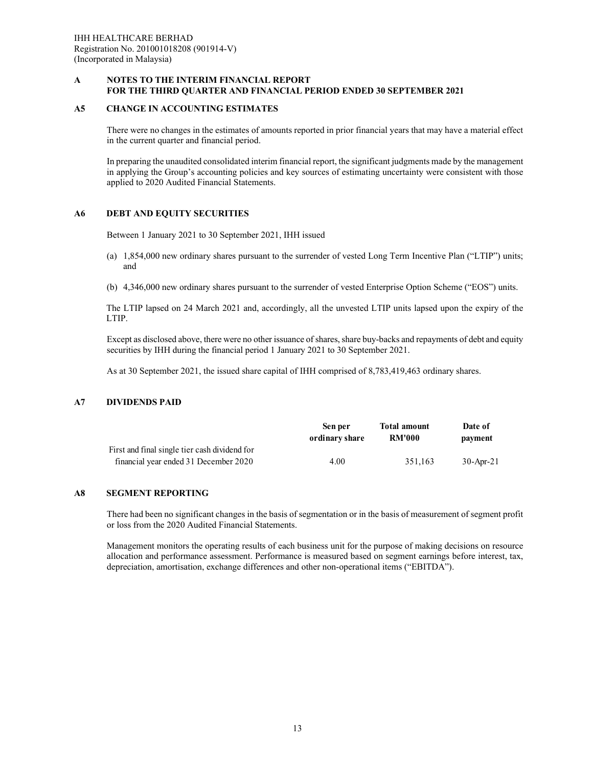IHH HEALTHCARE BERHAD
Registration No. 201001018208 (901914-V)
(Incorporated in Malaysia)

## A NOTES TO THE INTERIM FINANCIAL REPORT FOR THE THIRD QUARTER AND FINANCIAL PERIOD ENDED 30 SEPTEMBER 2021

### A5 CHANGE IN ACCOUNTING ESTIMATES

There were no changes in the estimates of amounts reported in prior financial years that may have a material effect in the current quarter and financial period.

In preparing the unaudited consolidated interim financial report, the significant judgments made by the management in applying the Group's accounting policies and key sources of estimating uncertainty were consistent with those applied to 2020 Audited Financial Statements.

### A6 DEBT AND EQUITY SECURITIES

Between 1 January 2021 to 30 September 2021, IHH issued

(a) 1,854,000 new ordinary shares pursuant to the surrender of vested Long Term Incentive Plan ("LTIP") units; and

(b) 4,346,000 new ordinary shares pursuant to the surrender of vested Enterprise Option Scheme ("EOS") units.

The LTIP lapsed on 24 March 2021 and, accordingly, all the unvested LTIP units lapsed upon the expiry of the LTIP.

Except as disclosed above, there were no other issuance of shares, share buy-backs and repayments of debt and equity securities by IHH during the financial period 1 January 2021 to 30 September 2021.

As at 30 September 2021, the issued share capital of IHH comprised of 8,783,419,463 ordinary shares.

### A7 DIVIDENDS PAID

| | Sen per ordinary share | Total amount RM'000 | Date of payment |
|---|---|---|---|
| First and final single tier cash dividend for financial year ended 31 December 2020 | 4.00 | 351,163 | 30-Apr-21 |

### A8 SEGMENT REPORTING

There had been no significant changes in the basis of segmentation or in the basis of measurement of segment profit or loss from the 2020 Audited Financial Statements.

Management monitors the operating results of each business unit for the purpose of making decisions on resource allocation and performance assessment. Performance is measured based on segment earnings before interest, tax, depreciation, amortisation, exchange differences and other non-operational items ("EBITDA").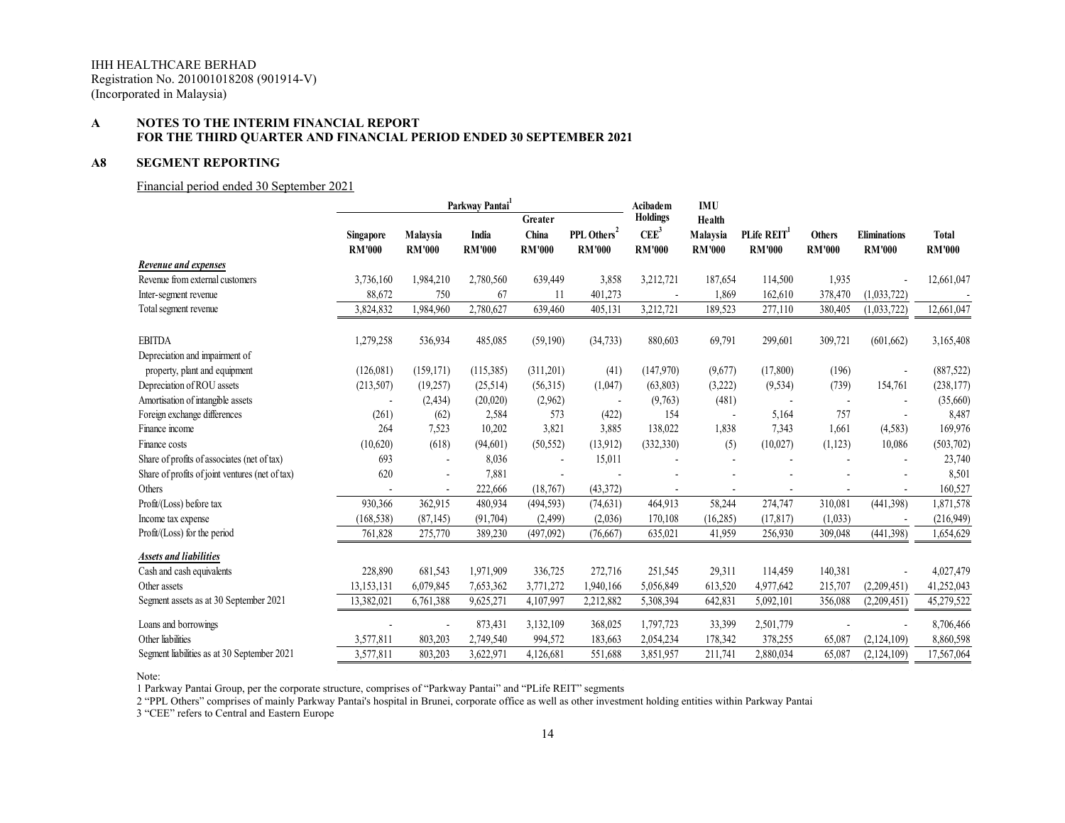IHH HEALTHCARE BERHAD
Registration No. 201001018208 (901914-V)
(Incorporated in Malaysia)

## A NOTES TO THE INTERIM FINANCIAL REPORT FOR THE THIRD QUARTER AND FINANCIAL PERIOD ENDED 30 SEPTEMBER 2021

### A8 SEGMENT REPORTING

Financial period ended 30 September 2021

| | Parkway Pantai[1] | | | | | Acibadem Holdings | IMU Health | | | | |
|---|---|---|---|---|---|---|---|---|---|---|---|
| | Singapore RM'000 | Malaysia RM'000 | India RM'000 | Greater China RM'000 | PPL Others[2] RM'000 | CEE[3] RM'000 | Malaysia RM'000 | PLife REIT[1] RM'000 | Others RM'000 | Eliminations RM'000 | Total RM'000 |
| ***Revenue and expenses*** | | | | | | | | | | | |
| Revenue from external customers | 3,736,160 | 1,984,210 | 2,780,560 | 639,449 | 3,858 | 3,212,721 | 187,654 | 114,500 | 1,935 | - | 12,661,047 |
| Inter-segment revenue | 88,672 | 750 | 67 | 11 | 401,273 | - | 1,869 | 162,610 | 378,470 | (1,033,722) | - |
| Total segment revenue | 3,824,832 | 1,984,960 | 2,780,627 | 639,460 | 405,131 | 3,212,721 | 189,523 | 277,110 | 380,405 | (1,033,722) | 12,661,047 |
| EBITDA | 1,279,258 | 536,934 | 485,085 | (59,190) | (34,733) | 880,603 | 69,791 | 299,601 | 309,721 | (601,662) | 3,165,408 |
| Depreciation and impairment of property, plant and equipment | (126,081) | (159,171) | (115,385) | (311,201) | (41) | (147,970) | (9,677) | (17,800) | (196) | - | (887,522) |
| Depreciation of ROU assets | (213,507) | (19,257) | (25,514) | (56,315) | (1,047) | (63,803) | (3,222) | (9,534) | (739) | 154,761 | (238,177) |
| Amortisation of intangible assets | - | (2,434) | (20,020) | (2,962) | - | (9,763) | (481) | - | - | - | (35,660) |
| Foreign exchange differences | (261) | (62) | 2,584 | 573 | (422) | 154 | - | 5,164 | 757 | - | 8,487 |
| Finance income | 264 | 7,523 | 10,202 | 3,821 | 3,885 | 138,022 | 1,838 | 7,343 | 1,661 | (4,583) | 169,976 |
| Finance costs | (10,620) | (618) | (94,601) | (50,552) | (13,912) | (332,330) | (5) | (10,027) | (1,123) | 10,086 | (503,702) |
| Share of profits of associates (net of tax) | 693 | - | 8,036 | - | 15,011 | - | - | - | - | - | 23,740 |
| Share of profits of joint ventures (net of tax) | 620 | - | 7,881 | - | - | - | - | - | - | - | 8,501 |
| Others | - | - | 222,666 | (18,767) | (43,372) | - | - | - | - | - | 160,527 |
| Profit/(Loss) before tax | 930,366 | 362,915 | 480,934 | (494,593) | (74,631) | 464,913 | 58,244 | 274,747 | 310,081 | (441,398) | 1,871,578 |
| Income tax expense | (168,538) | (87,145) | (91,704) | (2,499) | (2,036) | 170,108 | (16,285) | (17,817) | (1,033) | - | (216,949) |
| Profit/(Loss) for the period | 761,828 | 275,770 | 389,230 | (497,092) | (76,667) | 635,021 | 41,959 | 256,930 | 309,048 | (441,398) | 1,654,629 |
| ***Assets and liabilities*** | | | | | | | | | | | |
| Cash and cash equivalents | 228,890 | 681,543 | 1,971,909 | 336,725 | 272,716 | 251,545 | 29,311 | 114,459 | 140,381 | - | 4,027,479 |
| Other assets | 13,153,131 | 6,079,845 | 7,653,362 | 3,771,272 | 1,940,166 | 5,056,849 | 613,520 | 4,977,642 | 215,707 | (2,209,451) | 41,252,043 |
| Segment assets as at 30 September 2021 | 13,382,021 | 6,761,388 | 9,625,271 | 4,107,997 | 2,212,882 | 5,308,394 | 642,831 | 5,092,101 | 356,088 | (2,209,451) | 45,279,522 |
| Loans and borrowings | - | - | 873,431 | 3,132,109 | 368,025 | 1,797,723 | 33,399 | 2,501,779 | - | - | 8,706,466 |
| Other liabilities | 3,577,811 | 803,203 | 2,749,540 | 994,572 | 183,663 | 2,054,234 | 178,342 | 378,255 | 65,087 | (2,124,109) | 8,860,598 |
| Segment liabilities as at 30 September 2021 | 3,577,811 | 803,203 | 3,622,971 | 4,126,681 | 551,688 | 3,851,957 | 211,741 | 2,880,034 | 65,087 | (2,124,109) | 17,567,064 |

Note:
1 Parkway Pantai Group, per the corporate structure, comprises of "Parkway Pantai" and "PLife REIT" segments
2 "PPL Others" comprises of mainly Parkway Pantai's hospital in Brunei, corporate office as well as other investment holding entities within Parkway Pantai
3 "CEE" refers to Central and Eastern Europe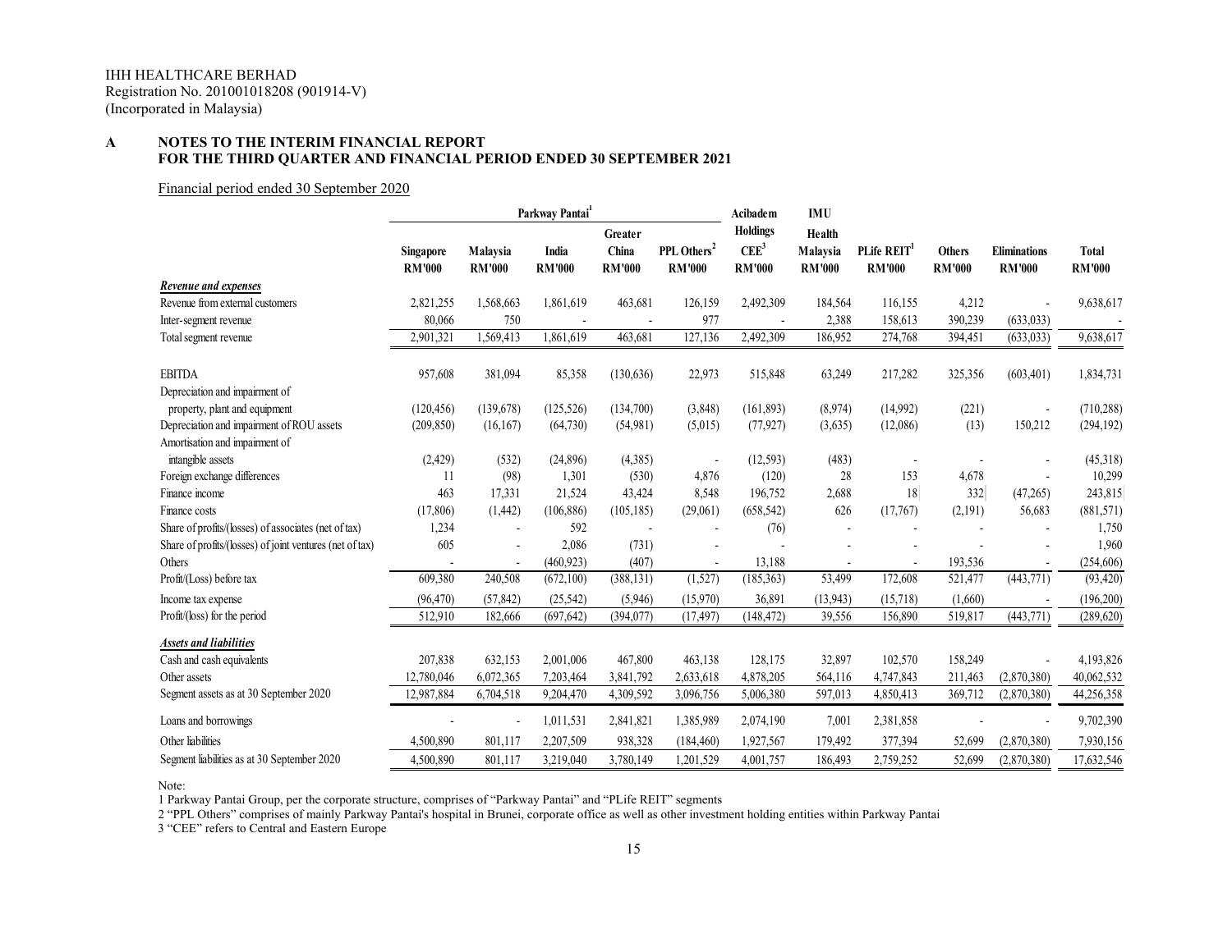IHH HEALTHCARE BERHAD
Registration No. 201001018208 (901914-V)
(Incorporated in Malaysia)

**A NOTES TO THE INTERIM FINANCIAL REPORT FOR THE THIRD QUARTER AND FINANCIAL PERIOD ENDED 30 SEPTEMBER 2021**

Financial period ended 30 September 2020

| | Parkway Pantai[1] | | | | | Acibadem | IMU | | | | |
|---|---|---|---|---|---|---|---|---|---|---|---|
| | Singapore RM'000 | Malaysia RM'000 | India RM'000 | Greater China RM'000 | PPL Others[2] RM'000 | Holdings CEE[3] RM'000 | Health Malaysia RM'000 | PLife REIT[1] RM'000 | Others RM'000 | Eliminations RM'000 | Total RM'000 |
| ***Revenue and expenses*** | | | | | | | | | | | |
| Revenue from external customers | 2,821,255 | 1,568,663 | 1,861,619 | 463,681 | 126,159 | 2,492,309 | 184,564 | 116,155 | 4,212 | - | 9,638,617 |
| Inter-segment revenue | 80,066 | 750 | - | - | 977 | - | 2,388 | 158,613 | 390,239 | (633,033) | - |
| Total segment revenue | 2,901,321 | 1,569,413 | 1,861,619 | 463,681 | 127,136 | 2,492,309 | 186,952 | 274,768 | 394,451 | (633,033) | 9,638,617 |
| EBITDA | 957,608 | 381,094 | 85,358 | (130,636) | 22,973 | 515,848 | 63,249 | 217,282 | 325,356 | (603,401) | 1,834,731 |
| Depreciation and impairment of property, plant and equipment | (120,456) | (139,678) | (125,526) | (134,700) | (3,848) | (161,893) | (8,974) | (14,992) | (221) | - | (710,288) |
| Depreciation and impairment of ROU assets | (209,850) | (16,167) | (64,730) | (54,981) | (5,015) | (77,927) | (3,635) | (12,086) | (13) | 150,212 | (294,192) |
| Amortisation and impairment of intangible assets | (2,429) | (532) | (24,896) | (4,385) | - | (12,593) | (483) | - | - | - | (45,318) |
| Foreign exchange differences | 11 | (98) | 1,301 | (530) | 4,876 | (120) | 28 | 153 | 4,678 | - | 10,299 |
| Finance income | 463 | 17,331 | 21,524 | 43,424 | 8,548 | 196,752 | 2,688 | 18 | 332 | (47,265) | 243,815 |
| Finance costs | (17,806) | (1,442) | (106,886) | (105,185) | (29,061) | (658,542) | 626 | (17,767) | (2,191) | 56,683 | (881,571) |
| Share of profits/(losses) of associates (net of tax) | 1,234 | - | 592 | - | - | (76) | - | - | - | - | 1,750 |
| Share of profits/(losses) of joint ventures (net of tax) | 605 | - | 2,086 | (731) | - | - | - | - | - | - | 1,960 |
| Others | - | - | (460,923) | (407) | - | 13,188 | - | - | 193,536 | - | (254,606) |
| Profit/(Loss) before tax | 609,380 | 240,508 | (672,100) | (388,131) | (1,527) | (185,363) | 53,499 | 172,608 | 521,477 | (443,771) | (93,420) |
| Income tax expense | (96,470) | (57,842) | (25,542) | (5,946) | (15,970) | 36,891 | (13,943) | (15,718) | (1,660) | - | (196,200) |
| Profit/(loss) for the period | 512,910 | 182,666 | (697,642) | (394,077) | (17,497) | (148,472) | 39,556 | 156,890 | 519,817 | (443,771) | (289,620) |
| ***Assets and liabilities*** | | | | | | | | | | | |
| Cash and cash equivalents | 207,838 | 632,153 | 2,001,006 | 467,800 | 463,138 | 128,175 | 32,897 | 102,570 | 158,249 | - | 4,193,826 |
| Other assets | 12,780,046 | 6,072,365 | 7,203,464 | 3,841,792 | 2,633,618 | 4,878,205 | 564,116 | 4,747,843 | 211,463 | (2,870,380) | 40,062,532 |
| Segment assets as at 30 September 2020 | 12,987,884 | 6,704,518 | 9,204,470 | 4,309,592 | 3,096,756 | 5,006,380 | 597,013 | 4,850,413 | 369,712 | (2,870,380) | 44,256,358 |
| Loans and borrowings | - | - | 1,011,531 | 2,841,821 | 1,385,989 | 2,074,190 | 7,001 | 2,381,858 | - | - | 9,702,390 |
| Other liabilities | 4,500,890 | 801,117 | 2,207,509 | 938,328 | (184,460) | 1,927,567 | 179,492 | 377,394 | 52,699 | (2,870,380) | 7,930,156 |
| Segment liabilities as at 30 September 2020 | 4,500,890 | 801,117 | 3,219,040 | 3,780,149 | 1,201,529 | 4,001,757 | 186,493 | 2,759,252 | 52,699 | (2,870,380) | 17,632,546 |

Note:
1 Parkway Pantai Group, per the corporate structure, comprises of "Parkway Pantai" and "PLife REIT" segments
2 "PPL Others" comprises of mainly Parkway Pantai's hospital in Brunei, corporate office as well as other investment holding entities within Parkway Pantai
3 "CEE" refers to Central and Eastern Europe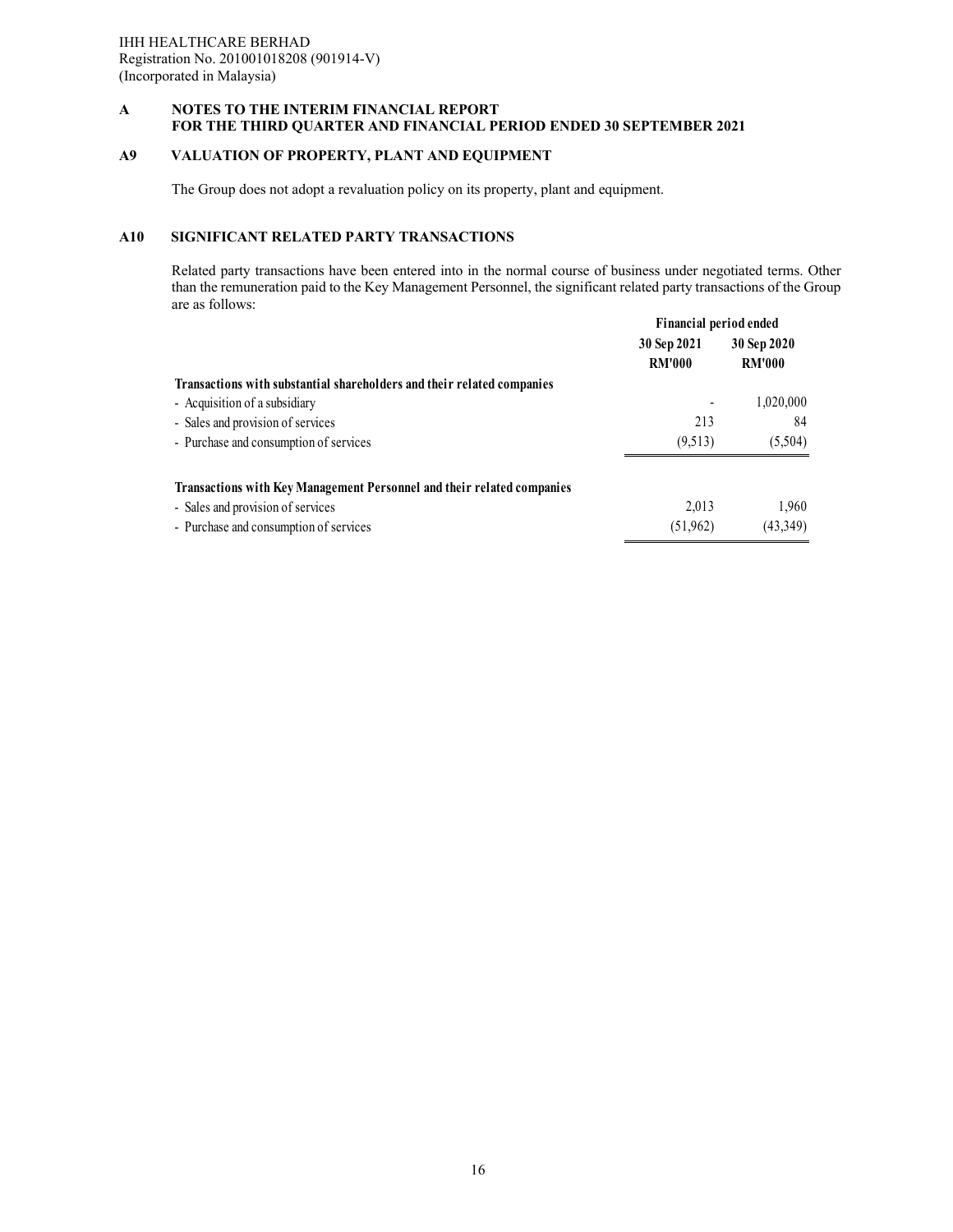IHH HEALTHCARE BERHAD
Registration No. 201001018208 (901914-V)
(Incorporated in Malaysia)

## A NOTES TO THE INTERIM FINANCIAL REPORT FOR THE THIRD QUARTER AND FINANCIAL PERIOD ENDED 30 SEPTEMBER 2021

### A9 VALUATION OF PROPERTY, PLANT AND EQUIPMENT

The Group does not adopt a revaluation policy on its property, plant and equipment.

### A10 SIGNIFICANT RELATED PARTY TRANSACTIONS

Related party transactions have been entered into in the normal course of business under negotiated terms. Other than the remuneration paid to the Key Management Personnel, the significant related party transactions of the Group are as follows:

| | Financial period ended | |
|---|---|---|
| | **30 Sep 2021** | **30 Sep 2020** |
| | **RM'000** | **RM'000** |
| **Transactions with substantial shareholders and their related companies** | | |
| - Acquisition of a subsidiary | - | 1,020,000 |
| - Sales and provision of services | 213 | 84 |
| - Purchase and consumption of services | (9,513) | (5,504) |
| **Transactions with Key Management Personnel and their related companies** | | |
| - Sales and provision of services | 2,013 | 1,960 |
| - Purchase and consumption of services | (51,962) | (43,349) |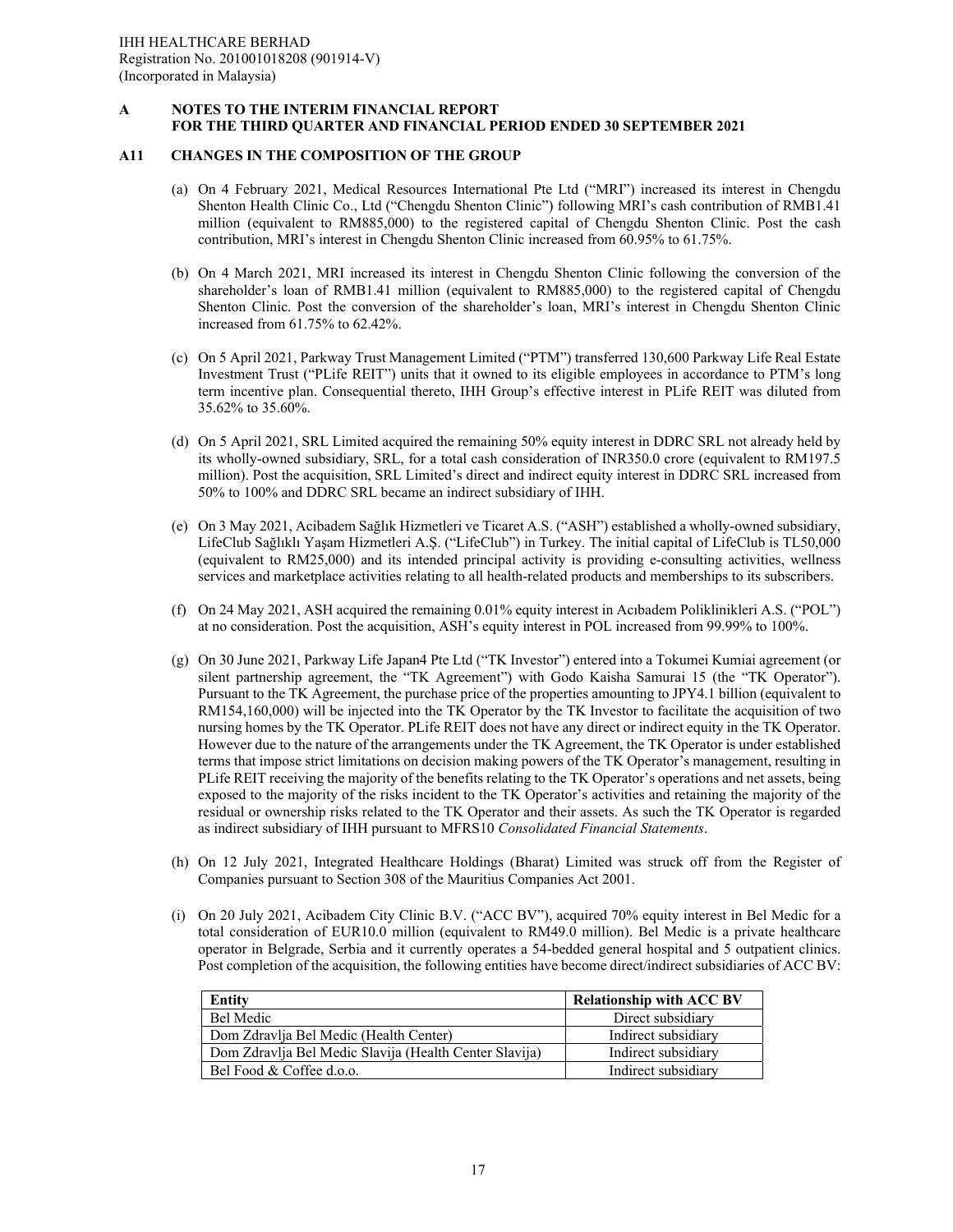IHH HEALTHCARE BERHAD
Registration No. 201001018208 (901914-V)
(Incorporated in Malaysia)

## A NOTES TO THE INTERIM FINANCIAL REPORT FOR THE THIRD QUARTER AND FINANCIAL PERIOD ENDED 30 SEPTEMBER 2021

### A11 CHANGES IN THE COMPOSITION OF THE GROUP

(a) On 4 February 2021, Medical Resources International Pte Ltd ("MRI") increased its interest in Chengdu Shenton Health Clinic Co., Ltd ("Chengdu Shenton Clinic") following MRI's cash contribution of RMB1.41 million (equivalent to RM885,000) to the registered capital of Chengdu Shenton Clinic. Post the cash contribution, MRI's interest in Chengdu Shenton Clinic increased from 60.95% to 61.75%.

(b) On 4 March 2021, MRI increased its interest in Chengdu Shenton Clinic following the conversion of the shareholder's loan of RMB1.41 million (equivalent to RM885,000) to the registered capital of Chengdu Shenton Clinic. Post the conversion of the shareholder's loan, MRI's interest in Chengdu Shenton Clinic increased from 61.75% to 62.42%.

(c) On 5 April 2021, Parkway Trust Management Limited ("PTM") transferred 130,600 Parkway Life Real Estate Investment Trust ("PLife REIT") units that it owned to its eligible employees in accordance to PTM's long term incentive plan. Consequential thereto, IHH Group's effective interest in PLife REIT was diluted from 35.62% to 35.60%.

(d) On 5 April 2021, SRL Limited acquired the remaining 50% equity interest in DDRC SRL not already held by its wholly-owned subsidiary, SRL, for a total cash consideration of INR350.0 crore (equivalent to RM197.5 million). Post the acquisition, SRL Limited's direct and indirect equity interest in DDRC SRL increased from 50% to 100% and DDRC SRL became an indirect subsidiary of IHH.

(e) On 3 May 2021, Acibadem Sağlık Hizmetleri ve Ticaret A.S. ("ASH") established a wholly-owned subsidiary, LifeClub Sağlıklı Yaşam Hizmetleri A.Ş. ("LifeClub") in Turkey. The initial capital of LifeClub is TL50,000 (equivalent to RM25,000) and its intended principal activity is providing e-consulting activities, wellness services and marketplace activities relating to all health-related products and memberships to its subscribers.

(f) On 24 May 2021, ASH acquired the remaining 0.01% equity interest in Acıbadem Poliklinikleri A.S. ("POL") at no consideration. Post the acquisition, ASH's equity interest in POL increased from 99.99% to 100%.

(g) On 30 June 2021, Parkway Life Japan4 Pte Ltd ("TK Investor") entered into a Tokumei Kumiai agreement (or silent partnership agreement, the "TK Agreement") with Godo Kaisha Samurai 15 (the "TK Operator"). Pursuant to the TK Agreement, the purchase price of the properties amounting to JPY4.1 billion (equivalent to RM154,160,000) will be injected into the TK Operator by the TK Investor to facilitate the acquisition of two nursing homes by the TK Operator. PLife REIT does not have any direct or indirect equity in the TK Operator. However due to the nature of the arrangements under the TK Agreement, the TK Operator is under established terms that impose strict limitations on decision making powers of the TK Operator's management, resulting in PLife REIT receiving the majority of the benefits relating to the TK Operator's operations and net assets, being exposed to the majority of the risks incident to the TK Operator's activities and retaining the majority of the residual or ownership risks related to the TK Operator and their assets. As such the TK Operator is regarded as indirect subsidiary of IHH pursuant to MFRS10 *Consolidated Financial Statements*.

(h) On 12 July 2021, Integrated Healthcare Holdings (Bharat) Limited was struck off from the Register of Companies pursuant to Section 308 of the Mauritius Companies Act 2001.

(i) On 20 July 2021, Acibadem City Clinic B.V. ("ACC BV"), acquired 70% equity interest in Bel Medic for a total consideration of EUR10.0 million (equivalent to RM49.0 million). Bel Medic is a private healthcare operator in Belgrade, Serbia and it currently operates a 54-bedded general hospital and 5 outpatient clinics. Post completion of the acquisition, the following entities have become direct/indirect subsidiaries of ACC BV:

| Entity | Relationship with ACC BV |
|---|---|
| Bel Medic | Direct subsidiary |
| Dom Zdravlja Bel Medic (Health Center) | Indirect subsidiary |
| Dom Zdravlja Bel Medic Slavija (Health Center Slavija) | Indirect subsidiary |
| Bel Food & Coffee d.o.o. | Indirect subsidiary |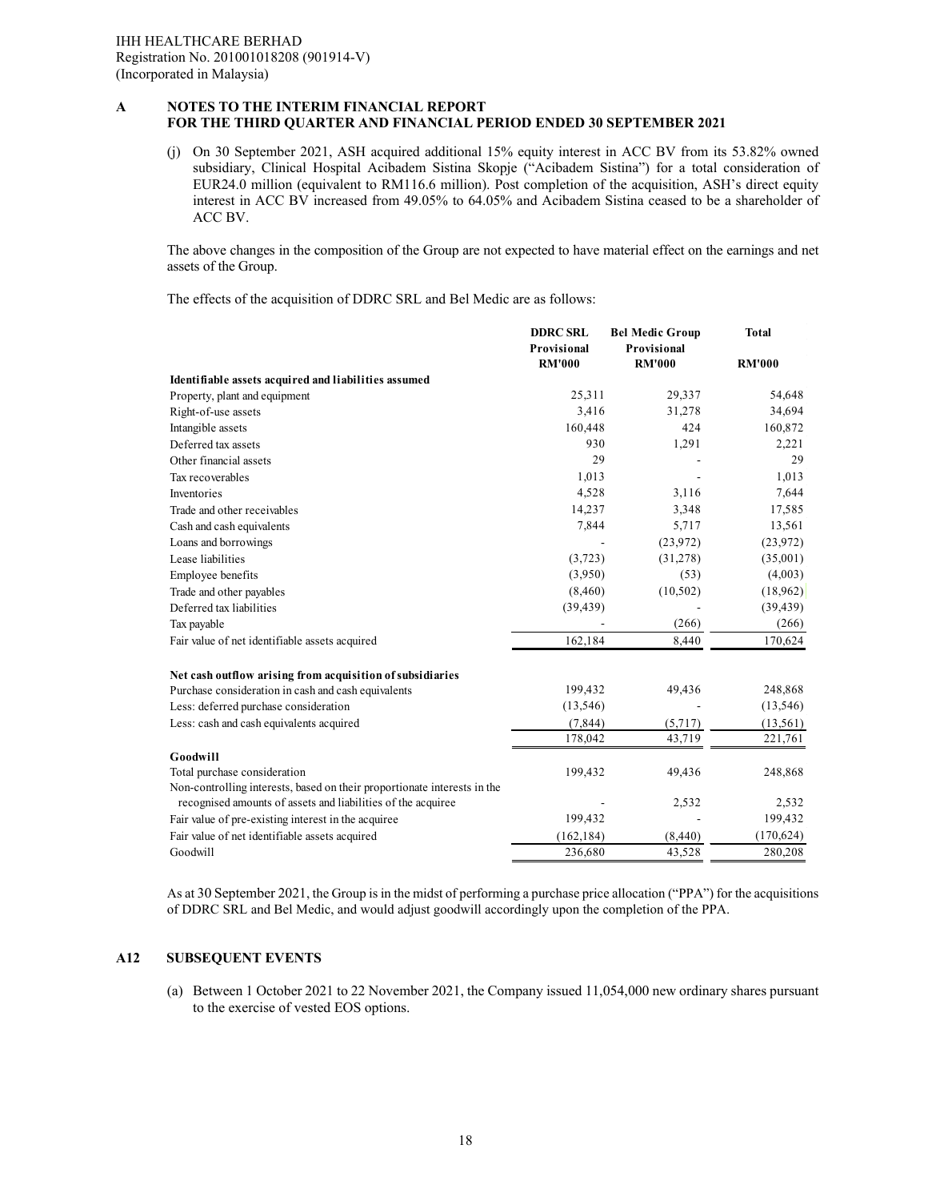## A NOTES TO THE INTERIM FINANCIAL REPORT FOR THE THIRD QUARTER AND FINANCIAL PERIOD ENDED 30 SEPTEMBER 2021

(j) On 30 September 2021, ASH acquired additional 15% equity interest in ACC BV from its 53.82% owned subsidiary, Clinical Hospital Acibadem Sistina Skopje ("Acibadem Sistina") for a total consideration of EUR24.0 million (equivalent to RM116.6 million). Post completion of the acquisition, ASH's direct equity interest in ACC BV increased from 49.05% to 64.05% and Acibadem Sistina ceased to be a shareholder of ACC BV.

The above changes in the composition of the Group are not expected to have material effect on the earnings and net assets of the Group.

The effects of the acquisition of DDRC SRL and Bel Medic are as follows:

| | DDRC SRL Provisional RM'000 | Bel Medic Group Provisional RM'000 | Total RM'000 |
|---|---|---|---|
| **Identifiable assets acquired and liabilities assumed** | | | |
| Property, plant and equipment | 25,311 | 29,337 | 54,648 |
| Right-of-use assets | 3,416 | 31,278 | 34,694 |
| Intangible assets | 160,448 | 424 | 160,872 |
| Deferred tax assets | 930 | 1,291 | 2,221 |
| Other financial assets | 29 | - | 29 |
| Tax recoverables | 1,013 | - | 1,013 |
| Inventories | 4,528 | 3,116 | 7,644 |
| Trade and other receivables | 14,237 | 3,348 | 17,585 |
| Cash and cash equivalents | 7,844 | 5,717 | 13,561 |
| Loans and borrowings | - | (23,972) | (23,972) |
| Lease liabilities | (3,723) | (31,278) | (35,001) |
| Employee benefits | (3,950) | (53) | (4,003) |
| Trade and other payables | (8,460) | (10,502) | (18,962) |
| Deferred tax liabilities | (39,439) | - | (39,439) |
| Tax payable | - | (266) | (266) |
| Fair value of net identifiable assets acquired | 162,184 | 8,440 | 170,624 |
| **Net cash outflow arising from acquisition of subsidiaries** | | | |
| Purchase consideration in cash and cash equivalents | 199,432 | 49,436 | 248,868 |
| Less: deferred purchase consideration | (13,546) | - | (13,546) |
| Less: cash and cash equivalents acquired | (7,844) | (5,717) | (13,561) |
| | 178,042 | 43,719 | 221,761 |
| **Goodwill** | | | |
| Total purchase consideration | 199,432 | 49,436 | 248,868 |
| Non-controlling interests, based on their proportionate interests in the recognised amounts of assets and liabilities of the acquiree | - | 2,532 | 2,532 |
| Fair value of pre-existing interest in the acquiree | 199,432 | - | 199,432 |
| Fair value of net identifiable assets acquired | (162,184) | (8,440) | (170,624) |
| Goodwill | 236,680 | 43,528 | 280,208 |

As at 30 September 2021, the Group is in the midst of performing a purchase price allocation ("PPA") for the acquisitions of DDRC SRL and Bel Medic, and would adjust goodwill accordingly upon the completion of the PPA.

## A12 SUBSEQUENT EVENTS

(a) Between 1 October 2021 to 22 November 2021, the Company issued 11,054,000 new ordinary shares pursuant to the exercise of vested EOS options.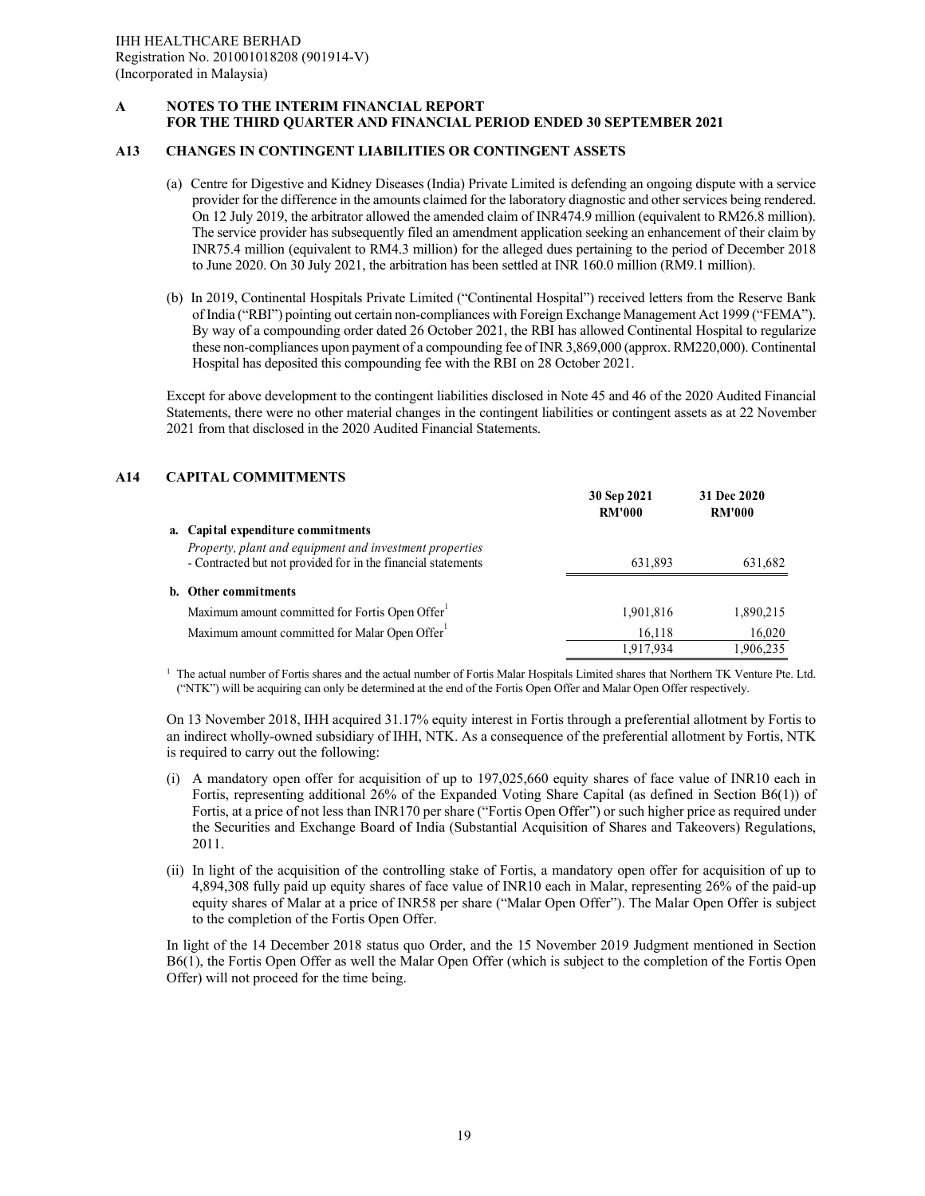IHH HEALTHCARE BERHAD
Registration No. 201001018208 (901914-V)
(Incorporated in Malaysia)

## A NOTES TO THE INTERIM FINANCIAL REPORT FOR THE THIRD QUARTER AND FINANCIAL PERIOD ENDED 30 SEPTEMBER 2021

### A13 CHANGES IN CONTINGENT LIABILITIES OR CONTINGENT ASSETS

(a) Centre for Digestive and Kidney Diseases (India) Private Limited is defending an ongoing dispute with a service provider for the difference in the amounts claimed for the laboratory diagnostic and other services being rendered. On 12 July 2019, the arbitrator allowed the amended claim of INR474.9 million (equivalent to RM26.8 million). The service provider has subsequently filed an amendment application seeking an enhancement of their claim by INR75.4 million (equivalent to RM4.3 million) for the alleged dues pertaining to the period of December 2018 to June 2020. On 30 July 2021, the arbitration has been settled at INR 160.0 million (RM9.1 million).

(b) In 2019, Continental Hospitals Private Limited ("Continental Hospital") received letters from the Reserve Bank of India ("RBI") pointing out certain non-compliances with Foreign Exchange Management Act 1999 ("FEMA"). By way of a compounding order dated 26 October 2021, the RBI has allowed Continental Hospital to regularize these non-compliances upon payment of a compounding fee of INR 3,869,000 (approx. RM220,000). Continental Hospital has deposited this compounding fee with the RBI on 28 October 2021.

Except for above development to the contingent liabilities disclosed in Note 45 and 46 of the 2020 Audited Financial Statements, there were no other material changes in the contingent liabilities or contingent assets as at 22 November 2021 from that disclosed in the 2020 Audited Financial Statements.

### A14 CAPITAL COMMITMENTS

| | 30 Sep 2021 RM'000 | 31 Dec 2020 RM'000 |
|---|---|---|
| **a. Capital expenditure commitments** | | |
| *Property, plant and equipment and investment properties* | | |
| - Contracted but not provided for in the financial statements | 631,893 | 631,682 |
| **b. Other commitments** | | |
| Maximum amount committed for Fortis Open Offer[1] | 1,901,816 | 1,890,215 |
| Maximum amount committed for Malar Open Offer[1] | 16,118 | 16,020 |
| | 1,917,934 | 1,906,235 |

[1] The actual number of Fortis shares and the actual number of Fortis Malar Hospitals Limited shares that Northern TK Venture Pte. Ltd. ("NTK") will be acquiring can only be determined at the end of the Fortis Open Offer and Malar Open Offer respectively.

On 13 November 2018, IHH acquired 31.17% equity interest in Fortis through a preferential allotment by Fortis to an indirect wholly-owned subsidiary of IHH, NTK. As a consequence of the preferential allotment by Fortis, NTK is required to carry out the following:

(i) A mandatory open offer for acquisition of up to 197,025,660 equity shares of face value of INR10 each in Fortis, representing additional 26% of the Expanded Voting Share Capital (as defined in Section B6(1)) of Fortis, at a price of not less than INR170 per share ("Fortis Open Offer") or such higher price as required under the Securities and Exchange Board of India (Substantial Acquisition of Shares and Takeovers) Regulations, 2011.

(ii) In light of the acquisition of the controlling stake of Fortis, a mandatory open offer for acquisition of up to 4,894,308 fully paid up equity shares of face value of INR10 each in Malar, representing 26% of the paid-up equity shares of Malar at a price of INR58 per share ("Malar Open Offer"). The Malar Open Offer is subject to the completion of the Fortis Open Offer.

In light of the 14 December 2018 status quo Order, and the 15 November 2019 Judgment mentioned in Section B6(1), the Fortis Open Offer as well the Malar Open Offer (which is subject to the completion of the Fortis Open Offer) will not proceed for the time being.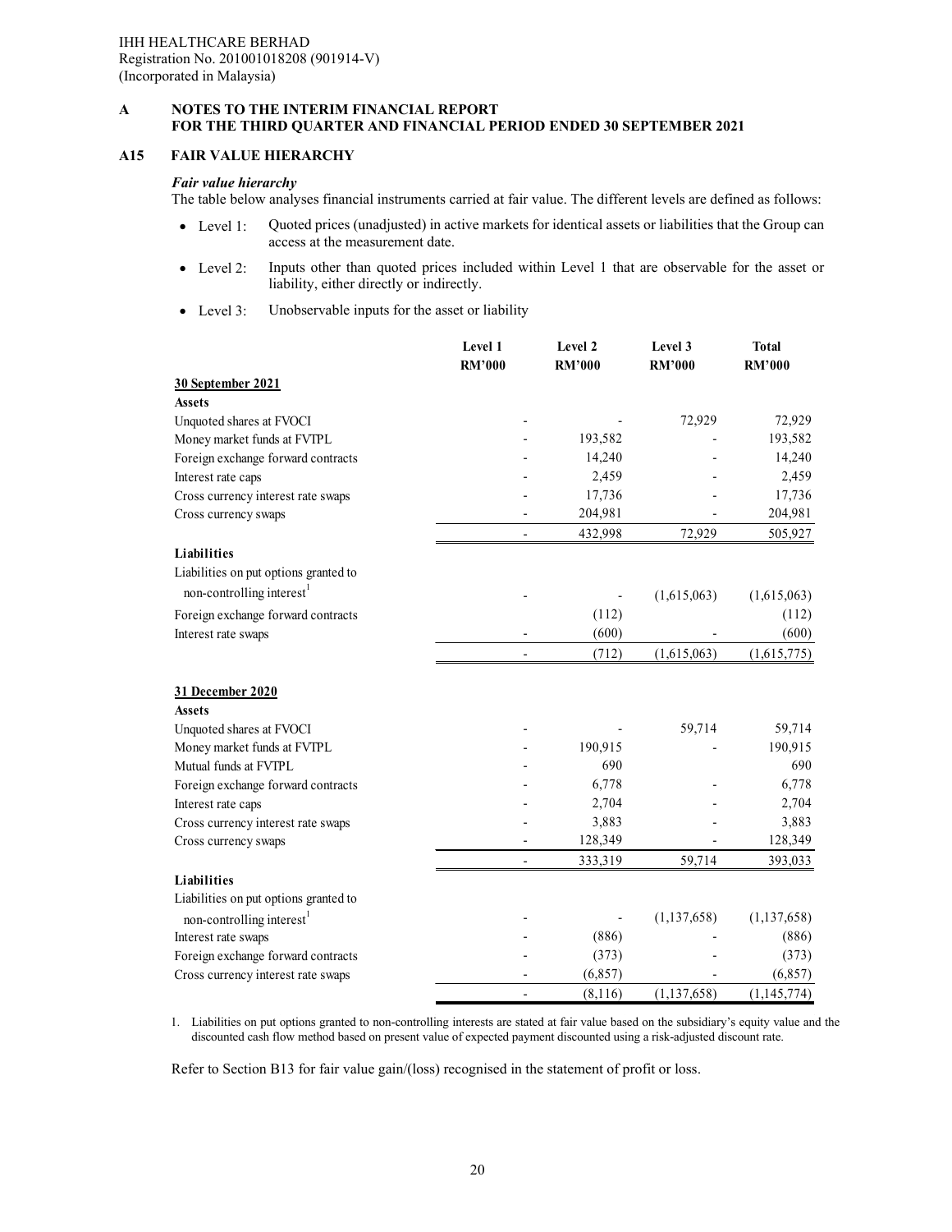IHH HEALTHCARE BERHAD
Registration No. 201001018208 (901914-V)
(Incorporated in Malaysia)

## A NOTES TO THE INTERIM FINANCIAL REPORT FOR THE THIRD QUARTER AND FINANCIAL PERIOD ENDED 30 SEPTEMBER 2021

### A15 FAIR VALUE HIERARCHY

***Fair value hierarchy***

The table below analyses financial instruments carried at fair value. The different levels are defined as follows:

- Level 1: Quoted prices (unadjusted) in active markets for identical assets or liabilities that the Group can access at the measurement date.
- Level 2: Inputs other than quoted prices included within Level 1 that are observable for the asset or liability, either directly or indirectly.
- Level 3: Unobservable inputs for the asset or liability

| | Level 1 RM'000 | Level 2 RM'000 | Level 3 RM'000 | Total RM'000 |
|---|---|---|---|---|
| **30 September 2021** | | | | |
| **Assets** | | | | |
| Unquoted shares at FVOCI | - | - | 72,929 | 72,929 |
| Money market funds at FVTPL | - | 193,582 | - | 193,582 |
| Foreign exchange forward contracts | - | 14,240 | - | 14,240 |
| Interest rate caps | - | 2,459 | - | 2,459 |
| Cross currency interest rate swaps | - | 17,736 | - | 17,736 |
| Cross currency swaps | - | 204,981 | - | 204,981 |
| | - | 432,998 | 72,929 | 505,927 |
| **Liabilities** | | | | |
| Liabilities on put options granted to non-controlling interest[1] | - | - | (1,615,063) | (1,615,063) |
| Foreign exchange forward contracts | | (112) | | (112) |
| Interest rate swaps | - | (600) | - | (600) |
| | - | (712) | (1,615,063) | (1,615,775) |
| **31 December 2020** | | | | |
| **Assets** | | | | |
| Unquoted shares at FVOCI | - | - | 59,714 | 59,714 |
| Money market funds at FVTPL | - | 190,915 | - | 190,915 |
| Mutual funds at FVTPL | - | 690 | | 690 |
| Foreign exchange forward contracts | - | 6,778 | - | 6,778 |
| Interest rate caps | - | 2,704 | - | 2,704 |
| Cross currency interest rate swaps | - | 3,883 | - | 3,883 |
| Cross currency swaps | - | 128,349 | - | 128,349 |
| | - | 333,319 | 59,714 | 393,033 |
| **Liabilities** | | | | |
| Liabilities on put options granted to non-controlling interest[1] | - | - | (1,137,658) | (1,137,658) |
| Interest rate swaps | - | (886) | - | (886) |
| Foreign exchange forward contracts | - | (373) | - | (373) |
| Cross currency interest rate swaps | - | (6,857) | - | (6,857) |
| | - | (8,116) | (1,137,658) | (1,145,774) |

1. Liabilities on put options granted to non-controlling interests are stated at fair value based on the subsidiary's equity value and the discounted cash flow method based on present value of expected payment discounted using a risk-adjusted discount rate.

Refer to Section B13 for fair value gain/(loss) recognised in the statement of profit or loss.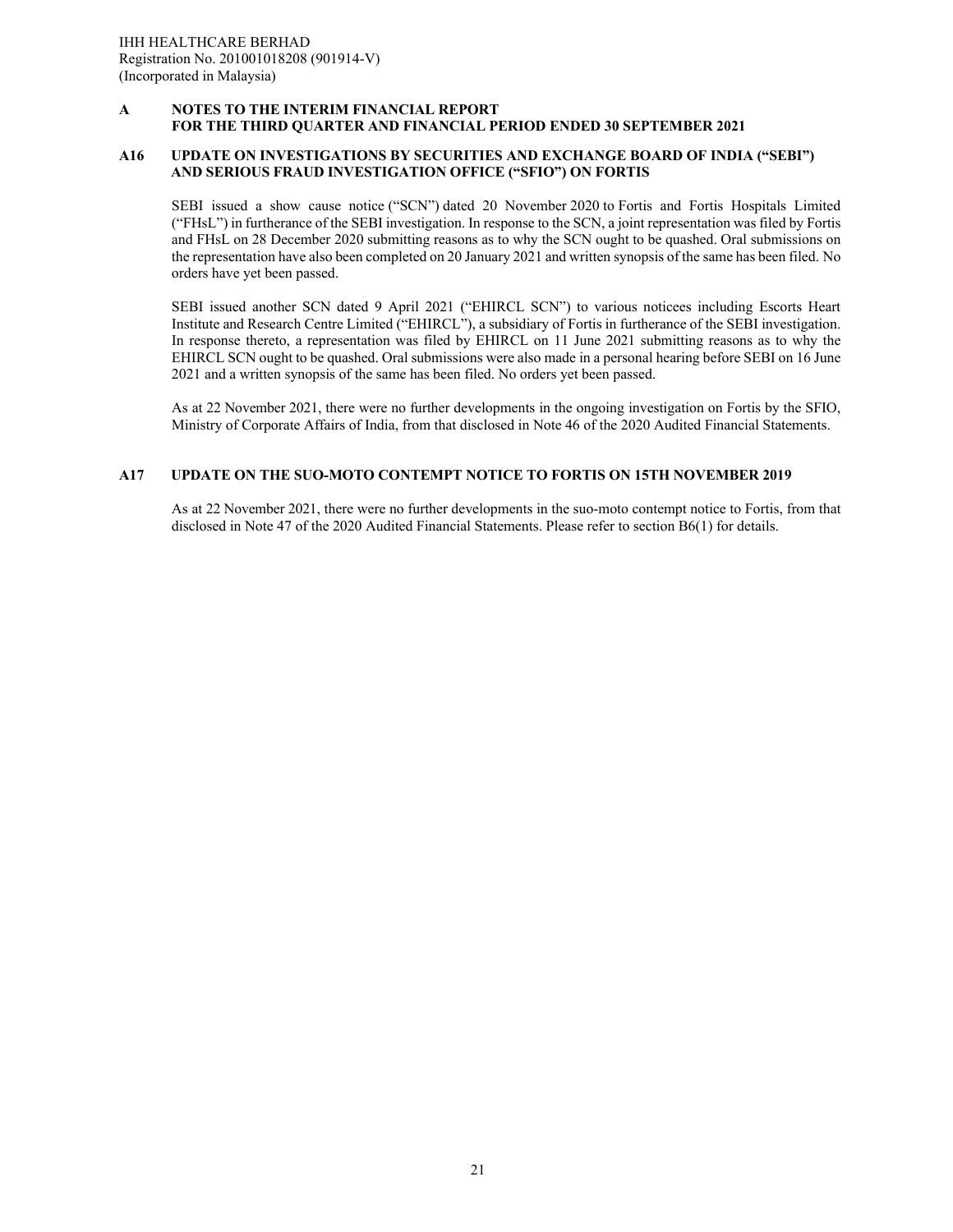IHH HEALTHCARE BERHAD
Registration No. 201001018208 (901914-V)
(Incorporated in Malaysia)

## A NOTES TO THE INTERIM FINANCIAL REPORT FOR THE THIRD QUARTER AND FINANCIAL PERIOD ENDED 30 SEPTEMBER 2021

### A16 UPDATE ON INVESTIGATIONS BY SECURITIES AND EXCHANGE BOARD OF INDIA ("SEBI") AND SERIOUS FRAUD INVESTIGATION OFFICE ("SFIO") ON FORTIS

SEBI issued a show cause notice ("SCN") dated 20 November 2020 to Fortis and Fortis Hospitals Limited ("FHsL") in furtherance of the SEBI investigation. In response to the SCN, a joint representation was filed by Fortis and FHsL on 28 December 2020 submitting reasons as to why the SCN ought to be quashed. Oral submissions on the representation have also been completed on 20 January 2021 and written synopsis of the same has been filed. No orders have yet been passed.

SEBI issued another SCN dated 9 April 2021 ("EHIRCL SCN") to various noticees including Escorts Heart Institute and Research Centre Limited ("EHIRCL"), a subsidiary of Fortis in furtherance of the SEBI investigation. In response thereto, a representation was filed by EHIRCL on 11 June 2021 submitting reasons as to why the EHIRCL SCN ought to be quashed. Oral submissions were also made in a personal hearing before SEBI on 16 June 2021 and a written synopsis of the same has been filed. No orders yet been passed.

As at 22 November 2021, there were no further developments in the ongoing investigation on Fortis by the SFIO, Ministry of Corporate Affairs of India, from that disclosed in Note 46 of the 2020 Audited Financial Statements.

### A17 UPDATE ON THE SUO-MOTO CONTEMPT NOTICE TO FORTIS ON 15TH NOVEMBER 2019

As at 22 November 2021, there were no further developments in the suo-moto contempt notice to Fortis, from that disclosed in Note 47 of the 2020 Audited Financial Statements. Please refer to section B6(1) for details.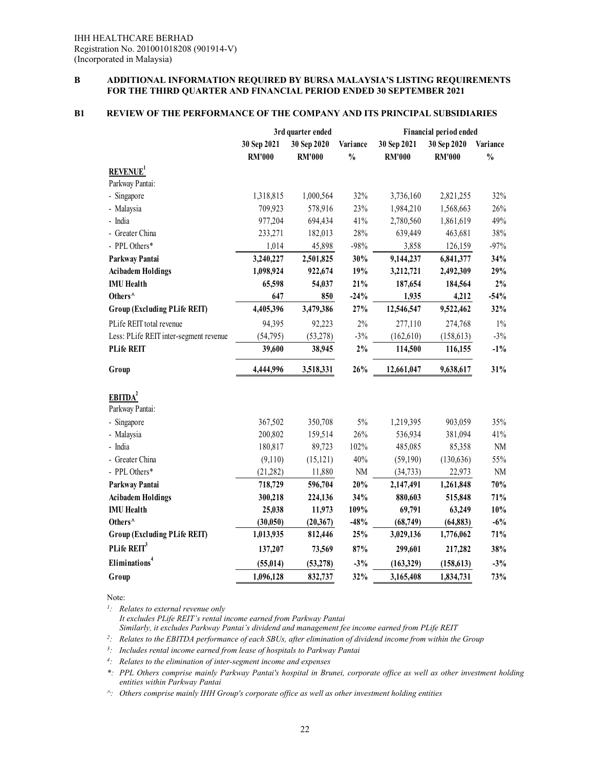IHH HEALTHCARE BERHAD
Registration No. 201001018208 (901914-V)
(Incorporated in Malaysia)

## B ADDITIONAL INFORMATION REQUIRED BY BURSA MALAYSIA'S LISTING REQUIREMENTS FOR THE THIRD QUARTER AND FINANCIAL PERIOD ENDED 30 SEPTEMBER 2021

### B1 REVIEW OF THE PERFORMANCE OF THE COMPANY AND ITS PRINCIPAL SUBSIDIARIES

| | 3rd quarter ended | | | Financial period ended | | |
|---|---|---|---|---|---|---|
| | 30 Sep 2021 | 30 Sep 2020 | Variance | 30 Sep 2021 | 30 Sep 2020 | Variance |
| | RM'000 | RM'000 | % | RM'000 | RM'000 | % |
| **REVENUE[1]** | | | | | | |
| Parkway Pantai: | | | | | | |
| - Singapore | 1,318,815 | 1,000,564 | 32% | 3,736,160 | 2,821,255 | 32% |
| - Malaysia | 709,923 | 578,916 | 23% | 1,984,210 | 1,568,663 | 26% |
| - India | 977,204 | 694,434 | 41% | 2,780,560 | 1,861,619 | 49% |
| - Greater China | 233,271 | 182,013 | 28% | 639,449 | 463,681 | 38% |
| - PPL Others* | 1,014 | 45,898 | -98% | 3,858 | 126,159 | -97% |
| **Parkway Pantai** | **3,240,227** | **2,501,825** | **30%** | **9,144,237** | **6,841,377** | **34%** |
| **Acibadem Holdings** | **1,098,924** | **922,674** | **19%** | **3,212,721** | **2,492,309** | **29%** |
| **IMU Health** | **65,598** | **54,037** | **21%** | **187,654** | **184,564** | **2%** |
| **Others^** | **647** | **850** | **-24%** | **1,935** | **4,212** | **-54%** |
| **Group (Excluding PLife REIT)** | **4,405,396** | **3,479,386** | **27%** | **12,546,547** | **9,522,462** | **32%** |
| PLife REIT total revenue | 94,395 | 92,223 | 2% | 277,110 | 274,768 | 1% |
| Less: PLife REIT inter-segment revenue | (54,795) | (53,278) | -3% | (162,610) | (158,613) | -3% |
| **PLife REIT** | **39,600** | **38,945** | **2%** | **114,500** | **116,155** | **-1%** |
| **Group** | **4,444,996** | **3,518,331** | **26%** | **12,661,047** | **9,638,617** | **31%** |
| **EBITDA[2]** | | | | | | |
| Parkway Pantai: | | | | | | |
| - Singapore | 367,502 | 350,708 | 5% | 1,219,395 | 903,059 | 35% |
| - Malaysia | 200,802 | 159,514 | 26% | 536,934 | 381,094 | 41% |
| - India | 180,817 | 89,723 | 102% | 485,085 | 85,358 | NM |
| - Greater China | (9,110) | (15,121) | 40% | (59,190) | (130,636) | 55% |
| - PPL Others* | (21,282) | 11,880 | NM | (34,733) | 22,973 | NM |
| **Parkway Pantai** | **718,729** | **596,704** | **20%** | **2,147,491** | **1,261,848** | **70%** |
| **Acibadem Holdings** | **300,218** | **224,136** | **34%** | **880,603** | **515,848** | **71%** |
| **IMU Health** | **25,038** | **11,973** | **109%** | **69,791** | **63,249** | **10%** |
| **Others^** | **(30,050)** | **(20,367)** | **-48%** | **(68,749)** | **(64,883)** | **-6%** |
| **Group (Excluding PLife REIT)** | **1,013,935** | **812,446** | **25%** | **3,029,136** | **1,776,062** | **71%** |
| **PLife REIT[3]** | **137,207** | **73,569** | **87%** | **299,601** | **217,282** | **38%** |
| **Eliminations[4]** | **(55,014)** | **(53,278)** | **-3%** | **(163,329)** | **(158,613)** | **-3%** |
| **Group** | **1,096,128** | **832,737** | **32%** | **3,165,408** | **1,834,731** | **73%** |

Note:

[1]: *Relates to external revenue only*
*It excludes PLife REIT's rental income earned from Parkway Pantai*
*Similarly, it excludes Parkway Pantai's dividend and management fee income earned from PLife REIT*

[2]: *Relates to the EBITDA performance of each SBUs, after elimination of dividend income from within the Group*

[3]: *Includes rental income earned from lease of hospitals to Parkway Pantai*

[4]: *Relates to the elimination of inter-segment income and expenses*

*: *PPL Others comprise mainly Parkway Pantai's hospital in Brunei, corporate office as well as other investment holding entities within Parkway Pantai*

^: *Others comprise mainly IHH Group's corporate office as well as other investment holding entities*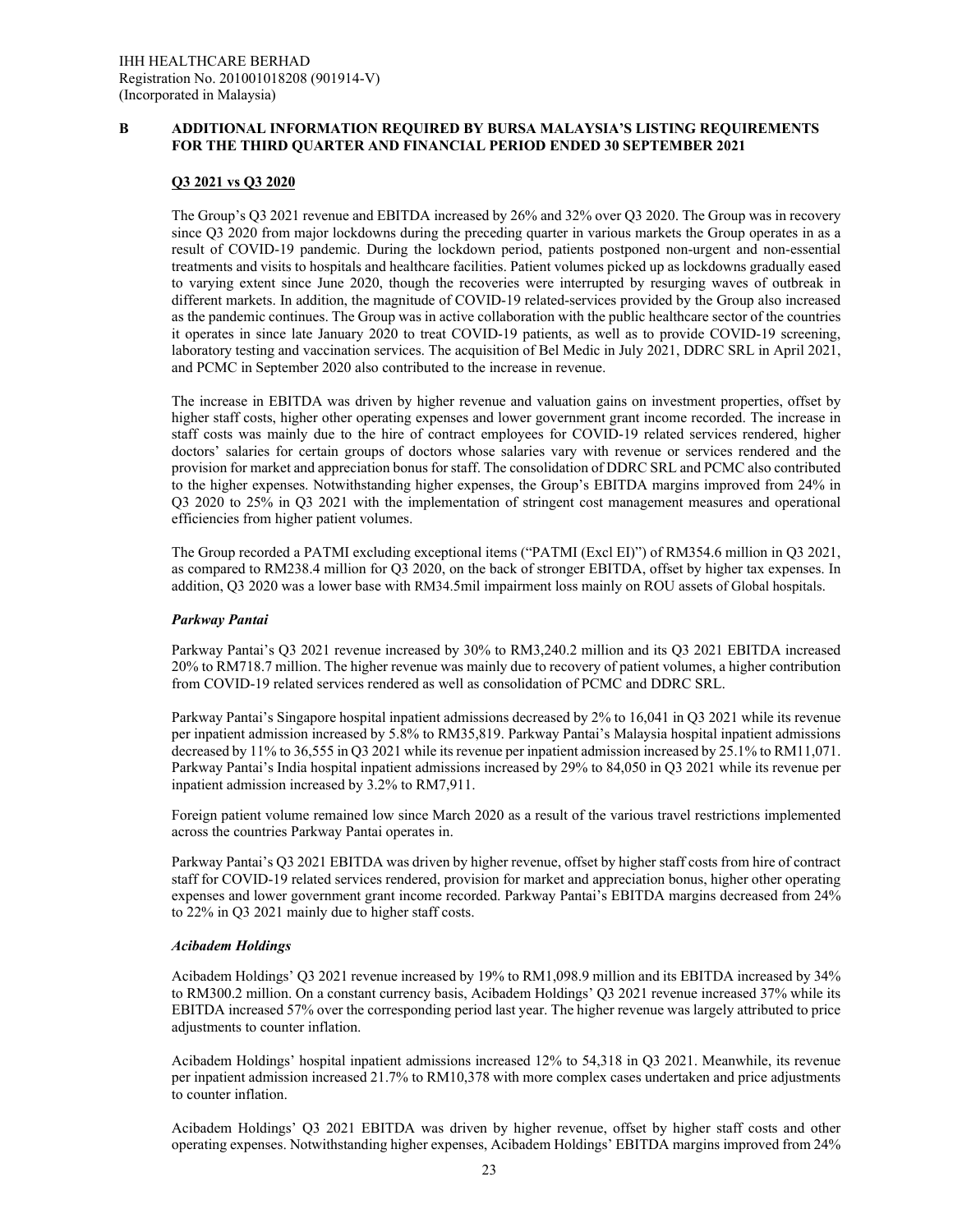IHH HEALTHCARE BERHAD
Registration No. 201001018208 (901914-V)
(Incorporated in Malaysia)

## B ADDITIONAL INFORMATION REQUIRED BY BURSA MALAYSIA'S LISTING REQUIREMENTS FOR THE THIRD QUARTER AND FINANCIAL PERIOD ENDED 30 SEPTEMBER 2021

### Q3 2021 vs Q3 2020

The Group's Q3 2021 revenue and EBITDA increased by 26% and 32% over Q3 2020. The Group was in recovery since Q3 2020 from major lockdowns during the preceding quarter in various markets the Group operates in as a result of COVID-19 pandemic. During the lockdown period, patients postponed non-urgent and non-essential treatments and visits to hospitals and healthcare facilities. Patient volumes picked up as lockdowns gradually eased to varying extent since June 2020, though the recoveries were interrupted by resurging waves of outbreak in different markets. In addition, the magnitude of COVID-19 related-services provided by the Group also increased as the pandemic continues. The Group was in active collaboration with the public healthcare sector of the countries it operates in since late January 2020 to treat COVID-19 patients, as well as to provide COVID-19 screening, laboratory testing and vaccination services. The acquisition of Bel Medic in July 2021, DDRC SRL in April 2021, and PCMC in September 2020 also contributed to the increase in revenue.

The increase in EBITDA was driven by higher revenue and valuation gains on investment properties, offset by higher staff costs, higher other operating expenses and lower government grant income recorded. The increase in staff costs was mainly due to the hire of contract employees for COVID-19 related services rendered, higher doctors' salaries for certain groups of doctors whose salaries vary with revenue or services rendered and the provision for market and appreciation bonus for staff. The consolidation of DDRC SRL and PCMC also contributed to the higher expenses. Notwithstanding higher expenses, the Group's EBITDA margins improved from 24% in Q3 2020 to 25% in Q3 2021 with the implementation of stringent cost management measures and operational efficiencies from higher patient volumes.

The Group recorded a PATMI excluding exceptional items ("PATMI (Excl EI)") of RM354.6 million in Q3 2021, as compared to RM238.4 million for Q3 2020, on the back of stronger EBITDA, offset by higher tax expenses. In addition, Q3 2020 was a lower base with RM34.5mil impairment loss mainly on ROU assets of Global hospitals.

#### *Parkway Pantai*

Parkway Pantai's Q3 2021 revenue increased by 30% to RM3,240.2 million and its Q3 2021 EBITDA increased 20% to RM718.7 million. The higher revenue was mainly due to recovery of patient volumes, a higher contribution from COVID-19 related services rendered as well as consolidation of PCMC and DDRC SRL.

Parkway Pantai's Singapore hospital inpatient admissions decreased by 2% to 16,041 in Q3 2021 while its revenue per inpatient admission increased by 5.8% to RM35,819. Parkway Pantai's Malaysia hospital inpatient admissions decreased by 11% to 36,555 in Q3 2021 while its revenue per inpatient admission increased by 25.1% to RM11,071. Parkway Pantai's India hospital inpatient admissions increased by 29% to 84,050 in Q3 2021 while its revenue per inpatient admission increased by 3.2% to RM7,911.

Foreign patient volume remained low since March 2020 as a result of the various travel restrictions implemented across the countries Parkway Pantai operates in.

Parkway Pantai's Q3 2021 EBITDA was driven by higher revenue, offset by higher staff costs from hire of contract staff for COVID-19 related services rendered, provision for market and appreciation bonus, higher other operating expenses and lower government grant income recorded. Parkway Pantai's EBITDA margins decreased from 24% to 22% in Q3 2021 mainly due to higher staff costs.

#### *Acibadem Holdings*

Acibadem Holdings' Q3 2021 revenue increased by 19% to RM1,098.9 million and its EBITDA increased by 34% to RM300.2 million. On a constant currency basis, Acibadem Holdings' Q3 2021 revenue increased 37% while its EBITDA increased 57% over the corresponding period last year. The higher revenue was largely attributed to price adjustments to counter inflation.

Acibadem Holdings' hospital inpatient admissions increased 12% to 54,318 in Q3 2021. Meanwhile, its revenue per inpatient admission increased 21.7% to RM10,378 with more complex cases undertaken and price adjustments to counter inflation.

Acibadem Holdings' Q3 2021 EBITDA was driven by higher revenue, offset by higher staff costs and other operating expenses. Notwithstanding higher expenses, Acibadem Holdings' EBITDA margins improved from 24%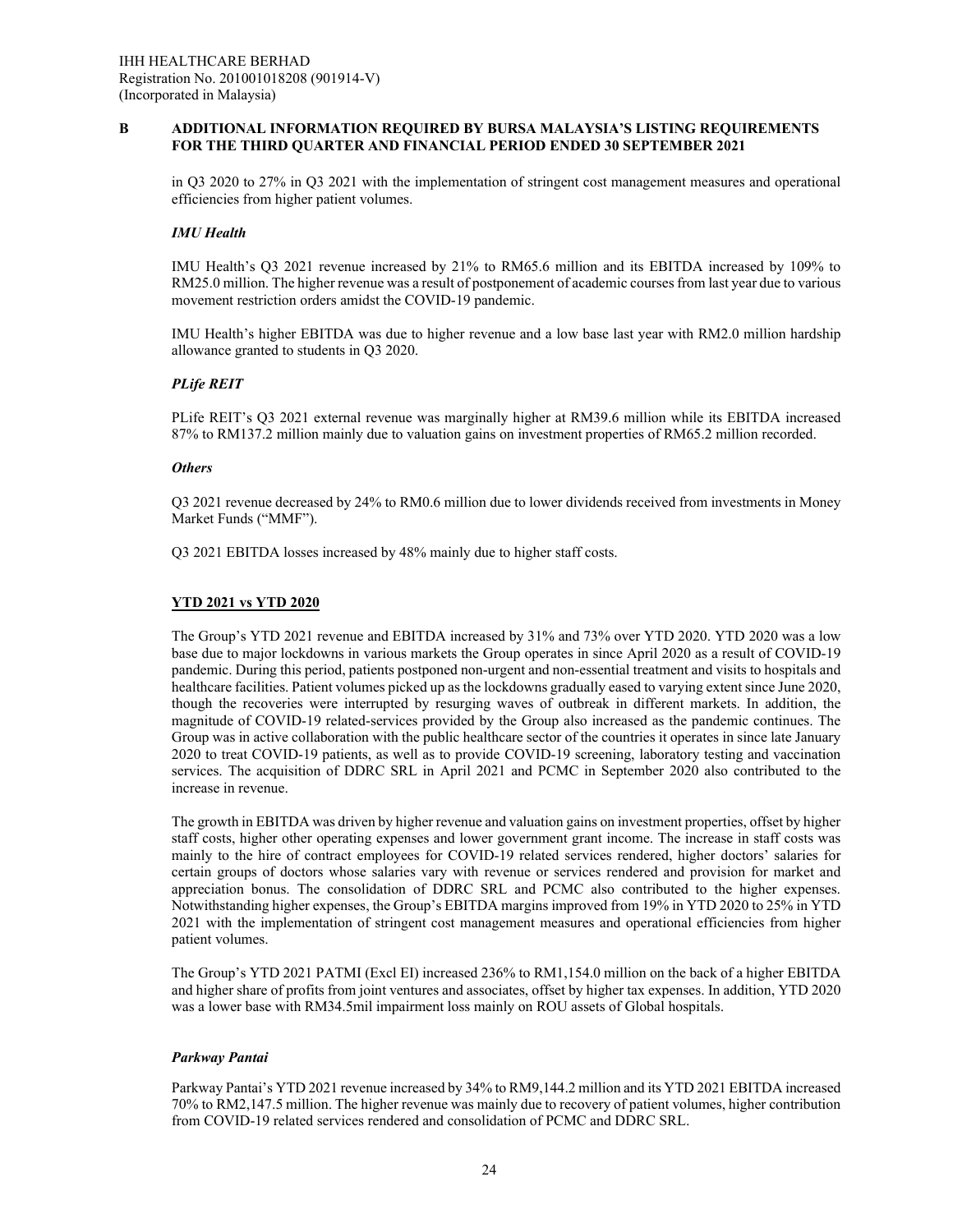in Q3 2020 to 27% in Q3 2021 with the implementation of stringent cost management measures and operational efficiencies from higher patient volumes.

### *IMU Health*

IMU Health's Q3 2021 revenue increased by 21% to RM65.6 million and its EBITDA increased by 109% to RM25.0 million. The higher revenue was a result of postponement of academic courses from last year due to various movement restriction orders amidst the COVID-19 pandemic.

IMU Health's higher EBITDA was due to higher revenue and a low base last year with RM2.0 million hardship allowance granted to students in Q3 2020.

### *PLife REIT*

PLife REIT's Q3 2021 external revenue was marginally higher at RM39.6 million while its EBITDA increased 87% to RM137.2 million mainly due to valuation gains on investment properties of RM65.2 million recorded.

### *Others*

Q3 2021 revenue decreased by 24% to RM0.6 million due to lower dividends received from investments in Money Market Funds ("MMF").

Q3 2021 EBITDA losses increased by 48% mainly due to higher staff costs.

## YTD 2021 vs YTD 2020

The Group's YTD 2021 revenue and EBITDA increased by 31% and 73% over YTD 2020. YTD 2020 was a low base due to major lockdowns in various markets the Group operates in since April 2020 as a result of COVID-19 pandemic. During this period, patients postponed non-urgent and non-essential treatment and visits to hospitals and healthcare facilities. Patient volumes picked up as the lockdowns gradually eased to varying extent since June 2020, though the recoveries were interrupted by resurging waves of outbreak in different markets. In addition, the magnitude of COVID-19 related-services provided by the Group also increased as the pandemic continues. The Group was in active collaboration with the public healthcare sector of the countries it operates in since late January 2020 to treat COVID-19 patients, as well as to provide COVID-19 screening, laboratory testing and vaccination services. The acquisition of DDRC SRL in April 2021 and PCMC in September 2020 also contributed to the increase in revenue.

The growth in EBITDA was driven by higher revenue and valuation gains on investment properties, offset by higher staff costs, higher other operating expenses and lower government grant income. The increase in staff costs was mainly to the hire of contract employees for COVID-19 related services rendered, higher doctors' salaries for certain groups of doctors whose salaries vary with revenue or services rendered and provision for market and appreciation bonus. The consolidation of DDRC SRL and PCMC also contributed to the higher expenses. Notwithstanding higher expenses, the Group's EBITDA margins improved from 19% in YTD 2020 to 25% in YTD 2021 with the implementation of stringent cost management measures and operational efficiencies from higher patient volumes.

The Group's YTD 2021 PATMI (Excl EI) increased 236% to RM1,154.0 million on the back of a higher EBITDA and higher share of profits from joint ventures and associates, offset by higher tax expenses. In addition, YTD 2020 was a lower base with RM34.5mil impairment loss mainly on ROU assets of Global hospitals.

### *Parkway Pantai*

Parkway Pantai's YTD 2021 revenue increased by 34% to RM9,144.2 million and its YTD 2021 EBITDA increased 70% to RM2,147.5 million. The higher revenue was mainly due to recovery of patient volumes, higher contribution from COVID-19 related services rendered and consolidation of PCMC and DDRC SRL.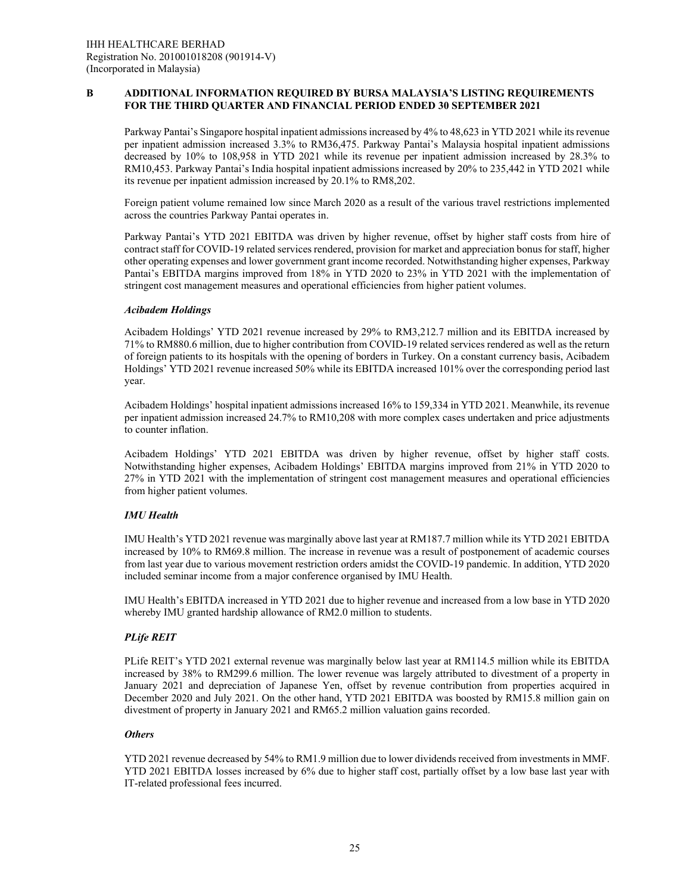## B ADDITIONAL INFORMATION REQUIRED BY BURSA MALAYSIA'S LISTING REQUIREMENTS FOR THE THIRD QUARTER AND FINANCIAL PERIOD ENDED 30 SEPTEMBER 2021

Parkway Pantai's Singapore hospital inpatient admissions increased by 4% to 48,623 in YTD 2021 while its revenue per inpatient admission increased 3.3% to RM36,475. Parkway Pantai's Malaysia hospital inpatient admissions decreased by 10% to 108,958 in YTD 2021 while its revenue per inpatient admission increased by 28.3% to RM10,453. Parkway Pantai's India hospital inpatient admissions increased by 20% to 235,442 in YTD 2021 while its revenue per inpatient admission increased by 20.1% to RM8,202.

Foreign patient volume remained low since March 2020 as a result of the various travel restrictions implemented across the countries Parkway Pantai operates in.

Parkway Pantai's YTD 2021 EBITDA was driven by higher revenue, offset by higher staff costs from hire of contract staff for COVID-19 related services rendered, provision for market and appreciation bonus for staff, higher other operating expenses and lower government grant income recorded. Notwithstanding higher expenses, Parkway Pantai's EBITDA margins improved from 18% in YTD 2020 to 23% in YTD 2021 with the implementation of stringent cost management measures and operational efficiencies from higher patient volumes.

***Acibadem Holdings***

Acibadem Holdings' YTD 2021 revenue increased by 29% to RM3,212.7 million and its EBITDA increased by 71% to RM880.6 million, due to higher contribution from COVID-19 related services rendered as well as the return of foreign patients to its hospitals with the opening of borders in Turkey. On a constant currency basis, Acibadem Holdings' YTD 2021 revenue increased 50% while its EBITDA increased 101% over the corresponding period last year.

Acibadem Holdings' hospital inpatient admissions increased 16% to 159,334 in YTD 2021. Meanwhile, its revenue per inpatient admission increased 24.7% to RM10,208 with more complex cases undertaken and price adjustments to counter inflation.

Acibadem Holdings' YTD 2021 EBITDA was driven by higher revenue, offset by higher staff costs. Notwithstanding higher expenses, Acibadem Holdings' EBITDA margins improved from 21% in YTD 2020 to 27% in YTD 2021 with the implementation of stringent cost management measures and operational efficiencies from higher patient volumes.

***IMU Health***

IMU Health's YTD 2021 revenue was marginally above last year at RM187.7 million while its YTD 2021 EBITDA increased by 10% to RM69.8 million. The increase in revenue was a result of postponement of academic courses from last year due to various movement restriction orders amidst the COVID-19 pandemic. In addition, YTD 2020 included seminar income from a major conference organised by IMU Health.

IMU Health's EBITDA increased in YTD 2021 due to higher revenue and increased from a low base in YTD 2020 whereby IMU granted hardship allowance of RM2.0 million to students.

***PLife REIT***

PLife REIT's YTD 2021 external revenue was marginally below last year at RM114.5 million while its EBITDA increased by 38% to RM299.6 million. The lower revenue was largely attributed to divestment of a property in January 2021 and depreciation of Japanese Yen, offset by revenue contribution from properties acquired in December 2020 and July 2021. On the other hand, YTD 2021 EBITDA was boosted by RM15.8 million gain on divestment of property in January 2021 and RM65.2 million valuation gains recorded.

***Others***

YTD 2021 revenue decreased by 54% to RM1.9 million due to lower dividends received from investments in MMF. YTD 2021 EBITDA losses increased by 6% due to higher staff cost, partially offset by a low base last year with IT-related professional fees incurred.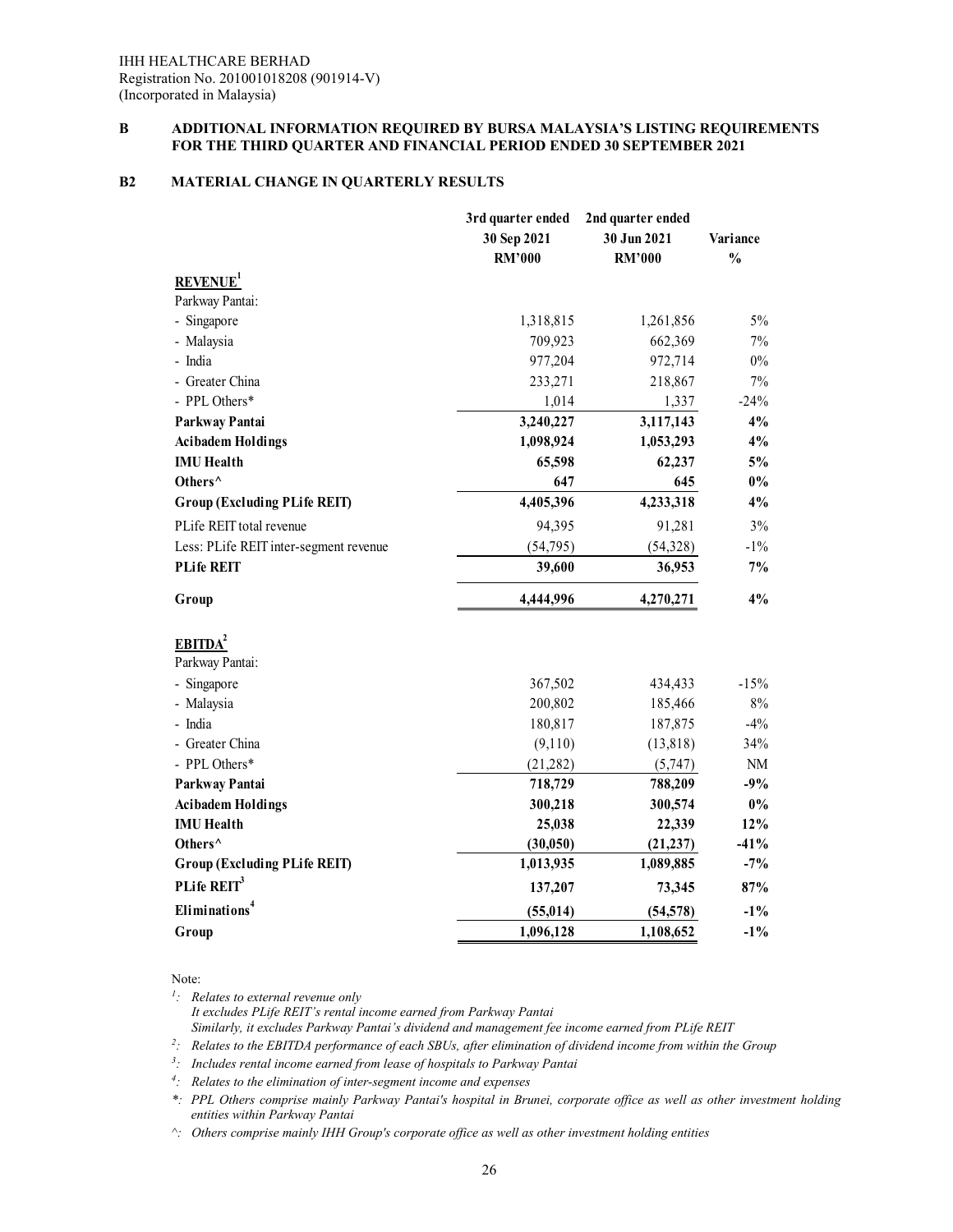IHH HEALTHCARE BERHAD
Registration No. 201001018208 (901914-V)
(Incorporated in Malaysia)

## B ADDITIONAL INFORMATION REQUIRED BY BURSA MALAYSIA'S LISTING REQUIREMENTS FOR THE THIRD QUARTER AND FINANCIAL PERIOD ENDED 30 SEPTEMBER 2021

### B2 MATERIAL CHANGE IN QUARTERLY RESULTS

| | 3rd quarter ended 30 Sep 2021 RM'000 | 2nd quarter ended 30 Jun 2021 RM'000 | Variance % |
|---|---|---|---|
| **REVENUE[1]** | | | |
| Parkway Pantai: | | | |
| - Singapore | 1,318,815 | 1,261,856 | 5% |
| - Malaysia | 709,923 | 662,369 | 7% |
| - India | 977,204 | 972,714 | 0% |
| - Greater China | 233,271 | 218,867 | 7% |
| - PPL Others* | 1,014 | 1,337 | -24% |
| **Parkway Pantai** | **3,240,227** | **3,117,143** | **4%** |
| **Acibadem Holdings** | **1,098,924** | **1,053,293** | **4%** |
| **IMU Health** | **65,598** | **62,237** | **5%** |
| **Others^** | **647** | **645** | **0%** |
| **Group (Excluding PLife REIT)** | **4,405,396** | **4,233,318** | **4%** |
| PLife REIT total revenue | 94,395 | 91,281 | 3% |
| Less: PLife REIT inter-segment revenue | (54,795) | (54,328) | -1% |
| **PLife REIT** | **39,600** | **36,953** | **7%** |
| **Group** | **4,444,996** | **4,270,271** | **4%** |
| **EBITDA[2]** | | | |
| Parkway Pantai: | | | |
| - Singapore | 367,502 | 434,433 | -15% |
| - Malaysia | 200,802 | 185,466 | 8% |
| - India | 180,817 | 187,875 | -4% |
| - Greater China | (9,110) | (13,818) | 34% |
| - PPL Others* | (21,282) | (5,747) | NM |
| **Parkway Pantai** | **718,729** | **788,209** | **-9%** |
| **Acibadem Holdings** | **300,218** | **300,574** | **0%** |
| **IMU Health** | **25,038** | **22,339** | **12%** |
| **Others^** | **(30,050)** | **(21,237)** | **-41%** |
| **Group (Excluding PLife REIT)** | **1,013,935** | **1,089,885** | **-7%** |
| **PLife REIT[3]** | **137,207** | **73,345** | **87%** |
| **Eliminations[4]** | **(55,014)** | **(54,578)** | **-1%** |
| **Group** | **1,096,128** | **1,108,652** | **-1%** |

Note:

[1]: *Relates to external revenue only*
*It excludes PLife REIT's rental income earned from Parkway Pantai*
*Similarly, it excludes Parkway Pantai's dividend and management fee income earned from PLife REIT*

[2]: *Relates to the EBITDA performance of each SBUs, after elimination of dividend income from within the Group*

[3]: *Includes rental income earned from lease of hospitals to Parkway Pantai*

[4]: *Relates to the elimination of inter-segment income and expenses*

*: *PPL Others comprise mainly Parkway Pantai's hospital in Brunei, corporate office as well as other investment holding entities within Parkway Pantai*

^: *Others comprise mainly IHH Group's corporate office as well as other investment holding entities*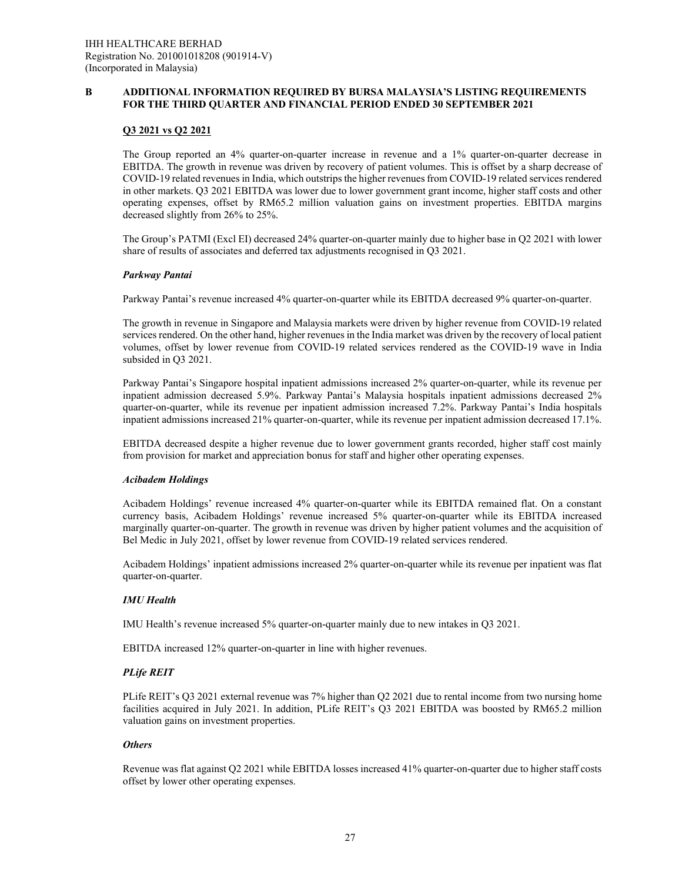IHH HEALTHCARE BERHAD
Registration No. 201001018208 (901914-V)
(Incorporated in Malaysia)

## B ADDITIONAL INFORMATION REQUIRED BY BURSA MALAYSIA'S LISTING REQUIREMENTS FOR THE THIRD QUARTER AND FINANCIAL PERIOD ENDED 30 SEPTEMBER 2021

### Q3 2021 vs Q2 2021

The Group reported an 4% quarter-on-quarter increase in revenue and a 1% quarter-on-quarter decrease in EBITDA. The growth in revenue was driven by recovery of patient volumes. This is offset by a sharp decrease of COVID-19 related revenues in India, which outstrips the higher revenues from COVID-19 related services rendered in other markets. Q3 2021 EBITDA was lower due to lower government grant income, higher staff costs and other operating expenses, offset by RM65.2 million valuation gains on investment properties. EBITDA margins decreased slightly from 26% to 25%.

The Group's PATMI (Excl EI) decreased 24% quarter-on-quarter mainly due to higher base in Q2 2021 with lower share of results of associates and deferred tax adjustments recognised in Q3 2021.

#### *Parkway Pantai*

Parkway Pantai's revenue increased 4% quarter-on-quarter while its EBITDA decreased 9% quarter-on-quarter.

The growth in revenue in Singapore and Malaysia markets were driven by higher revenue from COVID-19 related services rendered. On the other hand, higher revenues in the India market was driven by the recovery of local patient volumes, offset by lower revenue from COVID-19 related services rendered as the COVID-19 wave in India subsided in Q3 2021.

Parkway Pantai's Singapore hospital inpatient admissions increased 2% quarter-on-quarter, while its revenue per inpatient admission decreased 5.9%. Parkway Pantai's Malaysia hospitals inpatient admissions decreased 2% quarter-on-quarter, while its revenue per inpatient admission increased 7.2%. Parkway Pantai's India hospitals inpatient admissions increased 21% quarter-on-quarter, while its revenue per inpatient admission decreased 17.1%.

EBITDA decreased despite a higher revenue due to lower government grants recorded, higher staff cost mainly from provision for market and appreciation bonus for staff and higher other operating expenses.

#### *Acibadem Holdings*

Acibadem Holdings' revenue increased 4% quarter-on-quarter while its EBITDA remained flat. On a constant currency basis, Acibadem Holdings' revenue increased 5% quarter-on-quarter while its EBITDA increased marginally quarter-on-quarter. The growth in revenue was driven by higher patient volumes and the acquisition of Bel Medic in July 2021, offset by lower revenue from COVID-19 related services rendered.

Acibadem Holdings' inpatient admissions increased 2% quarter-on-quarter while its revenue per inpatient was flat quarter-on-quarter.

#### *IMU Health*

IMU Health's revenue increased 5% quarter-on-quarter mainly due to new intakes in Q3 2021.

EBITDA increased 12% quarter-on-quarter in line with higher revenues.

#### *PLife REIT*

PLife REIT's Q3 2021 external revenue was 7% higher than Q2 2021 due to rental income from two nursing home facilities acquired in July 2021. In addition, PLife REIT's Q3 2021 EBITDA was boosted by RM65.2 million valuation gains on investment properties.

#### *Others*

Revenue was flat against Q2 2021 while EBITDA losses increased 41% quarter-on-quarter due to higher staff costs offset by lower other operating expenses.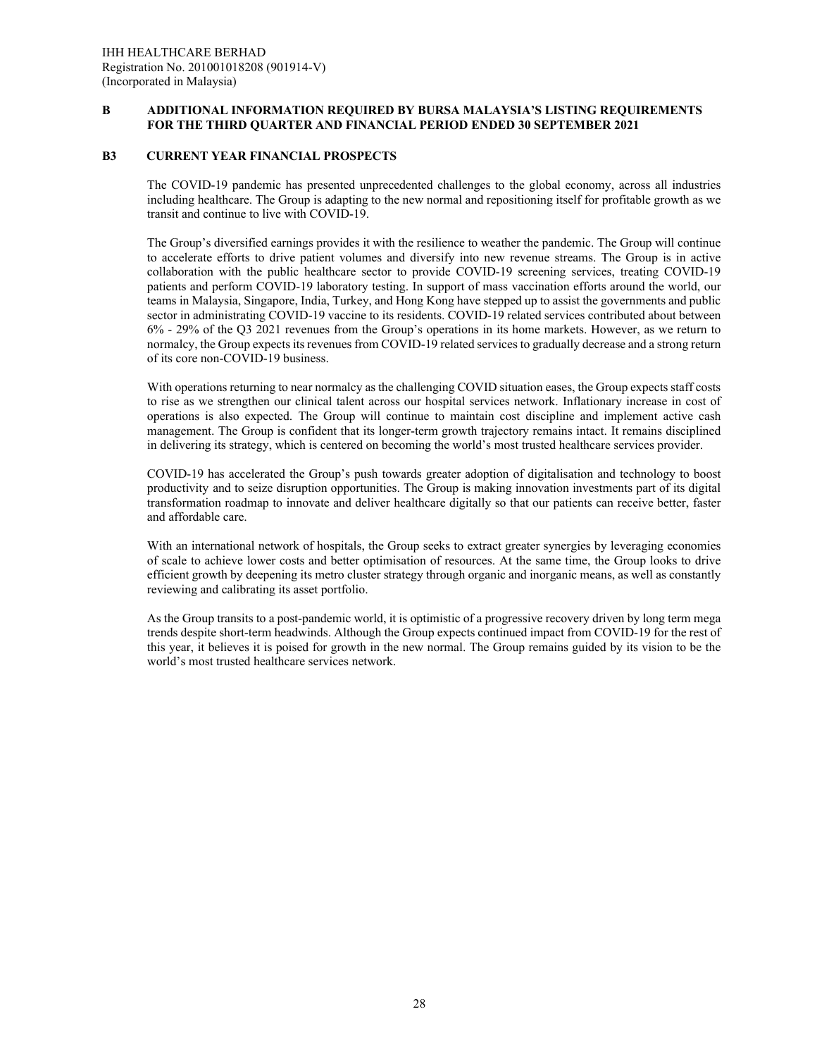IHH HEALTHCARE BERHAD
Registration No. 201001018208 (901914-V)
(Incorporated in Malaysia)

## B ADDITIONAL INFORMATION REQUIRED BY BURSA MALAYSIA'S LISTING REQUIREMENTS FOR THE THIRD QUARTER AND FINANCIAL PERIOD ENDED 30 SEPTEMBER 2021

### B3 CURRENT YEAR FINANCIAL PROSPECTS

The COVID-19 pandemic has presented unprecedented challenges to the global economy, across all industries including healthcare. The Group is adapting to the new normal and repositioning itself for profitable growth as we transit and continue to live with COVID-19.

The Group's diversified earnings provides it with the resilience to weather the pandemic. The Group will continue to accelerate efforts to drive patient volumes and diversify into new revenue streams. The Group is in active collaboration with the public healthcare sector to provide COVID-19 screening services, treating COVID-19 patients and perform COVID-19 laboratory testing. In support of mass vaccination efforts around the world, our teams in Malaysia, Singapore, India, Turkey, and Hong Kong have stepped up to assist the governments and public sector in administrating COVID-19 vaccine to its residents. COVID-19 related services contributed about between 6% - 29% of the Q3 2021 revenues from the Group's operations in its home markets. However, as we return to normalcy, the Group expects its revenues from COVID-19 related services to gradually decrease and a strong return of its core non-COVID-19 business.

With operations returning to near normalcy as the challenging COVID situation eases, the Group expects staff costs to rise as we strengthen our clinical talent across our hospital services network. Inflationary increase in cost of operations is also expected. The Group will continue to maintain cost discipline and implement active cash management. The Group is confident that its longer-term growth trajectory remains intact. It remains disciplined in delivering its strategy, which is centered on becoming the world's most trusted healthcare services provider.

COVID-19 has accelerated the Group's push towards greater adoption of digitalisation and technology to boost productivity and to seize disruption opportunities. The Group is making innovation investments part of its digital transformation roadmap to innovate and deliver healthcare digitally so that our patients can receive better, faster and affordable care.

With an international network of hospitals, the Group seeks to extract greater synergies by leveraging economies of scale to achieve lower costs and better optimisation of resources. At the same time, the Group looks to drive efficient growth by deepening its metro cluster strategy through organic and inorganic means, as well as constantly reviewing and calibrating its asset portfolio.

As the Group transits to a post-pandemic world, it is optimistic of a progressive recovery driven by long term mega trends despite short-term headwinds. Although the Group expects continued impact from COVID-19 for the rest of this year, it believes it is poised for growth in the new normal. The Group remains guided by its vision to be the world's most trusted healthcare services network.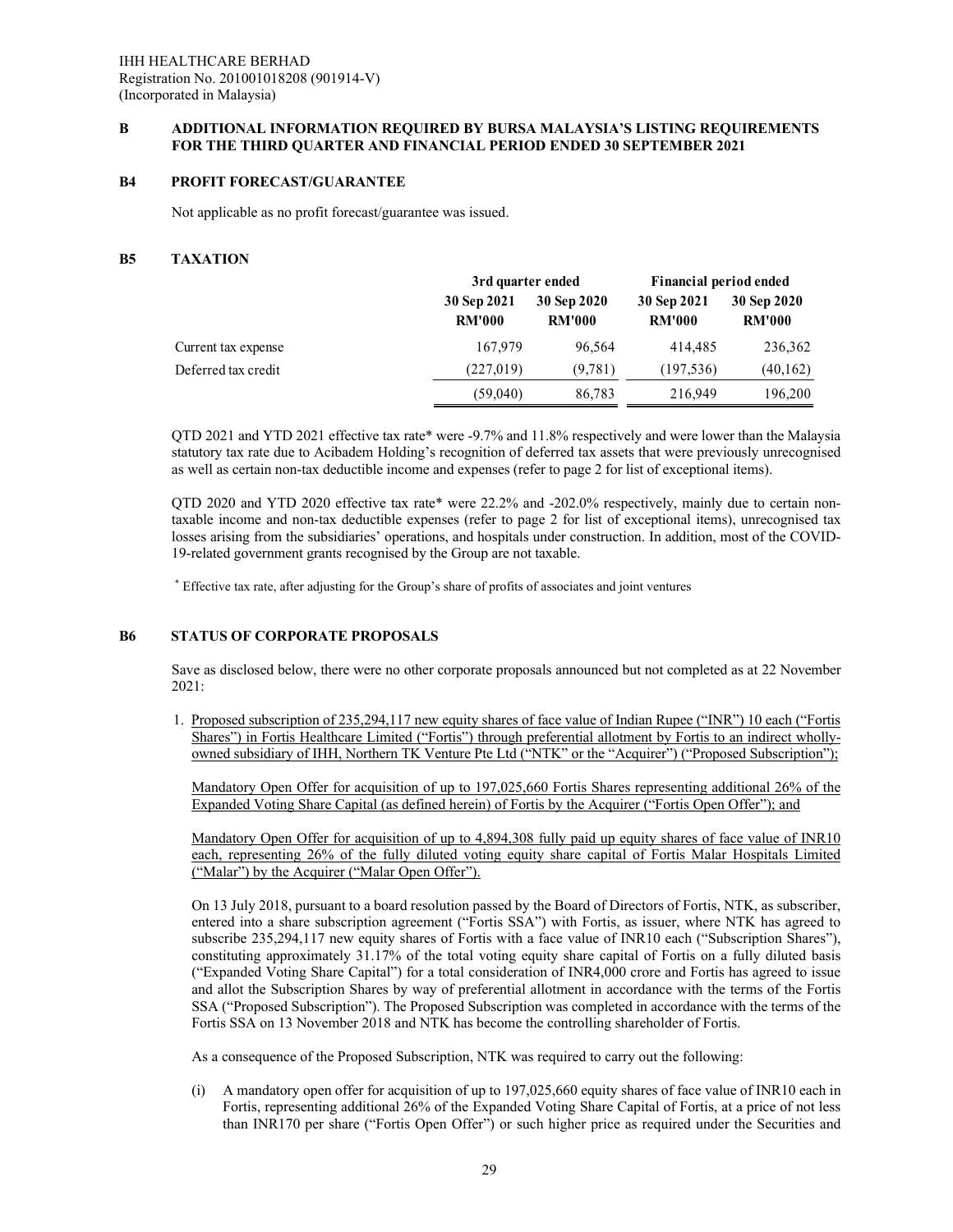IHH HEALTHCARE BERHAD
Registration No. 201001018208 (901914-V)
(Incorporated in Malaysia)

## B ADDITIONAL INFORMATION REQUIRED BY BURSA MALAYSIA'S LISTING REQUIREMENTS FOR THE THIRD QUARTER AND FINANCIAL PERIOD ENDED 30 SEPTEMBER 2021

### B4 PROFIT FORECAST/GUARANTEE

Not applicable as no profit forecast/guarantee was issued.

### B5 TAXATION

| | 3rd quarter ended | | Financial period ended | |
|---|---|---|---|---|
| | 30 Sep 2021 RM'000 | 30 Sep 2020 RM'000 | 30 Sep 2021 RM'000 | 30 Sep 2020 RM'000 |
| Current tax expense | 167,979 | 96,564 | 414,485 | 236,362 |
| Deferred tax credit | (227,019) | (9,781) | (197,536) | (40,162) |
| | (59,040) | 86,783 | 216,949 | 196,200 |

QTD 2021 and YTD 2021 effective tax rate* were -9.7% and 11.8% respectively and were lower than the Malaysia statutory tax rate due to Acibadem Holding's recognition of deferred tax assets that were previously unrecognised as well as certain non-tax deductible income and expenses (refer to page 2 for list of exceptional items).

QTD 2020 and YTD 2020 effective tax rate* were 22.2% and -202.0% respectively, mainly due to certain non-taxable income and non-tax deductible expenses (refer to page 2 for list of exceptional items), unrecognised tax losses arising from the subsidiaries' operations, and hospitals under construction. In addition, most of the COVID-19-related government grants recognised by the Group are not taxable.

\* Effective tax rate, after adjusting for the Group's share of profits of associates and joint ventures

### B6 STATUS OF CORPORATE PROPOSALS

Save as disclosed below, there were no other corporate proposals announced but not completed as at 22 November 2021:

1. Proposed subscription of 235,294,117 new equity shares of face value of Indian Rupee ("INR") 10 each ("Fortis Shares") in Fortis Healthcare Limited ("Fortis") through preferential allotment by Fortis to an indirect wholly-owned subsidiary of IHH, Northern TK Venture Pte Ltd ("NTK" or the "Acquirer") ("Proposed Subscription");

   Mandatory Open Offer for acquisition of up to 197,025,660 Fortis Shares representing additional 26% of the Expanded Voting Share Capital (as defined herein) of Fortis by the Acquirer ("Fortis Open Offer"); and

   Mandatory Open Offer for acquisition of up to 4,894,308 fully paid up equity shares of face value of INR10 each, representing 26% of the fully diluted voting equity share capital of Fortis Malar Hospitals Limited ("Malar") by the Acquirer ("Malar Open Offer").

   On 13 July 2018, pursuant to a board resolution passed by the Board of Directors of Fortis, NTK, as subscriber, entered into a share subscription agreement ("Fortis SSA") with Fortis, as issuer, where NTK has agreed to subscribe 235,294,117 new equity shares of Fortis with a face value of INR10 each ("Subscription Shares"), constituting approximately 31.17% of the total voting equity share capital of Fortis on a fully diluted basis ("Expanded Voting Share Capital") for a total consideration of INR4,000 crore and Fortis has agreed to issue and allot the Subscription Shares by way of preferential allotment in accordance with the terms of the Fortis SSA ("Proposed Subscription"). The Proposed Subscription was completed in accordance with the terms of the Fortis SSA on 13 November 2018 and NTK has become the controlling shareholder of Fortis.

   As a consequence of the Proposed Subscription, NTK was required to carry out the following:

   (i) A mandatory open offer for acquisition of up to 197,025,660 equity shares of face value of INR10 each in Fortis, representing additional 26% of the Expanded Voting Share Capital of Fortis, at a price of not less than INR170 per share ("Fortis Open Offer") or such higher price as required under the Securities and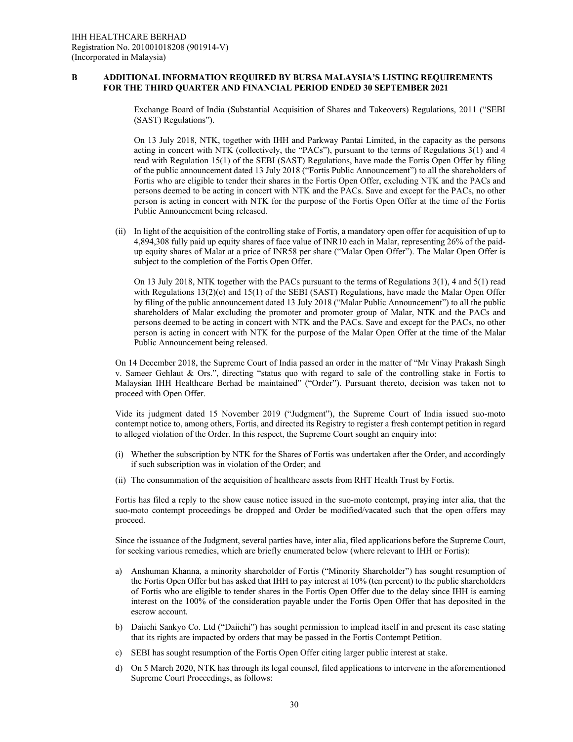**B ADDITIONAL INFORMATION REQUIRED BY BURSA MALAYSIA'S LISTING REQUIREMENTS FOR THE THIRD QUARTER AND FINANCIAL PERIOD ENDED 30 SEPTEMBER 2021**

Exchange Board of India (Substantial Acquisition of Shares and Takeovers) Regulations, 2011 ("SEBI (SAST) Regulations").

On 13 July 2018, NTK, together with IHH and Parkway Pantai Limited, in the capacity as the persons acting in concert with NTK (collectively, the "PACs"), pursuant to the terms of Regulations 3(1) and 4 read with Regulation 15(1) of the SEBI (SAST) Regulations, have made the Fortis Open Offer by filing of the public announcement dated 13 July 2018 ("Fortis Public Announcement") to all the shareholders of Fortis who are eligible to tender their shares in the Fortis Open Offer, excluding NTK and the PACs and persons deemed to be acting in concert with NTK and the PACs. Save and except for the PACs, no other person is acting in concert with NTK for the purpose of the Fortis Open Offer at the time of the Fortis Public Announcement being released.

(ii) In light of the acquisition of the controlling stake of Fortis, a mandatory open offer for acquisition of up to 4,894,308 fully paid up equity shares of face value of INR10 each in Malar, representing 26% of the paid-up equity shares of Malar at a price of INR58 per share ("Malar Open Offer"). The Malar Open Offer is subject to the completion of the Fortis Open Offer.

On 13 July 2018, NTK together with the PACs pursuant to the terms of Regulations 3(1), 4 and 5(1) read with Regulations 13(2)(e) and 15(1) of the SEBI (SAST) Regulations, have made the Malar Open Offer by filing of the public announcement dated 13 July 2018 ("Malar Public Announcement") to all the public shareholders of Malar excluding the promoter and promoter group of Malar, NTK and the PACs and persons deemed to be acting in concert with NTK and the PACs. Save and except for the PACs, no other person is acting in concert with NTK for the purpose of the Malar Open Offer at the time of the Malar Public Announcement being released.

On 14 December 2018, the Supreme Court of India passed an order in the matter of "Mr Vinay Prakash Singh v. Sameer Gehlaut & Ors.", directing "status quo with regard to sale of the controlling stake in Fortis to Malaysian IHH Healthcare Berhad be maintained" ("Order"). Pursuant thereto, decision was taken not to proceed with Open Offer.

Vide its judgment dated 15 November 2019 ("Judgment"), the Supreme Court of India issued suo-moto contempt notice to, among others, Fortis, and directed its Registry to register a fresh contempt petition in regard to alleged violation of the Order. In this respect, the Supreme Court sought an enquiry into:

(i) Whether the subscription by NTK for the Shares of Fortis was undertaken after the Order, and accordingly if such subscription was in violation of the Order; and

(ii) The consummation of the acquisition of healthcare assets from RHT Health Trust by Fortis.

Fortis has filed a reply to the show cause notice issued in the suo-moto contempt, praying inter alia, that the suo-moto contempt proceedings be dropped and Order be modified/vacated such that the open offers may proceed.

Since the issuance of the Judgment, several parties have, inter alia, filed applications before the Supreme Court, for seeking various remedies, which are briefly enumerated below (where relevant to IHH or Fortis):

a) Anshuman Khanna, a minority shareholder of Fortis ("Minority Shareholder") has sought resumption of the Fortis Open Offer but has asked that IHH to pay interest at 10% (ten percent) to the public shareholders of Fortis who are eligible to tender shares in the Fortis Open Offer due to the delay since IHH is earning interest on the 100% of the consideration payable under the Fortis Open Offer that has deposited in the escrow account.

b) Daiichi Sankyo Co. Ltd ("Daiichi") has sought permission to implead itself in and present its case stating that its rights are impacted by orders that may be passed in the Fortis Contempt Petition.

c) SEBI has sought resumption of the Fortis Open Offer citing larger public interest at stake.

d) On 5 March 2020, NTK has through its legal counsel, filed applications to intervene in the aforementioned Supreme Court Proceedings, as follows: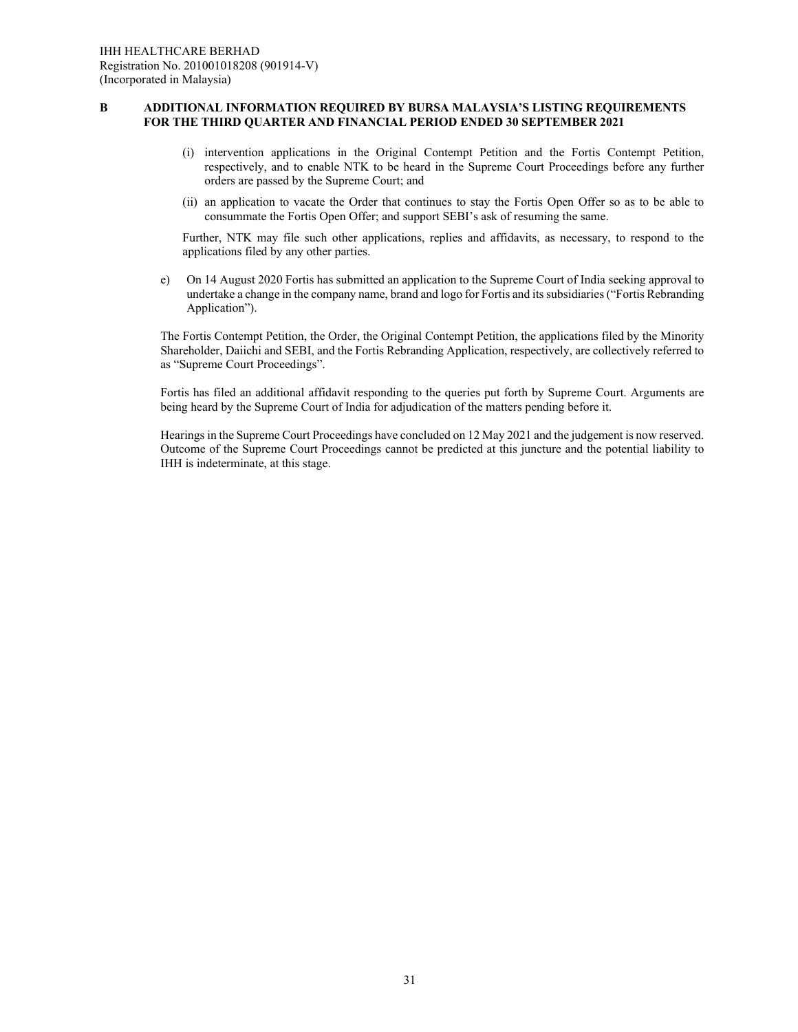## B ADDITIONAL INFORMATION REQUIRED BY BURSA MALAYSIA'S LISTING REQUIREMENTS FOR THE THIRD QUARTER AND FINANCIAL PERIOD ENDED 30 SEPTEMBER 2021

(i) intervention applications in the Original Contempt Petition and the Fortis Contempt Petition, respectively, and to enable NTK to be heard in the Supreme Court Proceedings before any further orders are passed by the Supreme Court; and

(ii) an application to vacate the Order that continues to stay the Fortis Open Offer so as to be able to consummate the Fortis Open Offer; and support SEBI's ask of resuming the same.

Further, NTK may file such other applications, replies and affidavits, as necessary, to respond to the applications filed by any other parties.

e) On 14 August 2020 Fortis has submitted an application to the Supreme Court of India seeking approval to undertake a change in the company name, brand and logo for Fortis and its subsidiaries ("Fortis Rebranding Application").

The Fortis Contempt Petition, the Order, the Original Contempt Petition, the applications filed by the Minority Shareholder, Daiichi and SEBI, and the Fortis Rebranding Application, respectively, are collectively referred to as "Supreme Court Proceedings".

Fortis has filed an additional affidavit responding to the queries put forth by Supreme Court. Arguments are being heard by the Supreme Court of India for adjudication of the matters pending before it.

Hearings in the Supreme Court Proceedings have concluded on 12 May 2021 and the judgement is now reserved. Outcome of the Supreme Court Proceedings cannot be predicted at this juncture and the potential liability to IHH is indeterminate, at this stage.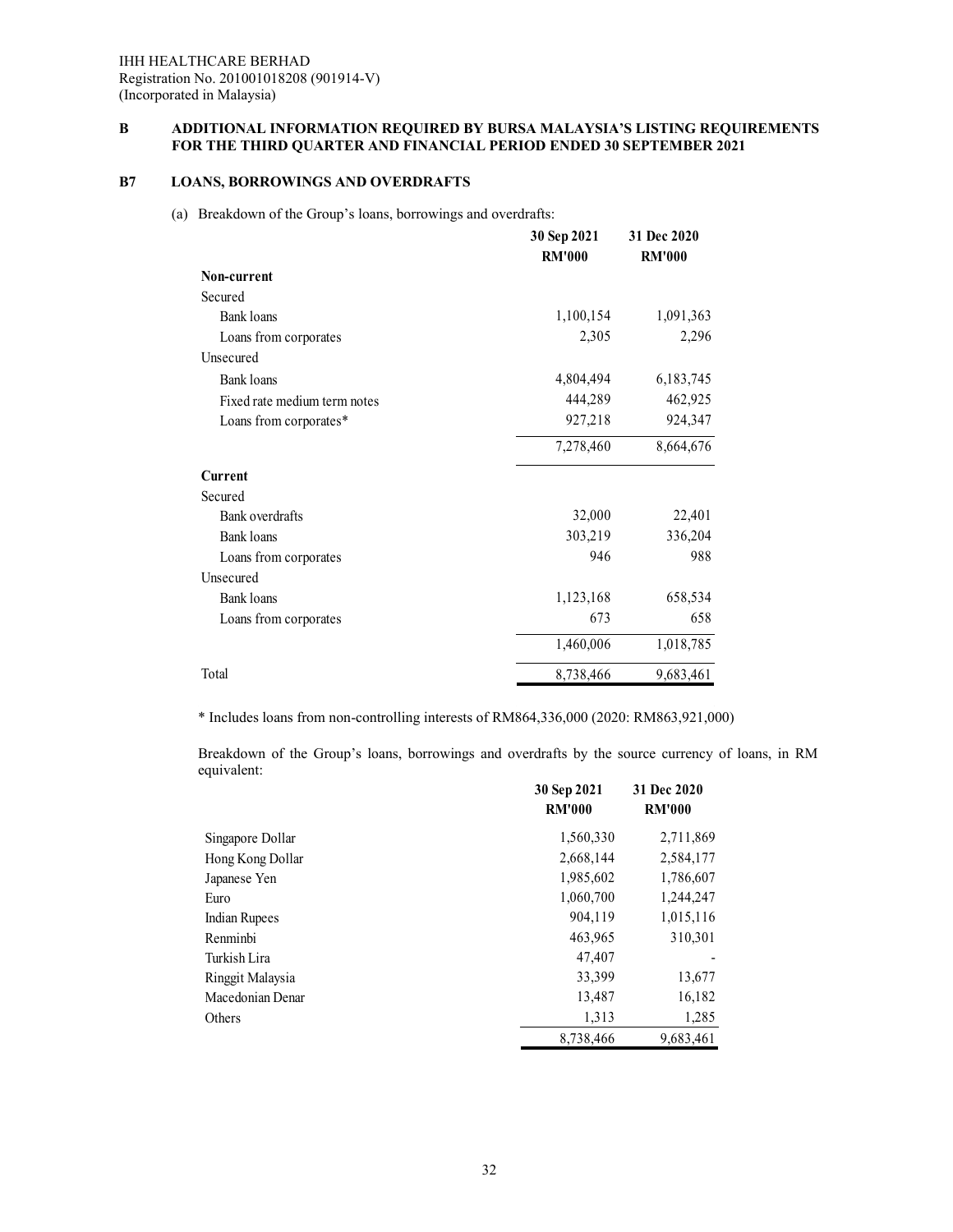IHH HEALTHCARE BERHAD
Registration No. 201001018208 (901914-V)
(Incorporated in Malaysia)

## B ADDITIONAL INFORMATION REQUIRED BY BURSA MALAYSIA'S LISTING REQUIREMENTS FOR THE THIRD QUARTER AND FINANCIAL PERIOD ENDED 30 SEPTEMBER 2021

### B7 LOANS, BORROWINGS AND OVERDRAFTS

(a) Breakdown of the Group's loans, borrowings and overdrafts:

| | 30 Sep 2021 RM'000 | 31 Dec 2020 RM'000 |
|---|---|---|
| **Non-current** | | |
| Secured | | |
| Bank loans | 1,100,154 | 1,091,363 |
| Loans from corporates | 2,305 | 2,296 |
| Unsecured | | |
| Bank loans | 4,804,494 | 6,183,745 |
| Fixed rate medium term notes | 444,289 | 462,925 |
| Loans from corporates* | 927,218 | 924,347 |
| | 7,278,460 | 8,664,676 |
| **Current** | | |
| Secured | | |
| Bank overdrafts | 32,000 | 22,401 |
| Bank loans | 303,219 | 336,204 |
| Loans from corporates | 946 | 988 |
| Unsecured | | |
| Bank loans | 1,123,168 | 658,534 |
| Loans from corporates | 673 | 658 |
| | 1,460,006 | 1,018,785 |
| Total | 8,738,466 | 9,683,461 |

* Includes loans from non-controlling interests of RM864,336,000 (2020: RM863,921,000)

Breakdown of the Group's loans, borrowings and overdrafts by the source currency of loans, in RM equivalent:

| | 30 Sep 2021 RM'000 | 31 Dec 2020 RM'000 |
|---|---|---|
| Singapore Dollar | 1,560,330 | 2,711,869 |
| Hong Kong Dollar | 2,668,144 | 2,584,177 |
| Japanese Yen | 1,985,602 | 1,786,607 |
| Euro | 1,060,700 | 1,244,247 |
| Indian Rupees | 904,119 | 1,015,116 |
| Renminbi | 463,965 | 310,301 |
| Turkish Lira | 47,407 | - |
| Ringgit Malaysia | 33,399 | 13,677 |
| Macedonian Denar | 13,487 | 16,182 |
| Others | 1,313 | 1,285 |
| | 8,738,466 | 9,683,461 |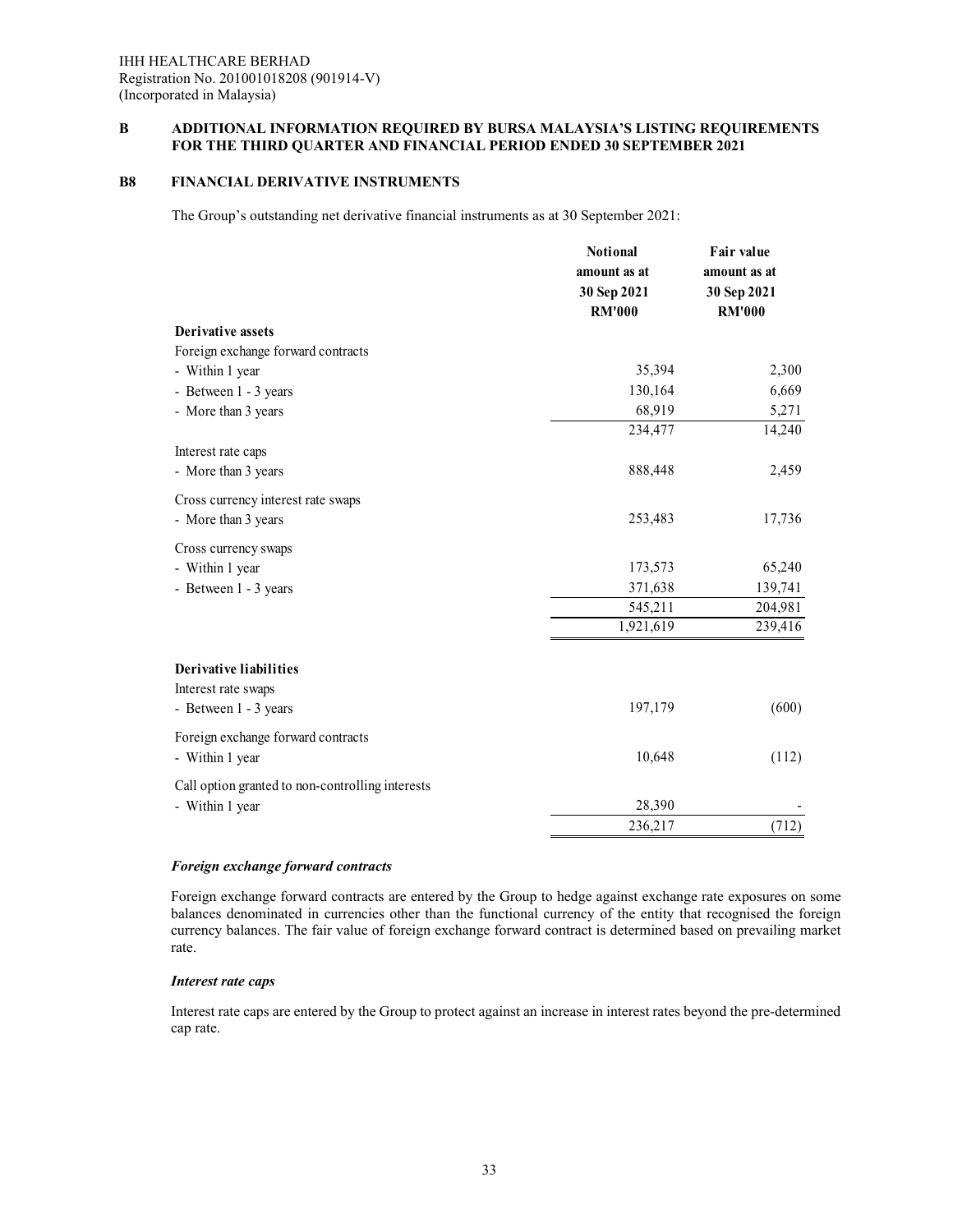IHH HEALTHCARE BERHAD
Registration No. 201001018208 (901914-V)
(Incorporated in Malaysia)

**B ADDITIONAL INFORMATION REQUIRED BY BURSA MALAYSIA'S LISTING REQUIREMENTS FOR THE THIRD QUARTER AND FINANCIAL PERIOD ENDED 30 SEPTEMBER 2021**

**B8 FINANCIAL DERIVATIVE INSTRUMENTS**

The Group's outstanding net derivative financial instruments as at 30 September 2021:

| | Notional amount as at 30 Sep 2021 RM'000 | Fair value amount as at 30 Sep 2021 RM'000 |
|---|---|---|
| **Derivative assets** | | |
| Foreign exchange forward contracts | | |
| - Within 1 year | 35,394 | 2,300 |
| - Between 1 - 3 years | 130,164 | 6,669 |
| - More than 3 years | 68,919 | 5,271 |
| | 234,477 | 14,240 |
| Interest rate caps | | |
| - More than 3 years | 888,448 | 2,459 |
| Cross currency interest rate swaps | | |
| - More than 3 years | 253,483 | 17,736 |
| Cross currency swaps | | |
| - Within 1 year | 173,573 | 65,240 |
| - Between 1 - 3 years | 371,638 | 139,741 |
| | 545,211 | 204,981 |
| | 1,921,619 | 239,416 |
| **Derivative liabilities** | | |
| Interest rate swaps | | |
| - Between 1 - 3 years | 197,179 | (600) |
| Foreign exchange forward contracts | | |
| - Within 1 year | 10,648 | (112) |
| Call option granted to non-controlling interests | | |
| - Within 1 year | 28,390 | - |
| | 236,217 | (712) |

***Foreign exchange forward contracts***

Foreign exchange forward contracts are entered by the Group to hedge against exchange rate exposures on some balances denominated in currencies other than the functional currency of the entity that recognised the foreign currency balances. The fair value of foreign exchange forward contract is determined based on prevailing market rate.

***Interest rate caps***

Interest rate caps are entered by the Group to protect against an increase in interest rates beyond the pre-determined cap rate.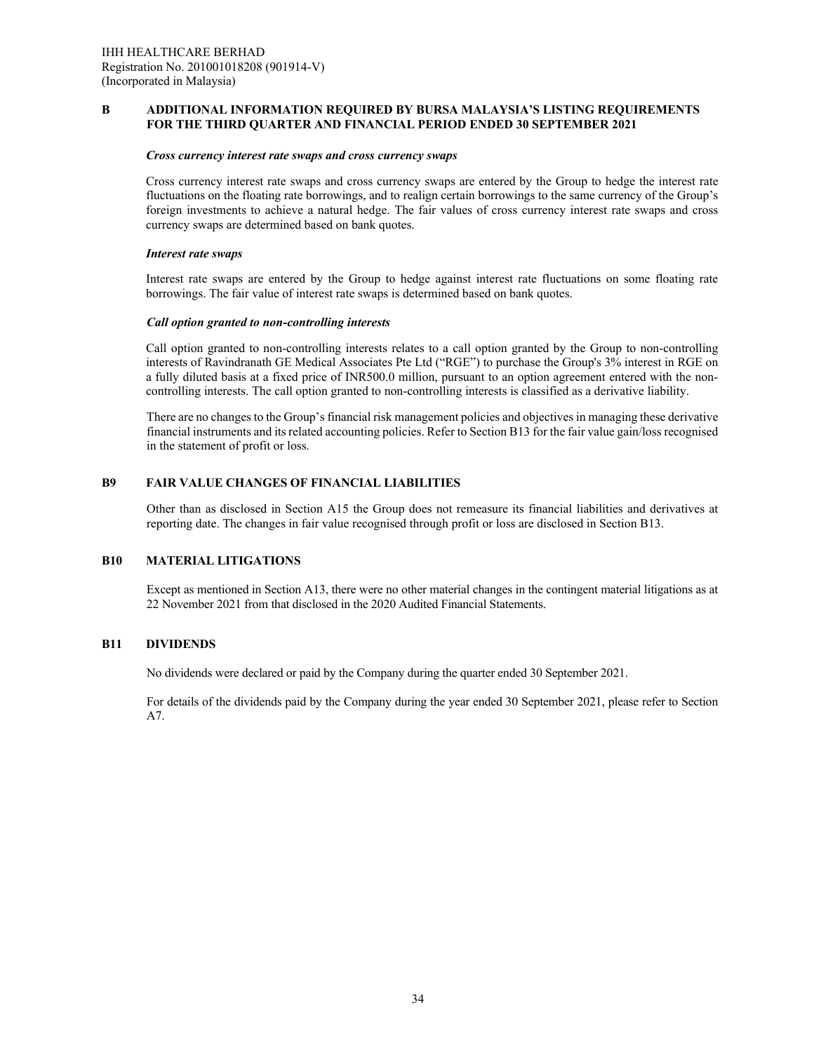## B ADDITIONAL INFORMATION REQUIRED BY BURSA MALAYSIA'S LISTING REQUIREMENTS FOR THE THIRD QUARTER AND FINANCIAL PERIOD ENDED 30 SEPTEMBER 2021

***Cross currency interest rate swaps and cross currency swaps***

Cross currency interest rate swaps and cross currency swaps are entered by the Group to hedge the interest rate fluctuations on the floating rate borrowings, and to realign certain borrowings to the same currency of the Group's foreign investments to achieve a natural hedge. The fair values of cross currency interest rate swaps and cross currency swaps are determined based on bank quotes.

***Interest rate swaps***

Interest rate swaps are entered by the Group to hedge against interest rate fluctuations on some floating rate borrowings. The fair value of interest rate swaps is determined based on bank quotes.

***Call option granted to non-controlling interests***

Call option granted to non-controlling interests relates to a call option granted by the Group to non-controlling interests of Ravindranath GE Medical Associates Pte Ltd ("RGE") to purchase the Group's 3% interest in RGE on a fully diluted basis at a fixed price of INR500.0 million, pursuant to an option agreement entered with the non-controlling interests. The call option granted to non-controlling interests is classified as a derivative liability.

There are no changes to the Group's financial risk management policies and objectives in managing these derivative financial instruments and its related accounting policies. Refer to Section B13 for the fair value gain/loss recognised in the statement of profit or loss.

## B9 FAIR VALUE CHANGES OF FINANCIAL LIABILITIES

Other than as disclosed in Section A15 the Group does not remeasure its financial liabilities and derivatives at reporting date. The changes in fair value recognised through profit or loss are disclosed in Section B13.

## B10 MATERIAL LITIGATIONS

Except as mentioned in Section A13, there were no other material changes in the contingent material litigations as at 22 November 2021 from that disclosed in the 2020 Audited Financial Statements.

## B11 DIVIDENDS

No dividends were declared or paid by the Company during the quarter ended 30 September 2021.

For details of the dividends paid by the Company during the year ended 30 September 2021, please refer to Section A7.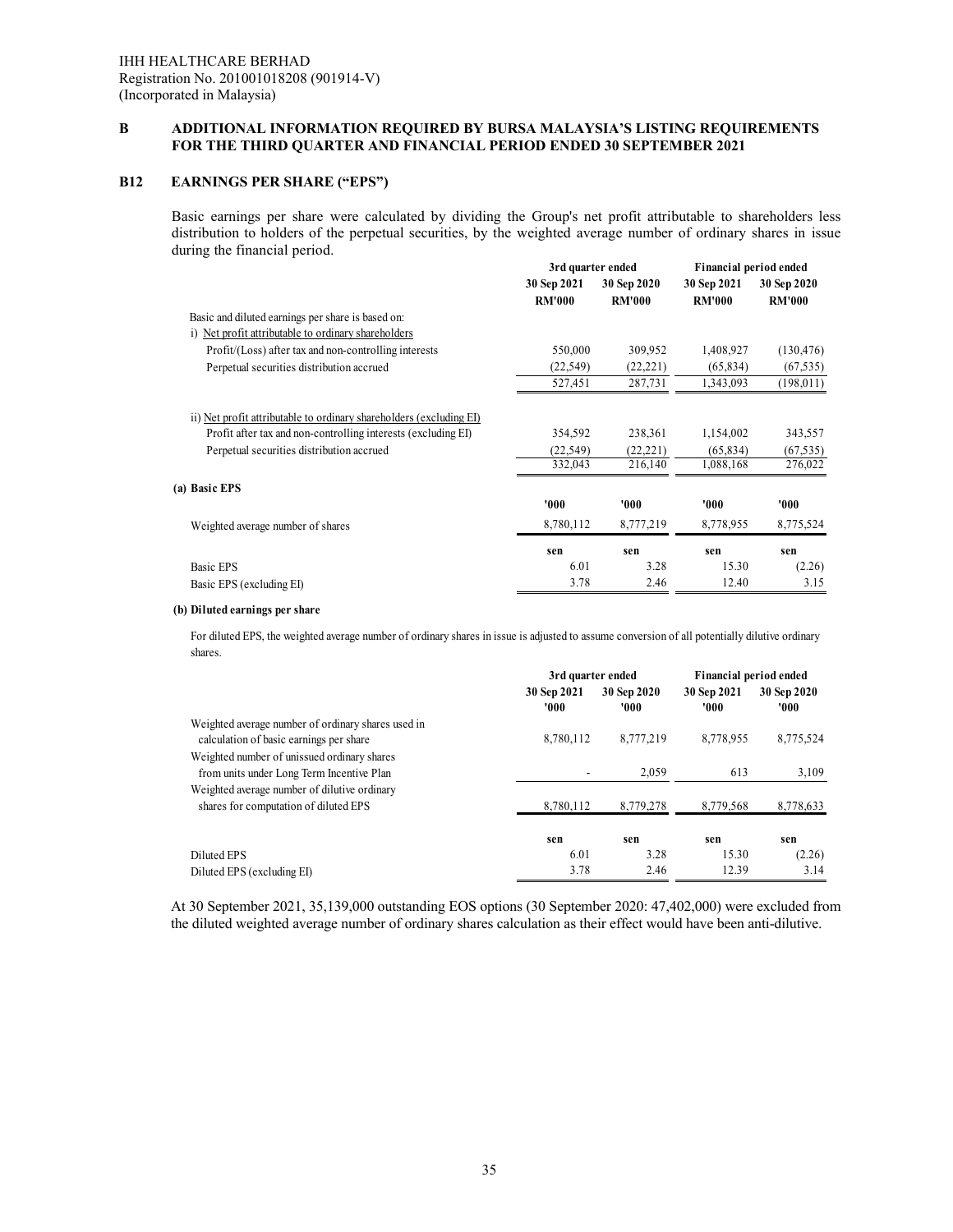IHH HEALTHCARE BERHAD
Registration No. 201001018208 (901914-V)
(Incorporated in Malaysia)

## B ADDITIONAL INFORMATION REQUIRED BY BURSA MALAYSIA'S LISTING REQUIREMENTS FOR THE THIRD QUARTER AND FINANCIAL PERIOD ENDED 30 SEPTEMBER 2021

### B12 EARNINGS PER SHARE ("EPS")

Basic earnings per share were calculated by dividing the Group's net profit attributable to shareholders less distribution to holders of the perpetual securities, by the weighted average number of ordinary shares in issue during the financial period.

| | 3rd quarter ended | | Financial period ended | |
|---|---|---|---|---|
| | 30 Sep 2021 | 30 Sep 2020 | 30 Sep 2021 | 30 Sep 2020 |
| | RM'000 | RM'000 | RM'000 | RM'000 |
| Basic and diluted earnings per share is based on: | | | | |
| i) Net profit attributable to ordinary shareholders | | | | |
| Profit/(Loss) after tax and non-controlling interests | 550,000 | 309,952 | 1,408,927 | (130,476) |
| Perpetual securities distribution accrued | (22,549) | (22,221) | (65,834) | (67,535) |
| | 527,451 | 287,731 | 1,343,093 | (198,011) |
| ii) Net profit attributable to ordinary shareholders (excluding EI) | | | | |
| Profit after tax and non-controlling interests (excluding EI) | 354,592 | 238,361 | 1,154,002 | 343,557 |
| Perpetual securities distribution accrued | (22,549) | (22,221) | (65,834) | (67,535) |
| | 332,043 | 216,140 | 1,088,168 | 276,022 |
| **(a) Basic EPS** | | | | |
| | '000 | '000 | '000 | '000 |
| Weighted average number of shares | 8,780,112 | 8,777,219 | 8,778,955 | 8,775,524 |
| | sen | sen | sen | sen |
| Basic EPS | 6.01 | 3.28 | 15.30 | (2.26) |
| Basic EPS (excluding EI) | 3.78 | 2.46 | 12.40 | 3.15 |

**(b) Diluted earnings per share**

For diluted EPS, the weighted average number of ordinary shares in issue is adjusted to assume conversion of all potentially dilutive ordinary shares.

| | 3rd quarter ended | | Financial period ended | |
|---|---|---|---|---|
| | 30 Sep 2021 | 30 Sep 2020 | 30 Sep 2021 | 30 Sep 2020 |
| | '000 | '000 | '000 | '000 |
| Weighted average number of ordinary shares used in calculation of basic earnings per share | 8,780,112 | 8,777,219 | 8,778,955 | 8,775,524 |
| Weighted number of unissued ordinary shares from units under Long Term Incentive Plan | - | 2,059 | 613 | 3,109 |
| Weighted average number of dilutive ordinary shares for computation of diluted EPS | 8,780,112 | 8,779,278 | 8,779,568 | 8,778,633 |
| | sen | sen | sen | sen |
| Diluted EPS | 6.01 | 3.28 | 15.30 | (2.26) |
| Diluted EPS (excluding EI) | 3.78 | 2.46 | 12.39 | 3.14 |

At 30 September 2021, 35,139,000 outstanding EOS options (30 September 2020: 47,402,000) were excluded from the diluted weighted average number of ordinary shares calculation as their effect would have been anti-dilutive.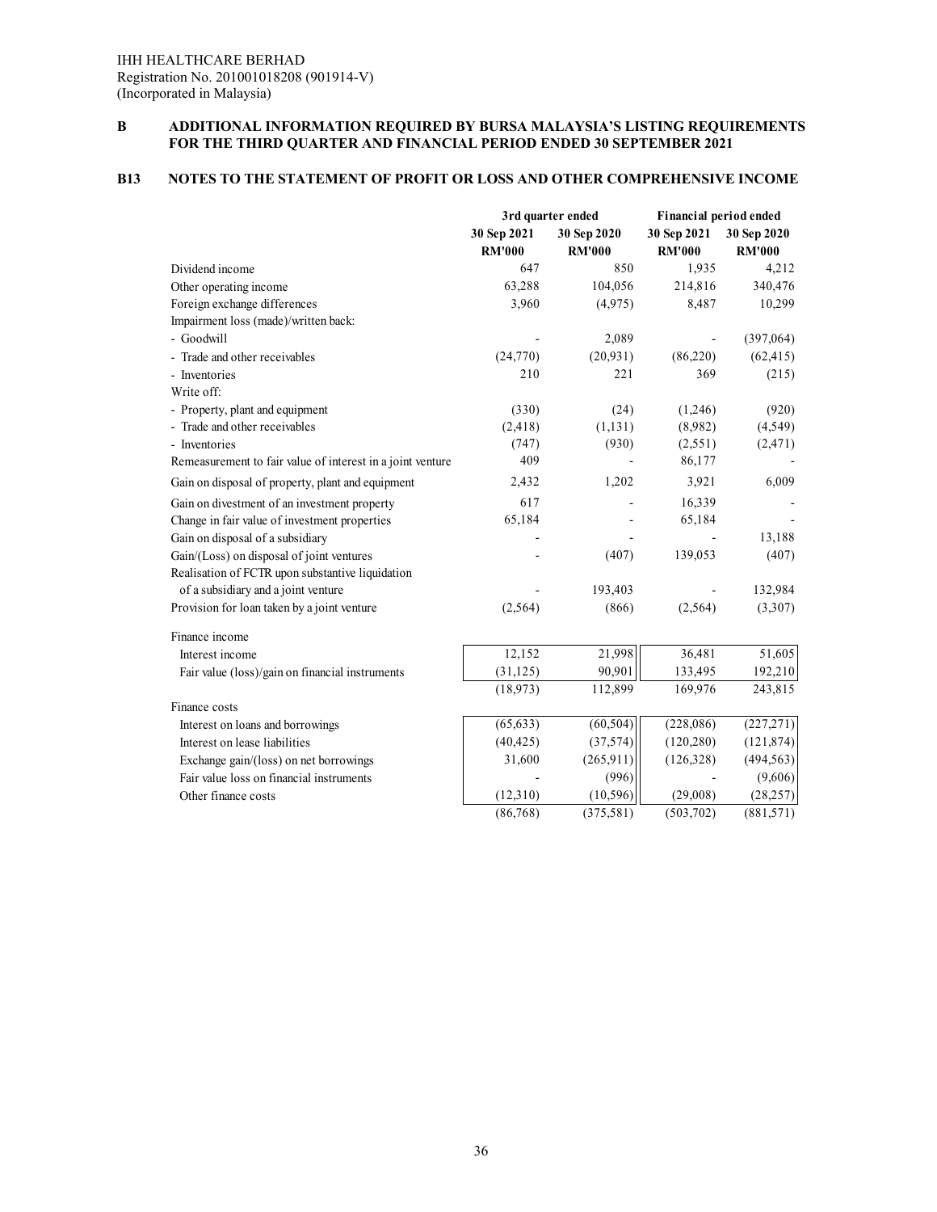IHH HEALTHCARE BERHAD
Registration No. 201001018208 (901914-V)
(Incorporated in Malaysia)

## B ADDITIONAL INFORMATION REQUIRED BY BURSA MALAYSIA'S LISTING REQUIREMENTS FOR THE THIRD QUARTER AND FINANCIAL PERIOD ENDED 30 SEPTEMBER 2021

### B13 NOTES TO THE STATEMENT OF PROFIT OR LOSS AND OTHER COMPREHENSIVE INCOME

| | 3rd quarter ended | | Financial period ended | |
|---|---|---|---|---|
| | 30 Sep 2021 RM'000 | 30 Sep 2020 RM'000 | 30 Sep 2021 RM'000 | 30 Sep 2020 RM'000 |
| Dividend income | 647 | 850 | 1,935 | 4,212 |
| Other operating income | 63,288 | 104,056 | 214,816 | 340,476 |
| Foreign exchange differences | 3,960 | (4,975) | 8,487 | 10,299 |
| Impairment loss (made)/written back: | | | | |
| - Goodwill | - | 2,089 | - | (397,064) |
| - Trade and other receivables | (24,770) | (20,931) | (86,220) | (62,415) |
| - Inventories | 210 | 221 | 369 | (215) |
| Write off: | | | | |
| - Property, plant and equipment | (330) | (24) | (1,246) | (920) |
| - Trade and other receivables | (2,418) | (1,131) | (8,982) | (4,549) |
| - Inventories | (747) | (930) | (2,551) | (2,471) |
| Remeasurement to fair value of interest in a joint venture | 409 | - | 86,177 | - |
| Gain on disposal of property, plant and equipment | 2,432 | 1,202 | 3,921 | 6,009 |
| Gain on divestment of an investment property | 617 | - | 16,339 | - |
| Change in fair value of investment properties | 65,184 | - | 65,184 | - |
| Gain on disposal of a subsidiary | - | - | - | 13,188 |
| Gain/(Loss) on disposal of joint ventures | - | (407) | 139,053 | (407) |
| Realisation of FCTR upon substantive liquidation of a subsidiary and a joint venture | - | 193,403 | - | 132,984 |
| Provision for loan taken by a joint venture | (2,564) | (866) | (2,564) | (3,307) |
| Finance income | | | | |
| Interest income | 12,152 | 21,998 | 36,481 | 51,605 |
| Fair value (loss)/gain on financial instruments | (31,125) | 90,901 | 133,495 | 192,210 |
| | (18,973) | 112,899 | 169,976 | 243,815 |
| Finance costs | | | | |
| Interest on loans and borrowings | (65,633) | (60,504) | (228,086) | (227,271) |
| Interest on lease liabilities | (40,425) | (37,574) | (120,280) | (121,874) |
| Exchange gain/(loss) on net borrowings | 31,600 | (265,911) | (126,328) | (494,563) |
| Fair value loss on financial instruments | - | (996) | - | (9,606) |
| Other finance costs | (12,310) | (10,596) | (29,008) | (28,257) |
| | (86,768) | (375,581) | (503,702) | (881,571) |